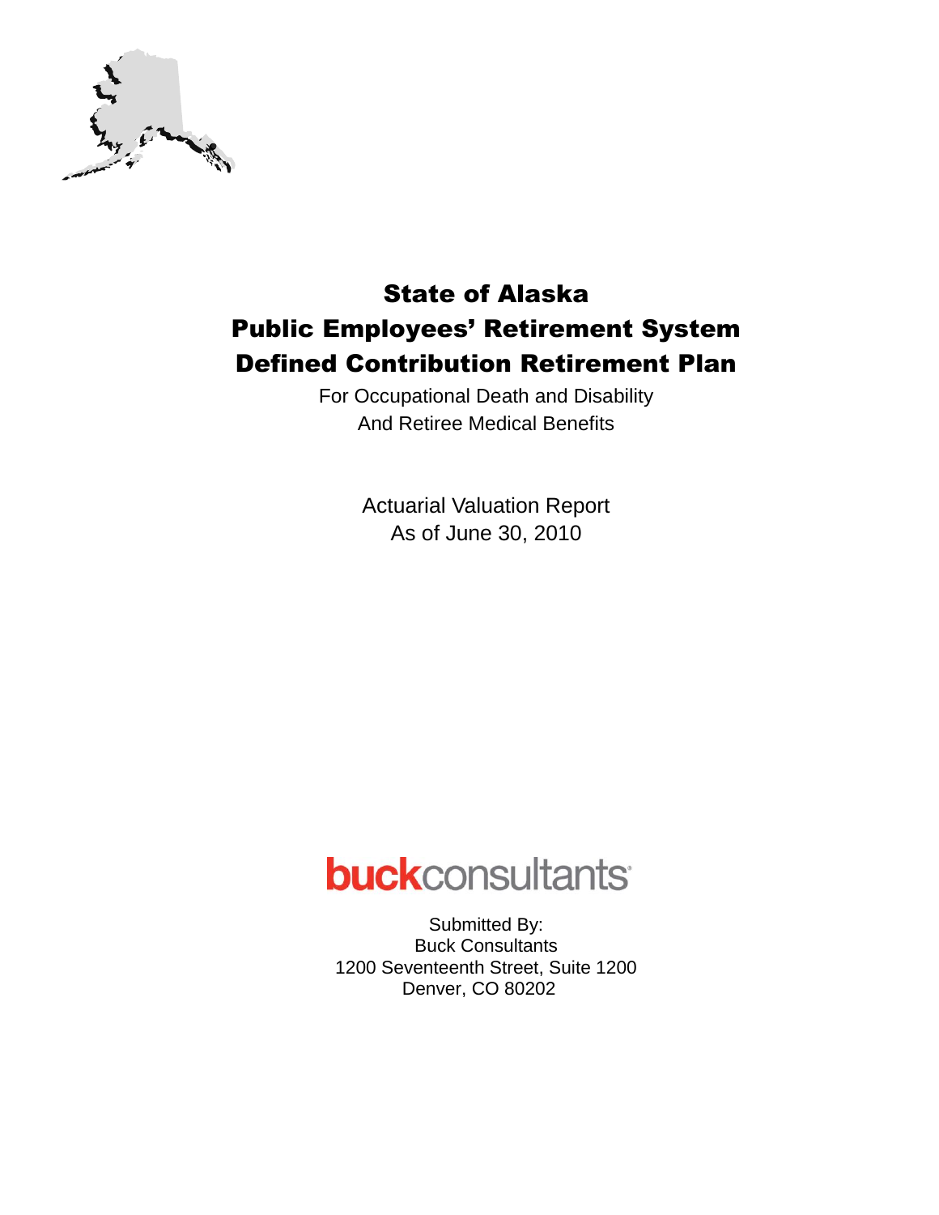# State of Alaska
# Public Employees' Retirement System
# Defined Contribution Retirement Plan

For Occupational Death and Disability
And Retiree Medical Benefits

Actuarial Valuation Report
As of June 30, 2010

**buck**consultants

Submitted By:
Buck Consultants
1200 Seventeenth Street, Suite 1200
Denver, CO 80202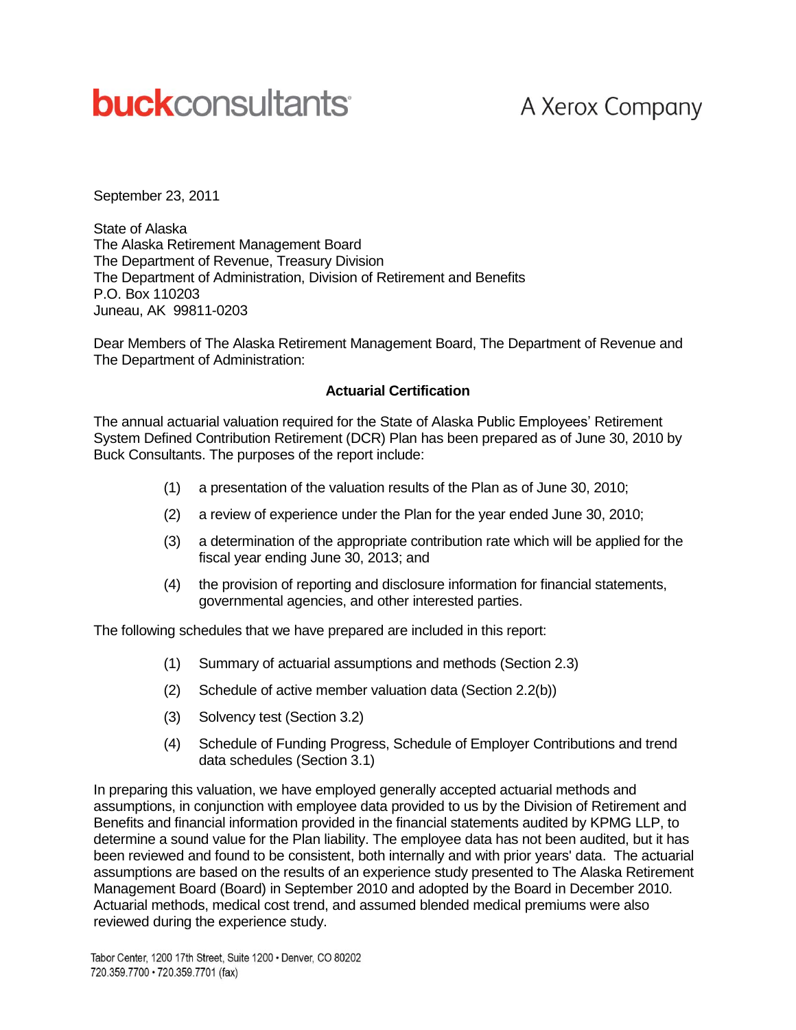**buckconsultants** A Xerox Company

September 23, 2011

State of Alaska
The Alaska Retirement Management Board
The Department of Revenue, Treasury Division
The Department of Administration, Division of Retirement and Benefits
P.O. Box 110203
Juneau, AK 99811-0203

Dear Members of The Alaska Retirement Management Board, The Department of Revenue and The Department of Administration:

**Actuarial Certification**

The annual actuarial valuation required for the State of Alaska Public Employees' Retirement System Defined Contribution Retirement (DCR) Plan has been prepared as of June 30, 2010 by Buck Consultants. The purposes of the report include:

(1) a presentation of the valuation results of the Plan as of June 30, 2010;

(2) a review of experience under the Plan for the year ended June 30, 2010;

(3) a determination of the appropriate contribution rate which will be applied for the fiscal year ending June 30, 2013; and

(4) the provision of reporting and disclosure information for financial statements, governmental agencies, and other interested parties.

The following schedules that we have prepared are included in this report:

(1) Summary of actuarial assumptions and methods (Section 2.3)

(2) Schedule of active member valuation data (Section 2.2(b))

(3) Solvency test (Section 3.2)

(4) Schedule of Funding Progress, Schedule of Employer Contributions and trend data schedules (Section 3.1)

In preparing this valuation, we have employed generally accepted actuarial methods and assumptions, in conjunction with employee data provided to us by the Division of Retirement and Benefits and financial information provided in the financial statements audited by KPMG LLP, to determine a sound value for the Plan liability. The employee data has not been audited, but it has been reviewed and found to be consistent, both internally and with prior years' data. The actuarial assumptions are based on the results of an experience study presented to The Alaska Retirement Management Board (Board) in September 2010 and adopted by the Board in December 2010. Actuarial methods, medical cost trend, and assumed blended medical premiums were also reviewed during the experience study.

Tabor Center, 1200 17th Street, Suite 1200 • Denver, CO 80202
720.359.7700 • 720.359.7701 (fax)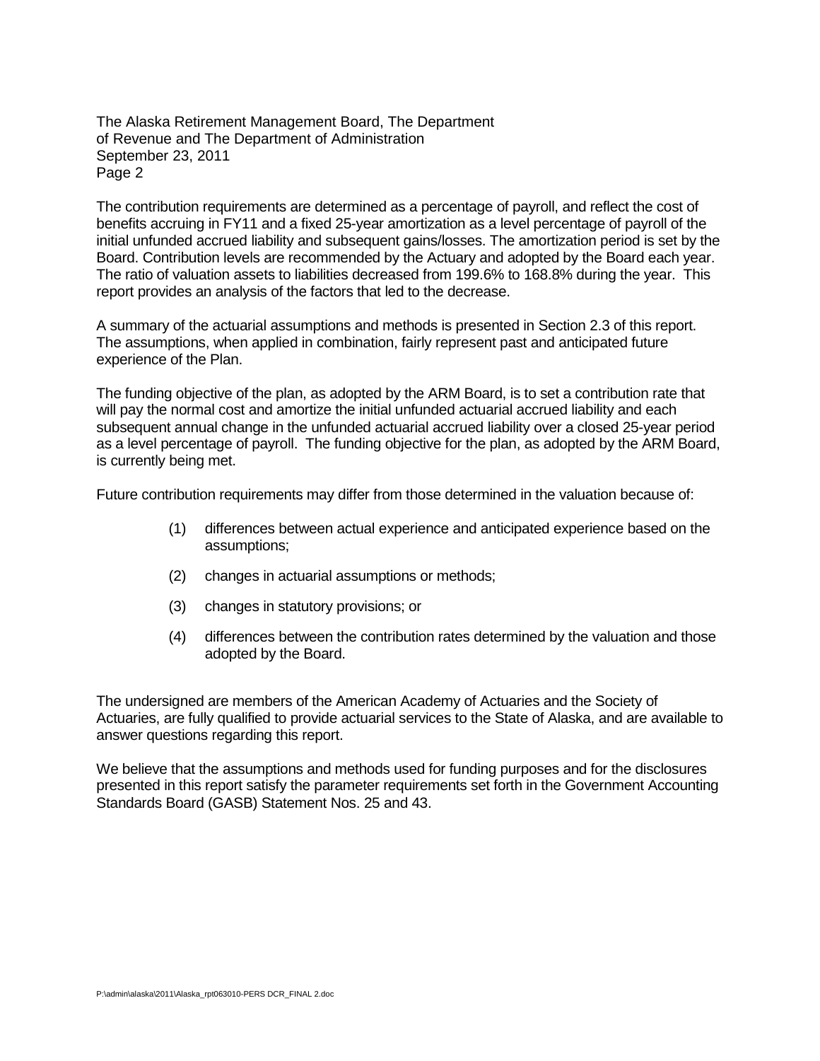The Alaska Retirement Management Board, The Department of Revenue and The Department of Administration
September 23, 2011

The contribution requirements are determined as a percentage of payroll, and reflect the cost of benefits accruing in FY11 and a fixed 25-year amortization as a level percentage of payroll of the initial unfunded accrued liability and subsequent gains/losses. The amortization period is set by the Board. Contribution levels are recommended by the Actuary and adopted by the Board each year. The ratio of valuation assets to liabilities decreased from 199.6% to 168.8% during the year. This report provides an analysis of the factors that led to the decrease.

A summary of the actuarial assumptions and methods is presented in Section 2.3 of this report. The assumptions, when applied in combination, fairly represent past and anticipated future experience of the Plan.

The funding objective of the plan, as adopted by the ARM Board, is to set a contribution rate that will pay the normal cost and amortize the initial unfunded actuarial accrued liability and each subsequent annual change in the unfunded actuarial accrued liability over a closed 25-year period as a level percentage of payroll. The funding objective for the plan, as adopted by the ARM Board, is currently being met.

Future contribution requirements may differ from those determined in the valuation because of:

(1) differences between actual experience and anticipated experience based on the assumptions;

(2) changes in actuarial assumptions or methods;

(3) changes in statutory provisions; or

(4) differences between the contribution rates determined by the valuation and those adopted by the Board.

The undersigned are members of the American Academy of Actuaries and the Society of Actuaries, are fully qualified to provide actuarial services to the State of Alaska, and are available to answer questions regarding this report.

We believe that the assumptions and methods used for funding purposes and for the disclosures presented in this report satisfy the parameter requirements set forth in the Government Accounting Standards Board (GASB) Statement Nos. 25 and 43.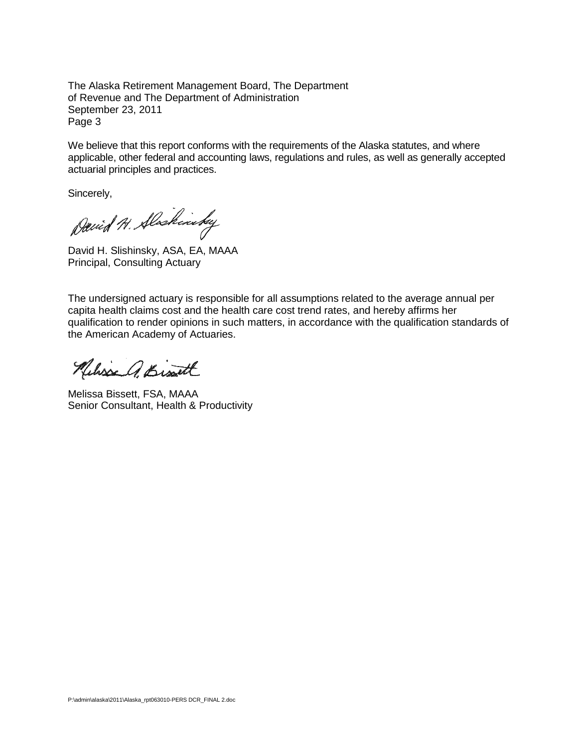The Alaska Retirement Management Board, The Department of Revenue and The Department of Administration
September 23, 2011
Page 3

We believe that this report conforms with the requirements of the Alaska statutes, and where applicable, other federal and accounting laws, regulations and rules, as well as generally accepted actuarial principles and practices.

Sincerely,

David H. Slishinsky, ASA, EA, MAAA
Principal, Consulting Actuary

The undersigned actuary is responsible for all assumptions related to the average annual per capita health claims cost and the health care cost trend rates, and hereby affirms her qualification to render opinions in such matters, in accordance with the qualification standards of the American Academy of Actuaries.

Melissa Bissett, FSA, MAAA
Senior Consultant, Health & Productivity

P:\admin\alaska\2011\Alaska_rpt063010-PERS DCR_FINAL 2.doc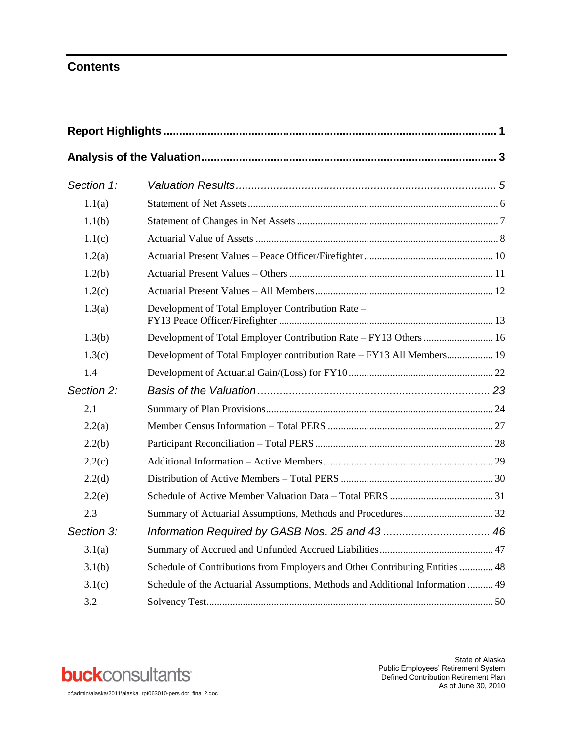## Contents

| | | |
|---|---|---|
| **Report Highlights** | | **1** |
| **Analysis of the Valuation** | | **3** |
| *Section 1:* | *Valuation Results* | *5* |
| 1.1(a) | Statement of Net Assets | 6 |
| 1.1(b) | Statement of Changes in Net Assets | 7 |
| 1.1(c) | Actuarial Value of Assets | 8 |
| 1.2(a) | Actuarial Present Values – Peace Officer/Firefighter | 10 |
| 1.2(b) | Actuarial Present Values – Others | 11 |
| 1.2(c) | Actuarial Present Values – All Members | 12 |
| 1.3(a) | Development of Total Employer Contribution Rate – FY13 Peace Officer/Firefighter | 13 |
| 1.3(b) | Development of Total Employer Contribution Rate – FY13 Others | 16 |
| 1.3(c) | Development of Total Employer contribution Rate – FY13 All Members | 19 |
| 1.4 | Development of Actuarial Gain/(Loss) for FY10 | 22 |
| *Section 2:* | *Basis of the Valuation* | *23* |
| 2.1 | Summary of Plan Provisions | 24 |
| 2.2(a) | Member Census Information – Total PERS | 27 |
| 2.2(b) | Participant Reconciliation – Total PERS | 28 |
| 2.2(c) | Additional Information – Active Members | 29 |
| 2.2(d) | Distribution of Active Members – Total PERS | 30 |
| 2.2(e) | Schedule of Active Member Valuation Data – Total PERS | 31 |
| 2.3 | Summary of Actuarial Assumptions, Methods and Procedures | 32 |
| *Section 3:* | *Information Required by GASB Nos. 25 and 43* | *46* |
| 3.1(a) | Summary of Accrued and Unfunded Accrued Liabilities | 47 |
| 3.1(b) | Schedule of Contributions from Employers and Other Contributing Entities | 48 |
| 3.1(c) | Schedule of the Actuarial Assumptions, Methods and Additional Information | 49 |
| 3.2 | Solvency Test | 50 |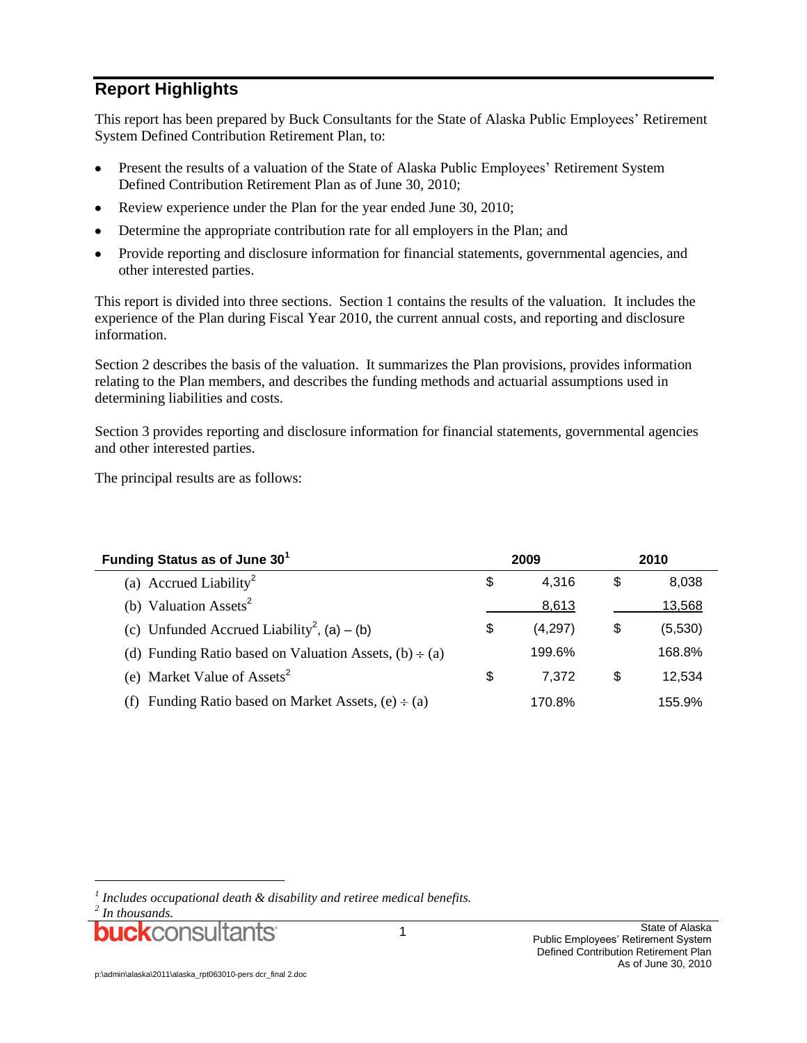## Report Highlights

This report has been prepared by Buck Consultants for the State of Alaska Public Employees' Retirement System Defined Contribution Retirement Plan, to:

- Present the results of a valuation of the State of Alaska Public Employees' Retirement System Defined Contribution Retirement Plan as of June 30, 2010;
- Review experience under the Plan for the year ended June 30, 2010;
- Determine the appropriate contribution rate for all employers in the Plan; and
- Provide reporting and disclosure information for financial statements, governmental agencies, and other interested parties.

This report is divided into three sections. Section 1 contains the results of the valuation. It includes the experience of the Plan during Fiscal Year 2010, the current annual costs, and reporting and disclosure information.

Section 2 describes the basis of the valuation. It summarizes the Plan provisions, provides information relating to the Plan members, and describes the funding methods and actuarial assumptions used in determining liabilities and costs.

Section 3 provides reporting and disclosure information for financial statements, governmental agencies and other interested parties.

The principal results are as follows:

| Funding Status as of June 30[1] | 2009 | 2010 |
|---|---|---|
| (a) Accrued Liability[2] | $ 4,316 | $ 8,038 |
| (b) Valuation Assets[2] | 8,613 | 13,568 |
| (c) Unfunded Accrued Liability[2], (a) – (b) | $ (4,297) | $ (5,530) |
| (d) Funding Ratio based on Valuation Assets, (b) ÷ (a) | 199.6% | 168.8% |
| (e) Market Value of Assets[2] | $ 7,372 | $ 12,534 |
| (f) Funding Ratio based on Market Assets, (e) ÷ (a) | 170.8% | 155.9% |

*[1] Includes occupational death & disability and retiree medical benefits.*
*[2] In thousands.*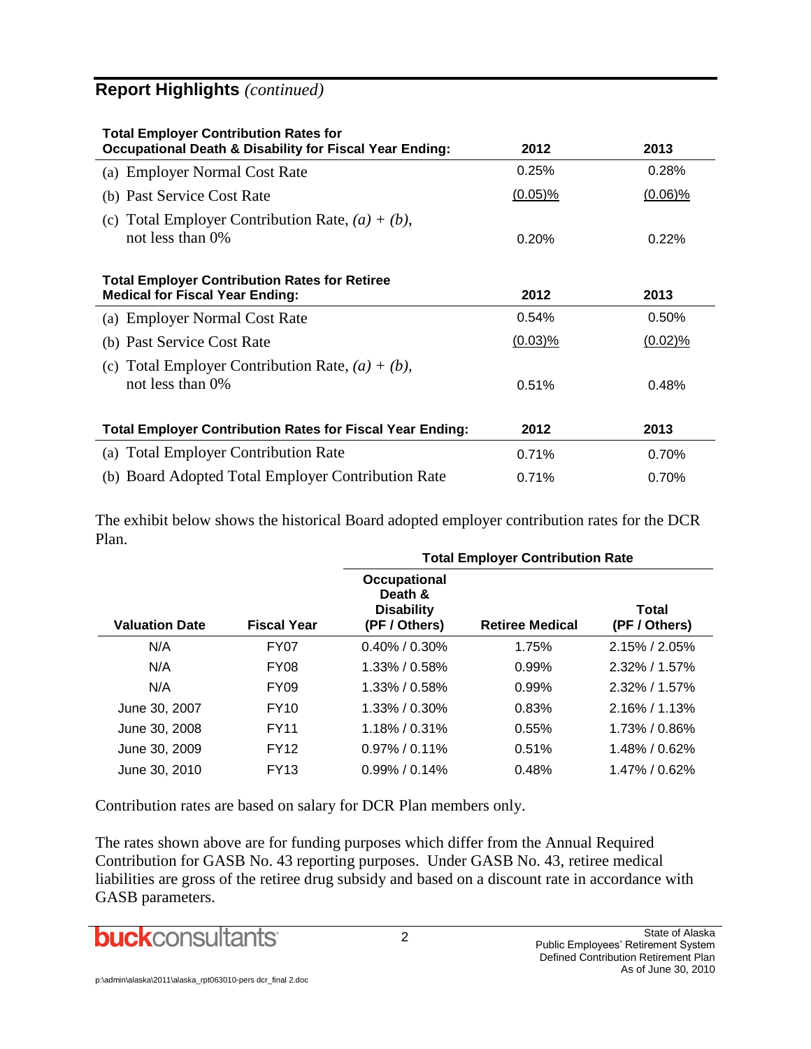## Report Highlights *(continued)*

| Total Employer Contribution Rates for Occupational Death & Disability for Fiscal Year Ending: | 2012 | 2013 |
|---|---|---|
| (a) Employer Normal Cost Rate | 0.25% | 0.28% |
| (b) Past Service Cost Rate | (0.05)% | (0.06)% |
| (c) Total Employer Contribution Rate, *(a) + (b)*, not less than 0% | 0.20% | 0.22% |

| Total Employer Contribution Rates for Retiree Medical for Fiscal Year Ending: | 2012 | 2013 |
|---|---|---|
| (a) Employer Normal Cost Rate | 0.54% | 0.50% |
| (b) Past Service Cost Rate | (0.03)% | (0.02)% |
| (c) Total Employer Contribution Rate, *(a) + (b)*, not less than 0% | 0.51% | 0.48% |

| Total Employer Contribution Rates for Fiscal Year Ending: | 2012 | 2013 |
|---|---|---|
| (a) Total Employer Contribution Rate | 0.71% | 0.70% |
| (b) Board Adopted Total Employer Contribution Rate | 0.71% | 0.70% |

The exhibit below shows the historical Board adopted employer contribution rates for the DCR Plan.

| | | Total Employer Contribution Rate | | |
|---|---|---|---|---|
| **Valuation Date** | **Fiscal Year** | **Occupational Death & Disability (PF / Others)** | **Retiree Medical** | **Total (PF / Others)** |
| N/A | FY07 | 0.40% / 0.30% | 1.75% | 2.15% / 2.05% |
| N/A | FY08 | 1.33% / 0.58% | 0.99% | 2.32% / 1.57% |
| N/A | FY09 | 1.33% / 0.58% | 0.99% | 2.32% / 1.57% |
| June 30, 2007 | FY10 | 1.33% / 0.30% | 0.83% | 2.16% / 1.13% |
| June 30, 2008 | FY11 | 1.18% / 0.31% | 0.55% | 1.73% / 0.86% |
| June 30, 2009 | FY12 | 0.97% / 0.11% | 0.51% | 1.48% / 0.62% |
| June 30, 2010 | FY13 | 0.99% / 0.14% | 0.48% | 1.47% / 0.62% |

Contribution rates are based on salary for DCR Plan members only.

The rates shown above are for funding purposes which differ from the Annual Required Contribution for GASB No. 43 reporting purposes. Under GASB No. 43, retiree medical liabilities are gross of the retiree drug subsidy and based on a discount rate in accordance with GASB parameters.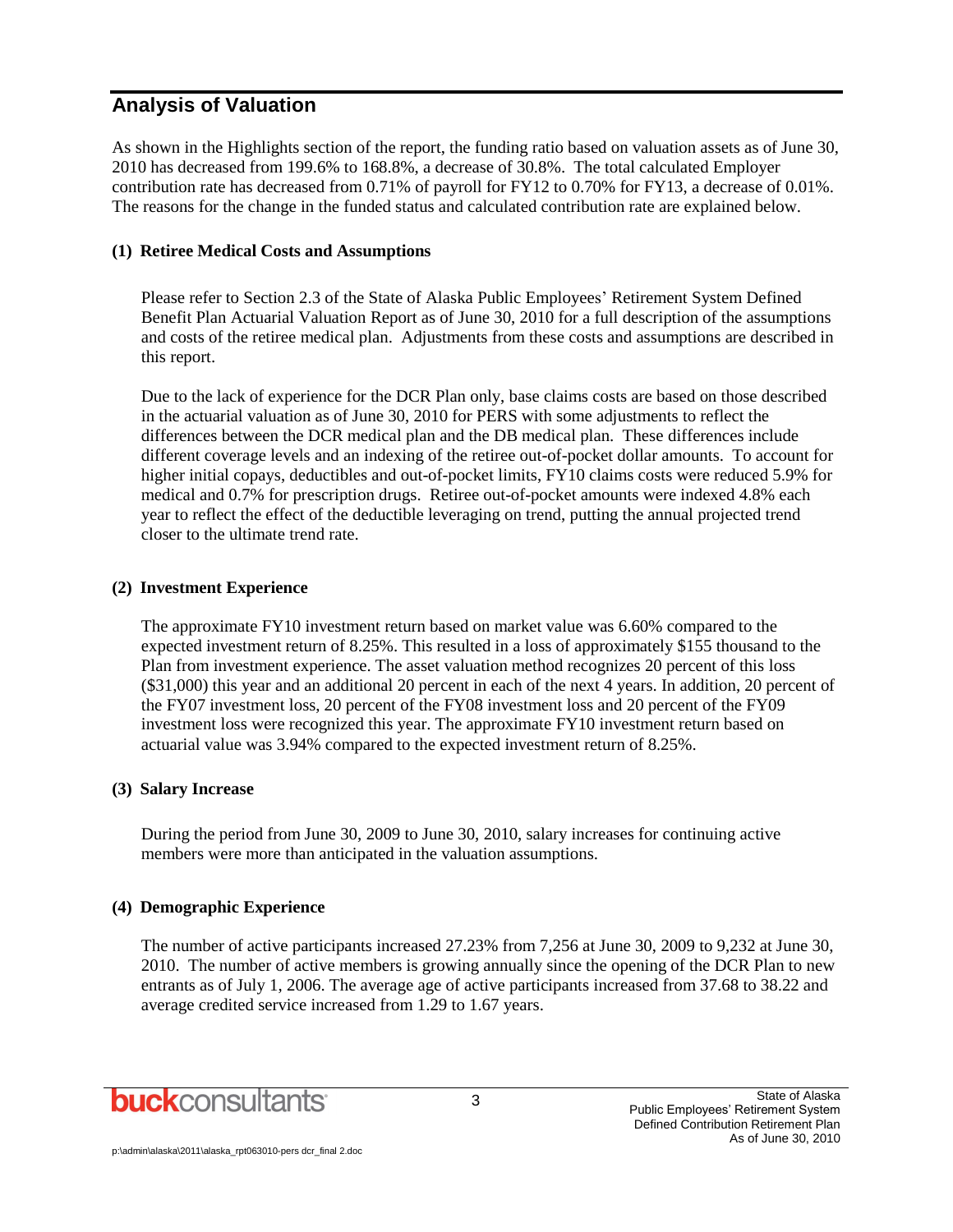## Analysis of Valuation

As shown in the Highlights section of the report, the funding ratio based on valuation assets as of June 30, 2010 has decreased from 199.6% to 168.8%, a decrease of 30.8%. The total calculated Employer contribution rate has decreased from 0.71% of payroll for FY12 to 0.70% for FY13, a decrease of 0.01%. The reasons for the change in the funded status and calculated contribution rate are explained below.

**(1) Retiree Medical Costs and Assumptions**

Please refer to Section 2.3 of the State of Alaska Public Employees' Retirement System Defined Benefit Plan Actuarial Valuation Report as of June 30, 2010 for a full description of the assumptions and costs of the retiree medical plan. Adjustments from these costs and assumptions are described in this report.

Due to the lack of experience for the DCR Plan only, base claims costs are based on those described in the actuarial valuation as of June 30, 2010 for PERS with some adjustments to reflect the differences between the DCR medical plan and the DB medical plan. These differences include different coverage levels and an indexing of the retiree out-of-pocket dollar amounts. To account for higher initial copays, deductibles and out-of-pocket limits, FY10 claims costs were reduced 5.9% for medical and 0.7% for prescription drugs. Retiree out-of-pocket amounts were indexed 4.8% each year to reflect the effect of the deductible leveraging on trend, putting the annual projected trend closer to the ultimate trend rate.

**(2) Investment Experience**

The approximate FY10 investment return based on market value was 6.60% compared to the expected investment return of 8.25%. This resulted in a loss of approximately $155 thousand to the Plan from investment experience. The asset valuation method recognizes 20 percent of this loss ($31,000) this year and an additional 20 percent in each of the next 4 years. In addition, 20 percent of the FY07 investment loss, 20 percent of the FY08 investment loss and 20 percent of the FY09 investment loss were recognized this year. The approximate FY10 investment return based on actuarial value was 3.94% compared to the expected investment return of 8.25%.

**(3) Salary Increase**

During the period from June 30, 2009 to June 30, 2010, salary increases for continuing active members were more than anticipated in the valuation assumptions.

**(4) Demographic Experience**

The number of active participants increased 27.23% from 7,256 at June 30, 2009 to 9,232 at June 30, 2010. The number of active members is growing annually since the opening of the DCR Plan to new entrants as of July 1, 2006. The average age of active participants increased from 37.68 to 38.22 and average credited service increased from 1.29 to 1.67 years.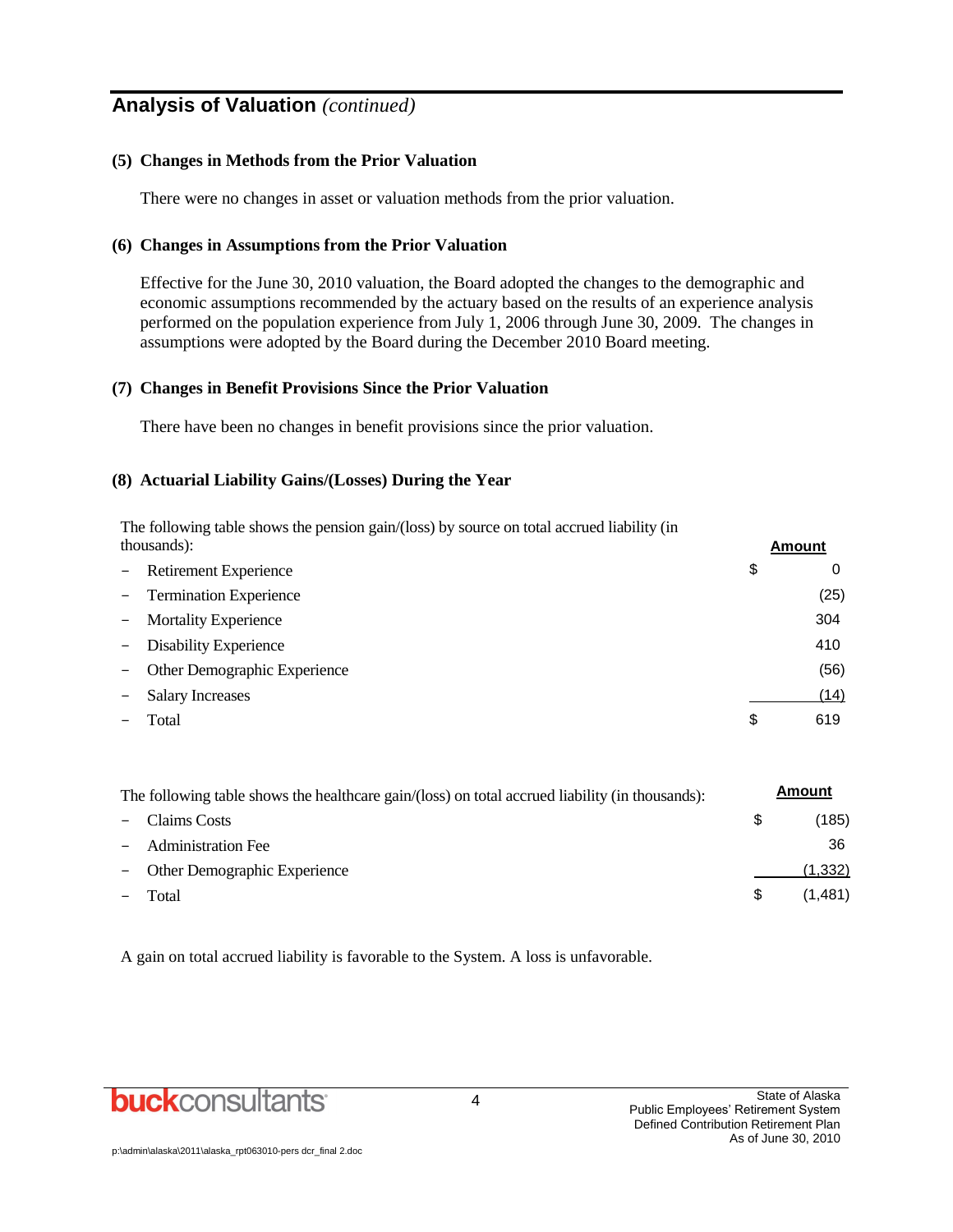## Analysis of Valuation *(continued)*

### (5) Changes in Methods from the Prior Valuation

There were no changes in asset or valuation methods from the prior valuation.

### (6) Changes in Assumptions from the Prior Valuation

Effective for the June 30, 2010 valuation, the Board adopted the changes to the demographic and economic assumptions recommended by the actuary based on the results of an experience analysis performed on the population experience from July 1, 2006 through June 30, 2009. The changes in assumptions were adopted by the Board during the December 2010 Board meeting.

### (7) Changes in Benefit Provisions Since the Prior Valuation

There have been no changes in benefit provisions since the prior valuation.

### (8) Actuarial Liability Gains/(Losses) During the Year

The following table shows the pension gain/(loss) by source on total accrued liability (in thousands):

| | Amount |
|---|---|
| – Retirement Experience | $ 0 |
| – Termination Experience | (25) |
| – Mortality Experience | 304 |
| – Disability Experience | 410 |
| – Other Demographic Experience | (56) |
| – Salary Increases | (14) |
| – Total | $ 619 |

The following table shows the healthcare gain/(loss) on total accrued liability (in thousands):

| | Amount |
|---|---|
| – Claims Costs | $ (185) |
| – Administration Fee | 36 |
| – Other Demographic Experience | (1,332) |
| – Total | $ (1,481) |

A gain on total accrued liability is favorable to the System. A loss is unfavorable.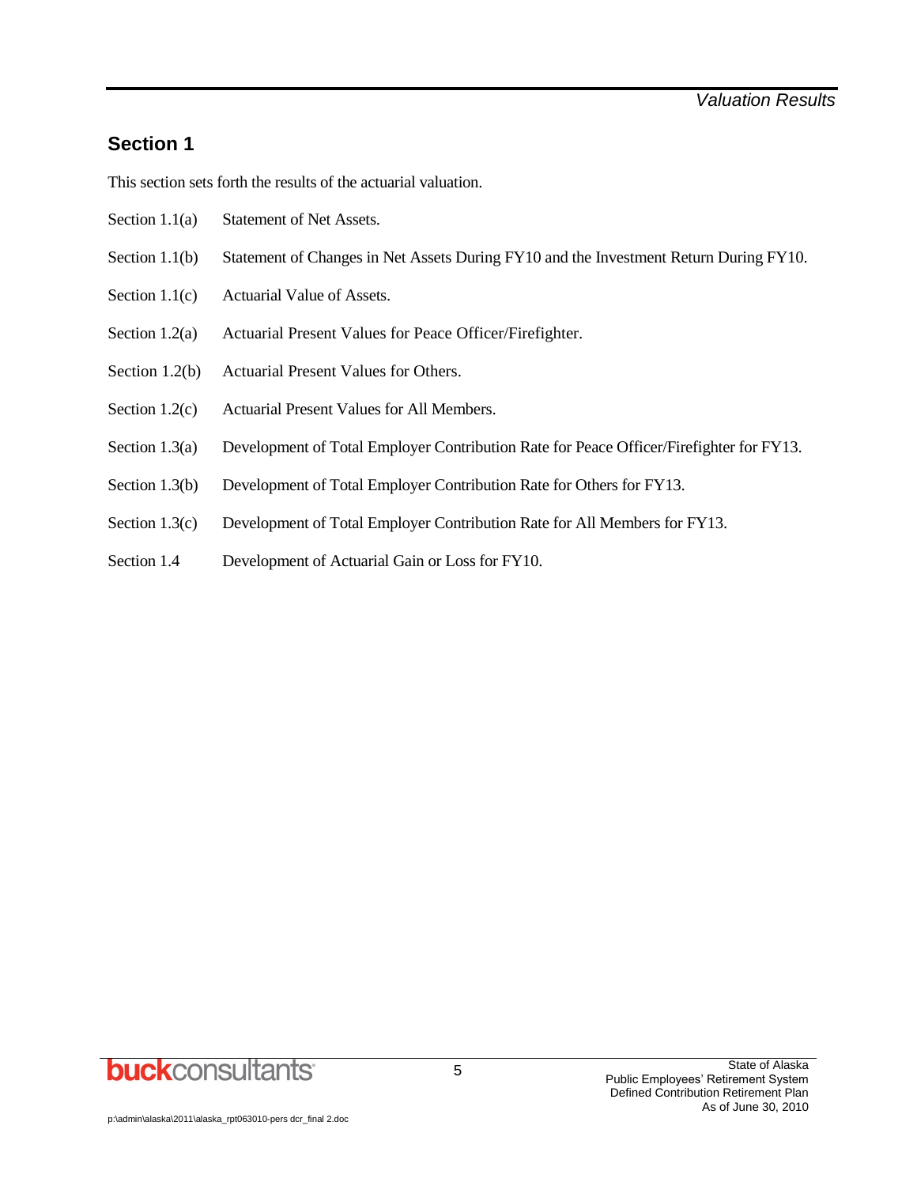## Section 1

This section sets forth the results of the actuarial valuation.

| | |
|---|---|
| Section 1.1(a) | Statement of Net Assets. |
| Section 1.1(b) | Statement of Changes in Net Assets During FY10 and the Investment Return During FY10. |
| Section 1.1(c) | Actuarial Value of Assets. |
| Section 1.2(a) | Actuarial Present Values for Peace Officer/Firefighter. |
| Section 1.2(b) | Actuarial Present Values for Others. |
| Section 1.2(c) | Actuarial Present Values for All Members. |
| Section 1.3(a) | Development of Total Employer Contribution Rate for Peace Officer/Firefighter for FY13. |
| Section 1.3(b) | Development of Total Employer Contribution Rate for Others for FY13. |
| Section 1.3(c) | Development of Total Employer Contribution Rate for All Members for FY13. |
| Section 1.4 | Development of Actuarial Gain or Loss for FY10. |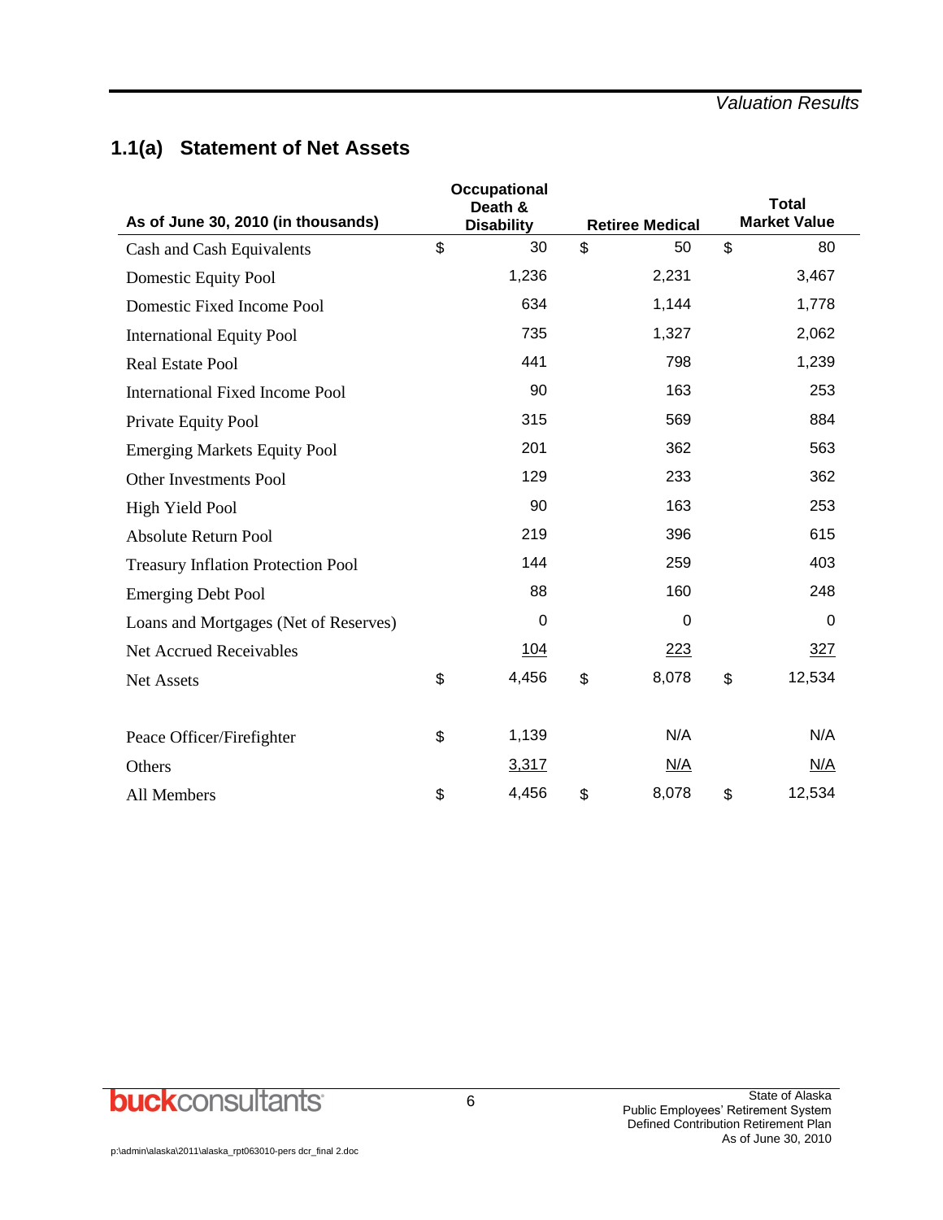## 1.1(a) Statement of Net Assets

| As of June 30, 2010 (in thousands) | Occupational Death & Disability | Retiree Medical | Total Market Value |
|---|---|---|---|
| Cash and Cash Equivalents | $ 30 | $ 50 | $ 80 |
| Domestic Equity Pool | 1,236 | 2,231 | 3,467 |
| Domestic Fixed Income Pool | 634 | 1,144 | 1,778 |
| International Equity Pool | 735 | 1,327 | 2,062 |
| Real Estate Pool | 441 | 798 | 1,239 |
| International Fixed Income Pool | 90 | 163 | 253 |
| Private Equity Pool | 315 | 569 | 884 |
| Emerging Markets Equity Pool | 201 | 362 | 563 |
| Other Investments Pool | 129 | 233 | 362 |
| High Yield Pool | 90 | 163 | 253 |
| Absolute Return Pool | 219 | 396 | 615 |
| Treasury Inflation Protection Pool | 144 | 259 | 403 |
| Emerging Debt Pool | 88 | 160 | 248 |
| Loans and Mortgages (Net of Reserves) | 0 | 0 | 0 |
| Net Accrued Receivables | 104 | 223 | 327 |
| Net Assets | $ 4,456 | $ 8,078 | $ 12,534 |
| | | | |
| Peace Officer/Firefighter | $ 1,139 | N/A | N/A |
| Others | 3,317 | N/A | N/A |
| All Members | $ 4,456 | $ 8,078 | $ 12,534 |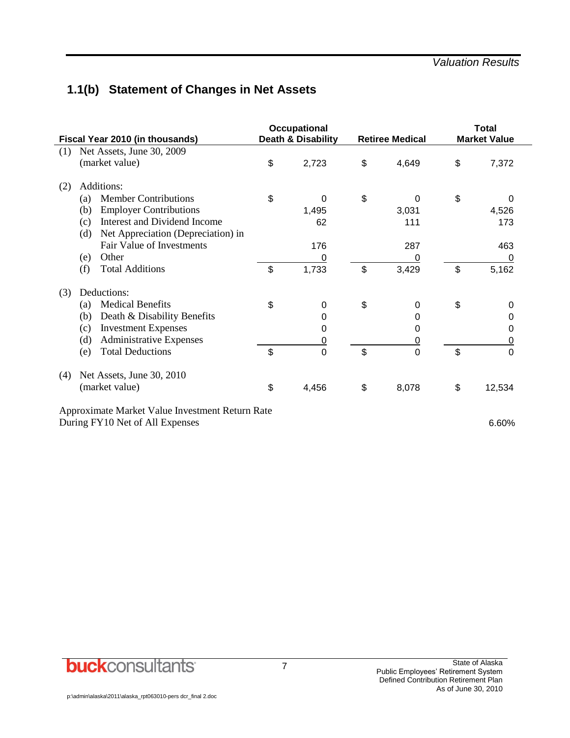## 1.1(b) Statement of Changes in Net Assets

| Fiscal Year 2010 (in thousands) | Occupational Death & Disability | Retiree Medical | Total Market Value |
|---|---|---|---|
| (1) Net Assets, June 30, 2009 (market value) | $ 2,723 | $ 4,649 | $ 7,372 |
| (2) Additions: | | | |
| (a) Member Contributions | $ 0 | $ 0 | $ 0 |
| (b) Employer Contributions | 1,495 | 3,031 | 4,526 |
| (c) Interest and Dividend Income | 62 | 111 | 173 |
| (d) Net Appreciation (Depreciation) in Fair Value of Investments | 176 | 287 | 463 |
| (e) Other | 0 | 0 | 0 |
| (f) Total Additions | $ 1,733 | $ 3,429 | $ 5,162 |
| (3) Deductions: | | | |
| (a) Medical Benefits | $ 0 | $ 0 | $ 0 |
| (b) Death & Disability Benefits | 0 | 0 | 0 |
| (c) Investment Expenses | 0 | 0 | 0 |
| (d) Administrative Expenses | 0 | 0 | 0 |
| (e) Total Deductions | $ 0 | $ 0 | $ 0 |
| (4) Net Assets, June 30, 2010 (market value) | $ 4,456 | $ 8,078 | $ 12,534 |
| Approximate Market Value Investment Return Rate During FY10 Net of All Expenses | | | 6.60% |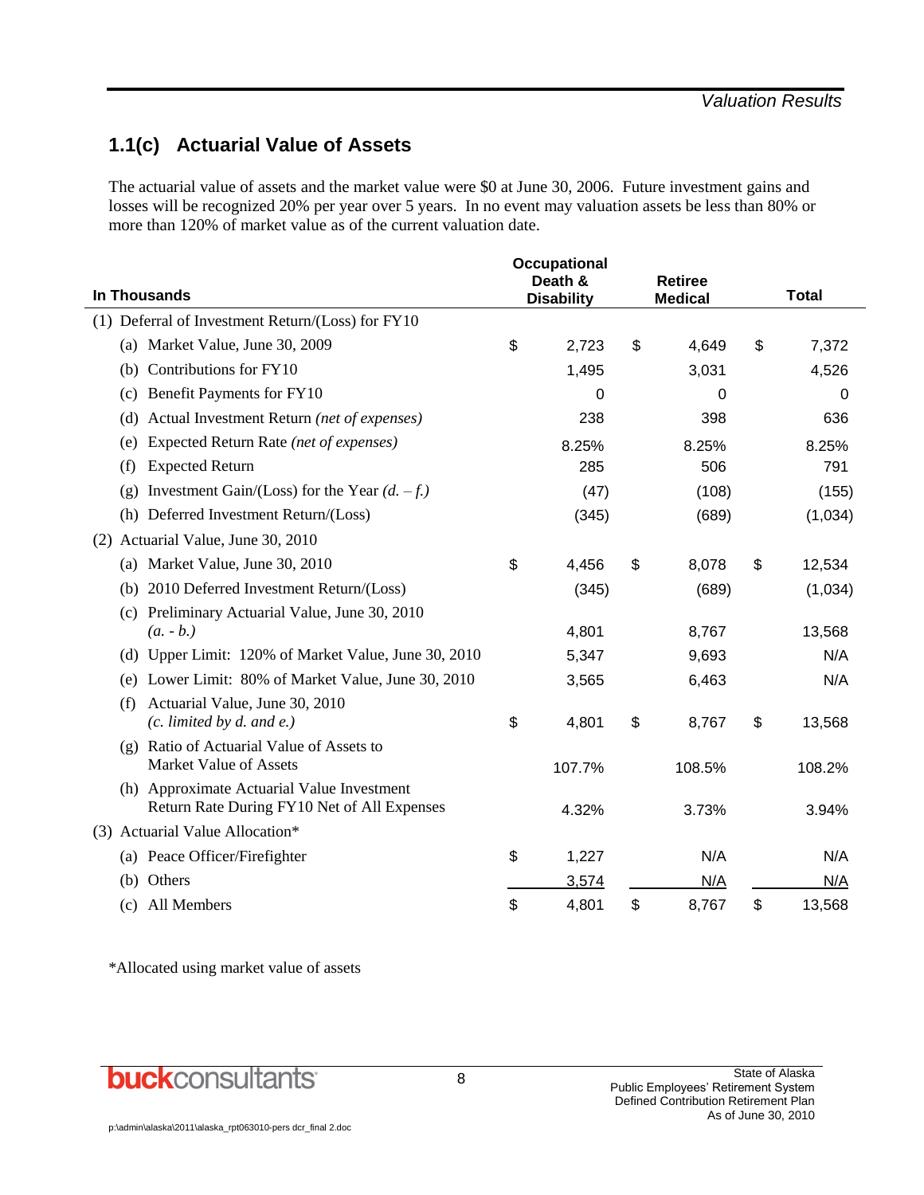## 1.1(c) Actuarial Value of Assets

The actuarial value of assets and the market value were $0 at June 30, 2006. Future investment gains and losses will be recognized 20% per year over 5 years. In no event may valuation assets be less than 80% or more than 120% of market value as of the current valuation date.

| In Thousands | Occupational Death & Disability | Retiree Medical | Total |
|---|---|---|---|
| (1) Deferral of Investment Return/(Loss) for FY10 | | | |
| (a) Market Value, June 30, 2009 | $ 2,723 | $ 4,649 | $ 7,372 |
| (b) Contributions for FY10 | 1,495 | 3,031 | 4,526 |
| (c) Benefit Payments for FY10 | 0 | 0 | 0 |
| (d) Actual Investment Return *(net of expenses)* | 238 | 398 | 636 |
| (e) Expected Return Rate *(net of expenses)* | 8.25% | 8.25% | 8.25% |
| (f) Expected Return | 285 | 506 | 791 |
| (g) Investment Gain/(Loss) for the Year *(d. – f.)* | (47) | (108) | (155) |
| (h) Deferred Investment Return/(Loss) | (345) | (689) | (1,034) |
| (2) Actuarial Value, June 30, 2010 | | | |
| (a) Market Value, June 30, 2010 | $ 4,456 | $ 8,078 | $ 12,534 |
| (b) 2010 Deferred Investment Return/(Loss) | (345) | (689) | (1,034) |
| (c) Preliminary Actuarial Value, June 30, 2010 *(a. - b.)* | 4,801 | 8,767 | 13,568 |
| (d) Upper Limit: 120% of Market Value, June 30, 2010 | 5,347 | 9,693 | N/A |
| (e) Lower Limit: 80% of Market Value, June 30, 2010 | 3,565 | 6,463 | N/A |
| (f) Actuarial Value, June 30, 2010 *(c. limited by d. and e.)* | $ 4,801 | $ 8,767 | $ 13,568 |
| (g) Ratio of Actuarial Value of Assets to Market Value of Assets | 107.7% | 108.5% | 108.2% |
| (h) Approximate Actuarial Value Investment Return Rate During FY10 Net of All Expenses | 4.32% | 3.73% | 3.94% |
| (3) Actuarial Value Allocation* | | | |
| (a) Peace Officer/Firefighter | $ 1,227 | N/A | N/A |
| (b) Others | 3,574 | N/A | N/A |
| (c) All Members | $ 4,801 | $ 8,767 | $ 13,568 |

*Allocated using market value of assets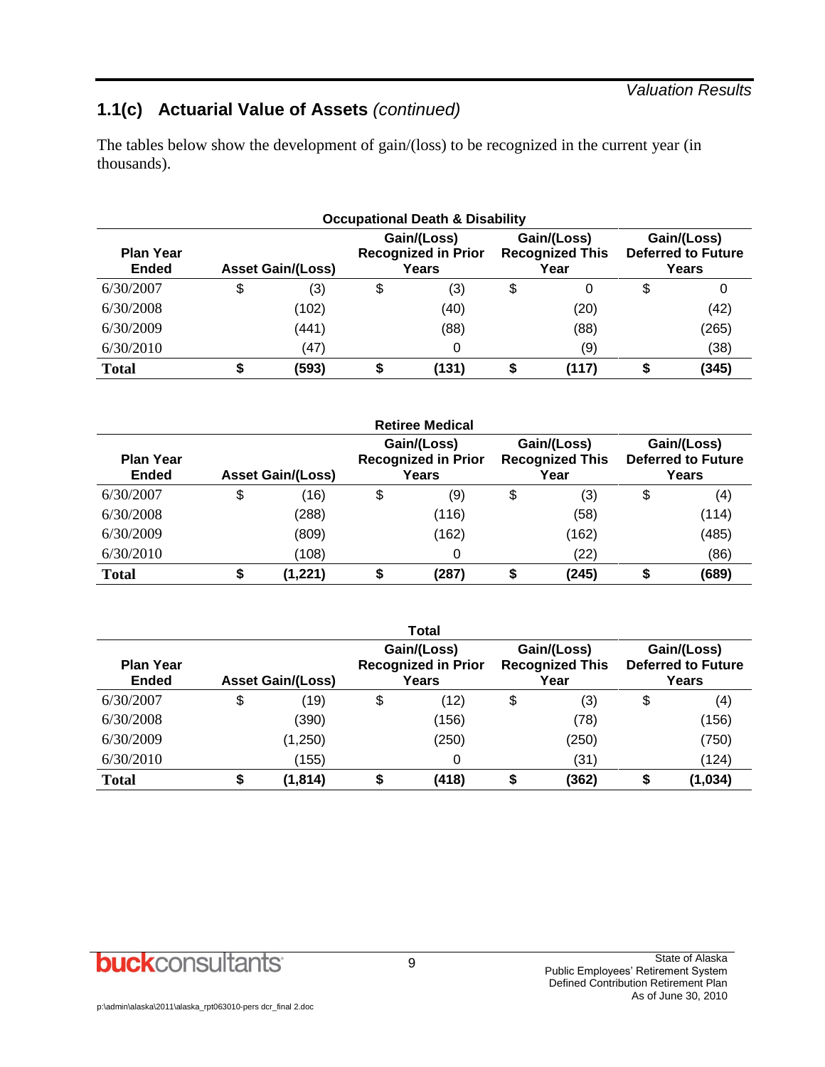## 1.1(c) Actuarial Value of Assets *(continued)*

The tables below show the development of gain/(loss) to be recognized in the current year (in thousands).

**Occupational Death & Disability**

| Plan Year Ended | Asset Gain/(Loss) | Gain/(Loss) Recognized in Prior Years | Gain/(Loss) Recognized This Year | Gain/(Loss) Deferred to Future Years |
|---|---|---|---|---|
| 6/30/2007 | $ (3) | $ (3) | $ 0 | $ 0 |
| 6/30/2008 | (102) | (40) | (20) | (42) |
| 6/30/2009 | (441) | (88) | (88) | (265) |
| 6/30/2010 | (47) | 0 | (9) | (38) |
| **Total** | **$ (593)** | **$ (131)** | **$ (117)** | **$ (345)** |

**Retiree Medical**

| Plan Year Ended | Asset Gain/(Loss) | Gain/(Loss) Recognized in Prior Years | Gain/(Loss) Recognized This Year | Gain/(Loss) Deferred to Future Years |
|---|---|---|---|---|
| 6/30/2007 | $ (16) | $ (9) | $ (3) | $ (4) |
| 6/30/2008 | (288) | (116) | (58) | (114) |
| 6/30/2009 | (809) | (162) | (162) | (485) |
| 6/30/2010 | (108) | 0 | (22) | (86) |
| **Total** | **$ (1,221)** | **$ (287)** | **$ (245)** | **$ (689)** |

**Total**

| Plan Year Ended | Asset Gain/(Loss) | Gain/(Loss) Recognized in Prior Years | Gain/(Loss) Recognized This Year | Gain/(Loss) Deferred to Future Years |
|---|---|---|---|---|
| 6/30/2007 | $ (19) | $ (12) | $ (3) | $ (4) |
| 6/30/2008 | (390) | (156) | (78) | (156) |
| 6/30/2009 | (1,250) | (250) | (250) | (750) |
| 6/30/2010 | (155) | 0 | (31) | (124) |
| **Total** | **$ (1,814)** | **$ (418)** | **$ (362)** | **$ (1,034)** |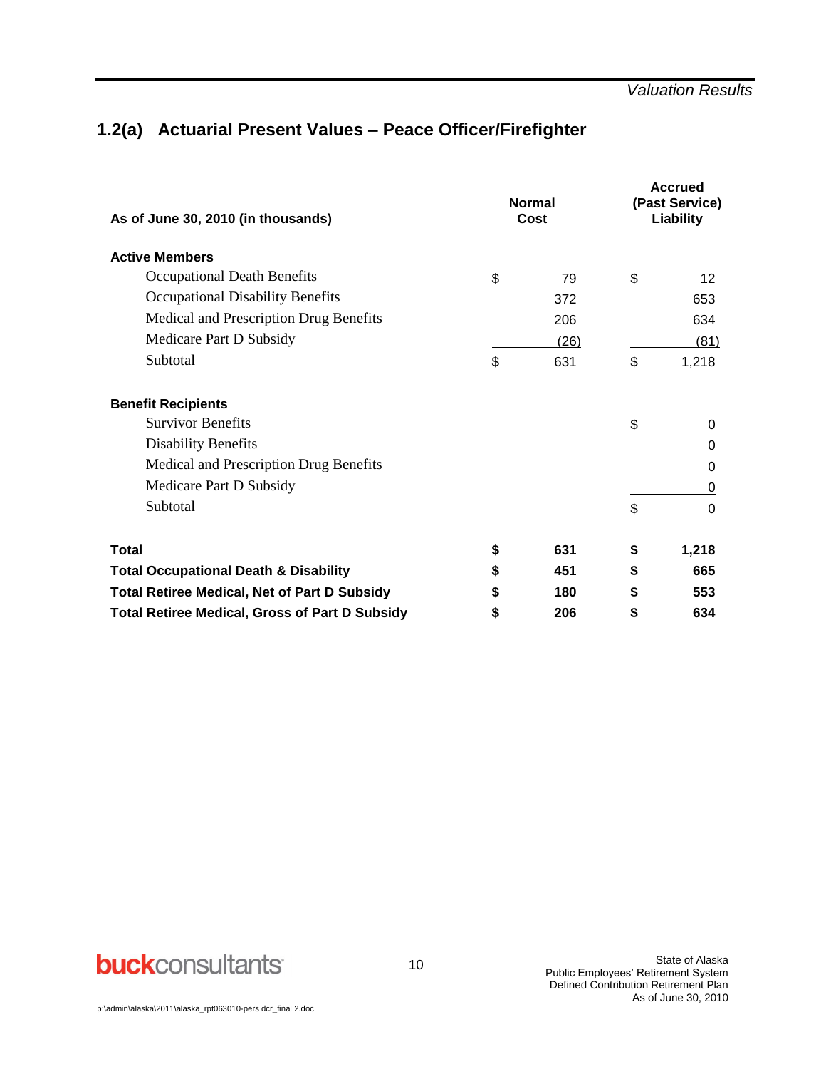## 1.2(a) Actuarial Present Values – Peace Officer/Firefighter

| As of June 30, 2010 (in thousands) | Normal Cost | Accrued (Past Service) Liability |
|---|---|---|
| **Active Members** | | |
| Occupational Death Benefits | $ 79 | $ 12 |
| Occupational Disability Benefits | 372 | 653 |
| Medical and Prescription Drug Benefits | 206 | 634 |
| Medicare Part D Subsidy | (26) | (81) |
| Subtotal | $ 631 | $ 1,218 |
| **Benefit Recipients** | | |
| Survivor Benefits | | $ 0 |
| Disability Benefits | | 0 |
| Medical and Prescription Drug Benefits | | 0 |
| Medicare Part D Subsidy | | 0 |
| Subtotal | | $ 0 |
| **Total** | **$ 631** | **$ 1,218** |
| **Total Occupational Death & Disability** | **$ 451** | **$ 665** |
| **Total Retiree Medical, Net of Part D Subsidy** | **$ 180** | **$ 553** |
| **Total Retiree Medical, Gross of Part D Subsidy** | **$ 206** | **$ 634** |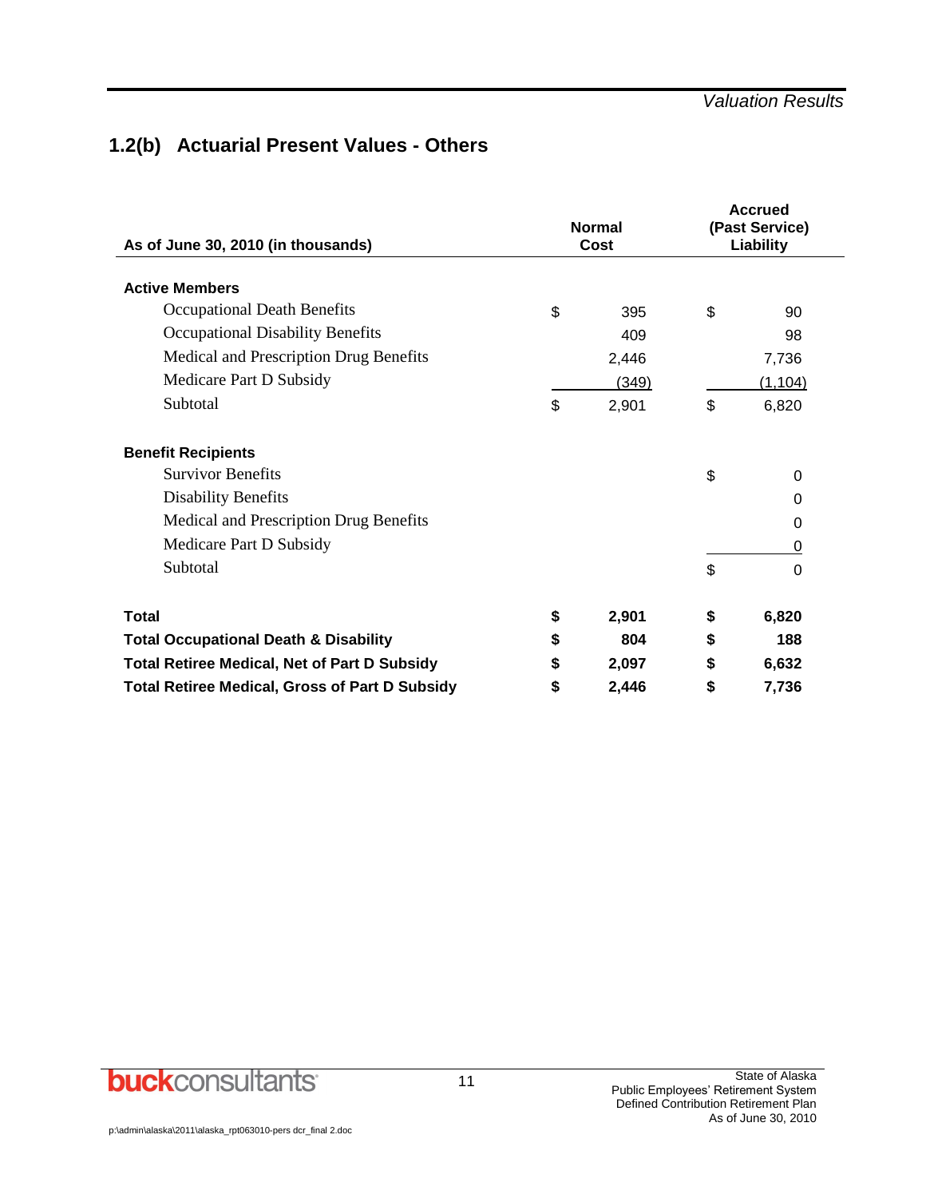## 1.2(b) Actuarial Present Values - Others

| As of June 30, 2010 (in thousands) | Normal Cost | Accrued (Past Service) Liability |
|---|---|---|
| **Active Members** | | |
| Occupational Death Benefits | $ 395 | $ 90 |
| Occupational Disability Benefits | 409 | 98 |
| Medical and Prescription Drug Benefits | 2,446 | 7,736 |
| Medicare Part D Subsidy | (349) | (1,104) |
| Subtotal | $ 2,901 | $ 6,820 |
| **Benefit Recipients** | | |
| Survivor Benefits | | $ 0 |
| Disability Benefits | | 0 |
| Medical and Prescription Drug Benefits | | 0 |
| Medicare Part D Subsidy | | 0 |
| Subtotal | | $ 0 |
| **Total** | **$ 2,901** | **$ 6,820** |
| **Total Occupational Death & Disability** | **$ 804** | **$ 188** |
| **Total Retiree Medical, Net of Part D Subsidy** | **$ 2,097** | **$ 6,632** |
| **Total Retiree Medical, Gross of Part D Subsidy** | **$ 2,446** | **$ 7,736** |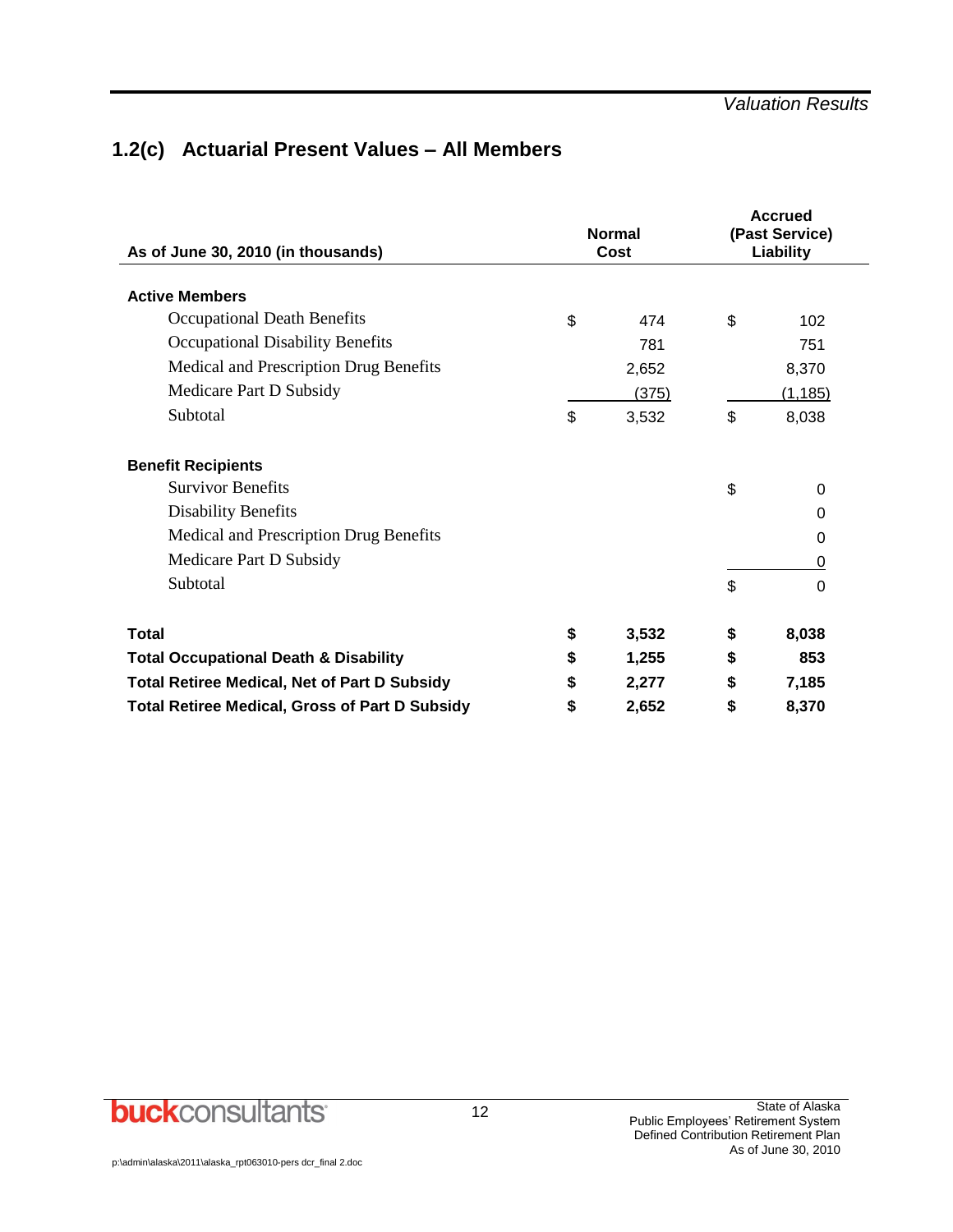## 1.2(c) Actuarial Present Values – All Members

| As of June 30, 2010 (in thousands) | Normal Cost | Accrued (Past Service) Liability |
|---|---|---|
| **Active Members** | | |
| Occupational Death Benefits | $ 474 | $ 102 |
| Occupational Disability Benefits | 781 | 751 |
| Medical and Prescription Drug Benefits | 2,652 | 8,370 |
| Medicare Part D Subsidy | (375) | (1,185) |
| Subtotal | $ 3,532 | $ 8,038 |
| **Benefit Recipients** | | |
| Survivor Benefits | | $ 0 |
| Disability Benefits | | 0 |
| Medical and Prescription Drug Benefits | | 0 |
| Medicare Part D Subsidy | | 0 |
| Subtotal | | $ 0 |
| **Total** | **$ 3,532** | **$ 8,038** |
| **Total Occupational Death & Disability** | **$ 1,255** | **$ 853** |
| **Total Retiree Medical, Net of Part D Subsidy** | **$ 2,277** | **$ 7,185** |
| **Total Retiree Medical, Gross of Part D Subsidy** | **$ 2,652** | **$ 8,370** |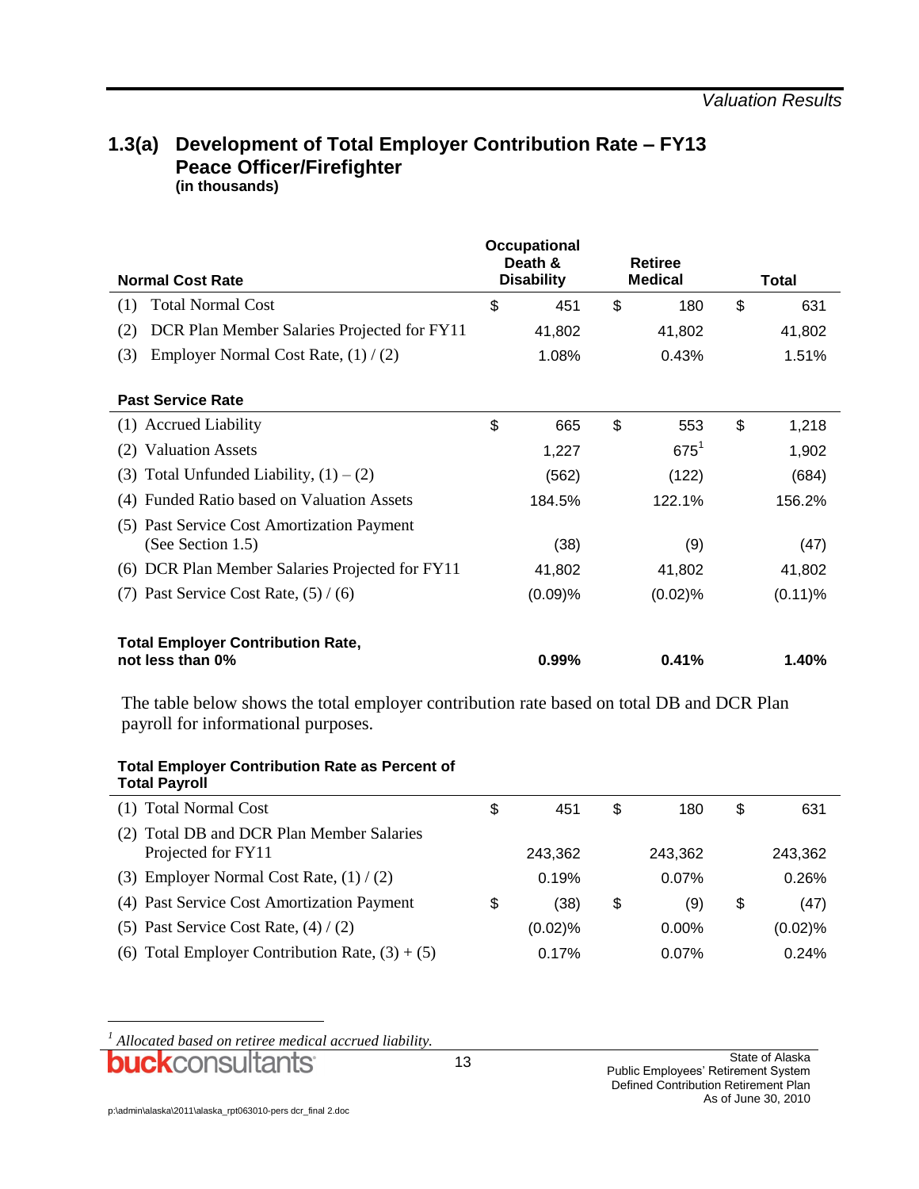## 1.3(a) Development of Total Employer Contribution Rate – FY13 Peace Officer/Firefighter

**(in thousands)**

| Normal Cost Rate | Occupational Death & Disability | Retiree Medical | Total |
|---|---|---|---|
| (1) Total Normal Cost | $ 451 | $ 180 | $ 631 |
| (2) DCR Plan Member Salaries Projected for FY11 | 41,802 | 41,802 | 41,802 |
| (3) Employer Normal Cost Rate, (1) / (2) | 1.08% | 0.43% | 1.51% |
| **Past Service Rate** | | | |
| (1) Accrued Liability | $ 665 | $ 553 | $ 1,218 |
| (2) Valuation Assets | 1,227 | 675[1] | 1,902 |
| (3) Total Unfunded Liability, (1) – (2) | (562) | (122) | (684) |
| (4) Funded Ratio based on Valuation Assets | 184.5% | 122.1% | 156.2% |
| (5) Past Service Cost Amortization Payment (See Section 1.5) | (38) | (9) | (47) |
| (6) DCR Plan Member Salaries Projected for FY11 | 41,802 | 41,802 | 41,802 |
| (7) Past Service Cost Rate, (5) / (6) | (0.09)% | (0.02)% | (0.11)% |
| **Total Employer Contribution Rate, not less than 0%** | **0.99%** | **0.41%** | **1.40%** |

The table below shows the total employer contribution rate based on total DB and DCR Plan payroll for informational purposes.

| Total Employer Contribution Rate as Percent of Total Payroll | Occupational Death & Disability | Retiree Medical | Total |
|---|---|---|---|
| (1) Total Normal Cost | $ 451 | $ 180 | $ 631 |
| (2) Total DB and DCR Plan Member Salaries Projected for FY11 | 243,362 | 243,362 | 243,362 |
| (3) Employer Normal Cost Rate, (1) / (2) | 0.19% | 0.07% | 0.26% |
| (4) Past Service Cost Amortization Payment | $ (38) | $ (9) | $ (47) |
| (5) Past Service Cost Rate, (4) / (2) | (0.02)% | 0.00% | (0.02)% |
| (6) Total Employer Contribution Rate, (3) + (5) | 0.17% | 0.07% | 0.24% |

[1] *Allocated based on retiree medical accrued liability.*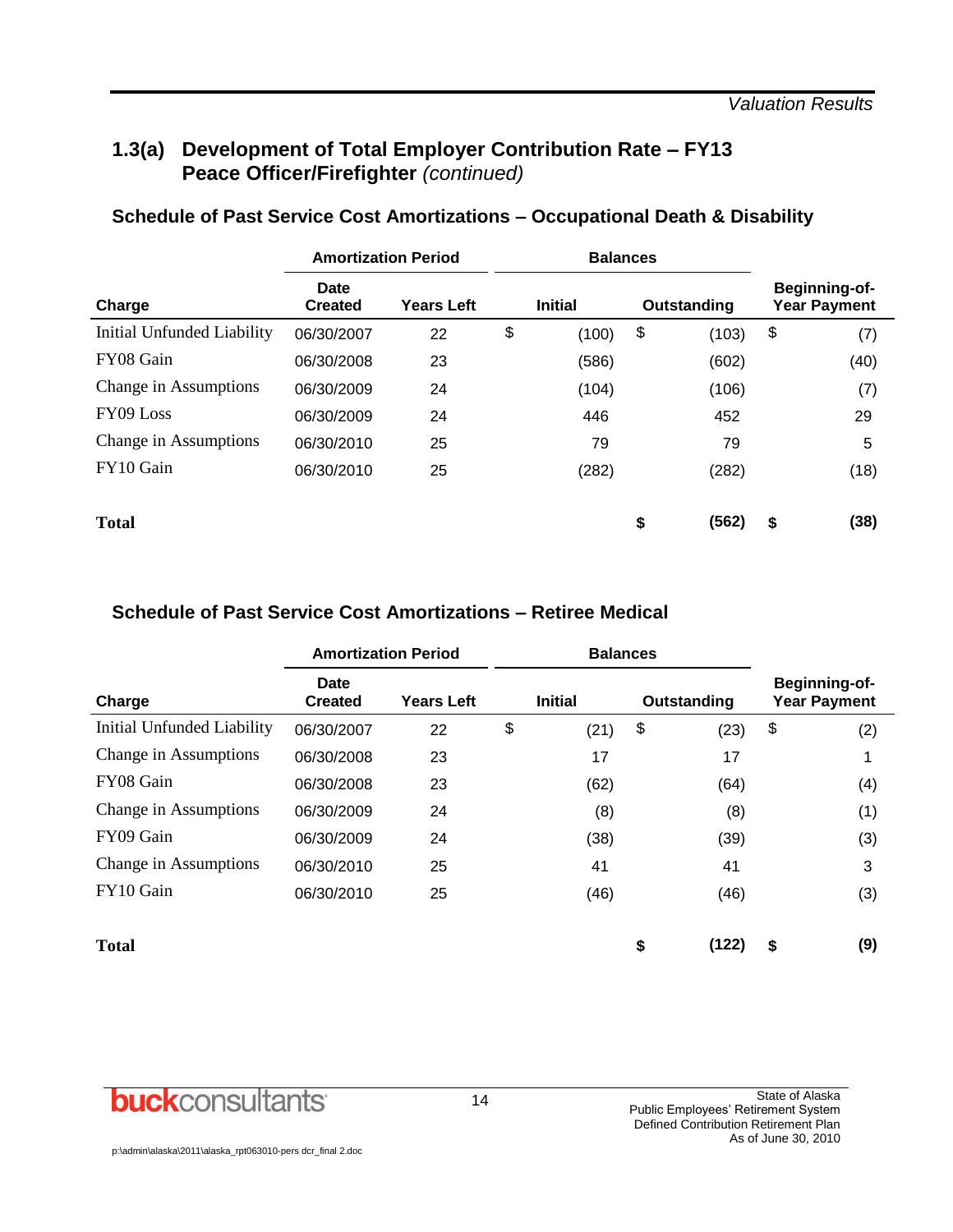## 1.3(a) Development of Total Employer Contribution Rate – FY13 Peace Officer/Firefighter *(continued)*

### Schedule of Past Service Cost Amortizations – Occupational Death & Disability

| | Amortization Period | | Balances | | |
|---|---|---|---|---|---|
| **Charge** | **Date Created** | **Years Left** | **Initial** | **Outstanding** | **Beginning-of-Year Payment** |
| Initial Unfunded Liability | 06/30/2007 | 22 | $ (100) | $ (103) | $ (7) |
| FY08 Gain | 06/30/2008 | 23 | (586) | (602) | (40) |
| Change in Assumptions | 06/30/2009 | 24 | (104) | (106) | (7) |
| FY09 Loss | 06/30/2009 | 24 | 446 | 452 | 29 |
| Change in Assumptions | 06/30/2010 | 25 | 79 | 79 | 5 |
| FY10 Gain | 06/30/2010 | 25 | (282) | (282) | (18) |
| **Total** | | | | **$ (562)** | **$ (38)** |

### Schedule of Past Service Cost Amortizations – Retiree Medical

| | Amortization Period | | Balances | | |
|---|---|---|---|---|---|
| **Charge** | **Date Created** | **Years Left** | **Initial** | **Outstanding** | **Beginning-of-Year Payment** |
| Initial Unfunded Liability | 06/30/2007 | 22 | $ (21) | $ (23) | $ (2) |
| Change in Assumptions | 06/30/2008 | 23 | 17 | 17 | 1 |
| FY08 Gain | 06/30/2008 | 23 | (62) | (64) | (4) |
| Change in Assumptions | 06/30/2009 | 24 | (8) | (8) | (1) |
| FY09 Gain | 06/30/2009 | 24 | (38) | (39) | (3) |
| Change in Assumptions | 06/30/2010 | 25 | 41 | 41 | 3 |
| FY10 Gain | 06/30/2010 | 25 | (46) | (46) | (3) |
| **Total** | | | | **$ (122)** | **$ (9)** |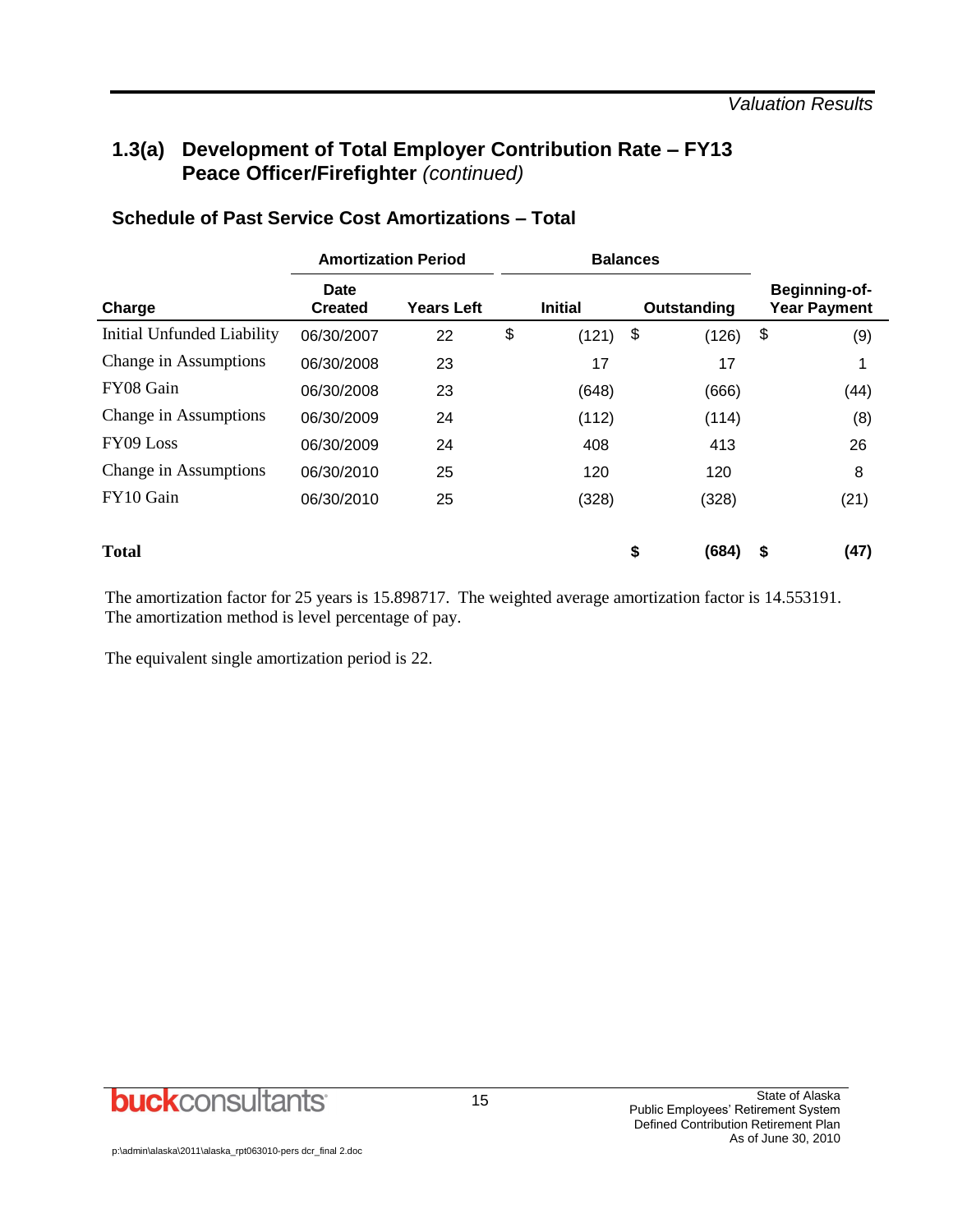## 1.3(a) Development of Total Employer Contribution Rate – FY13 Peace Officer/Firefighter *(continued)*

### Schedule of Past Service Cost Amortizations – Total

| | Amortization Period | | Balances | | |
|---|---|---|---|---|---|
| **Charge** | **Date Created** | **Years Left** | **Initial** | **Outstanding** | **Beginning-of-Year Payment** |
| Initial Unfunded Liability | 06/30/2007 | 22 | $ (121) | $ (126) | $ (9) |
| Change in Assumptions | 06/30/2008 | 23 | 17 | 17 | 1 |
| FY08 Gain | 06/30/2008 | 23 | (648) | (666) | (44) |
| Change in Assumptions | 06/30/2009 | 24 | (112) | (114) | (8) |
| FY09 Loss | 06/30/2009 | 24 | 408 | 413 | 26 |
| Change in Assumptions | 06/30/2010 | 25 | 120 | 120 | 8 |
| FY10 Gain | 06/30/2010 | 25 | (328) | (328) | (21) |
| **Total** | | | | **$ (684)** | **$ (47)** |

The amortization factor for 25 years is 15.898717. The weighted average amortization factor is 14.553191. The amortization method is level percentage of pay.

The equivalent single amortization period is 22.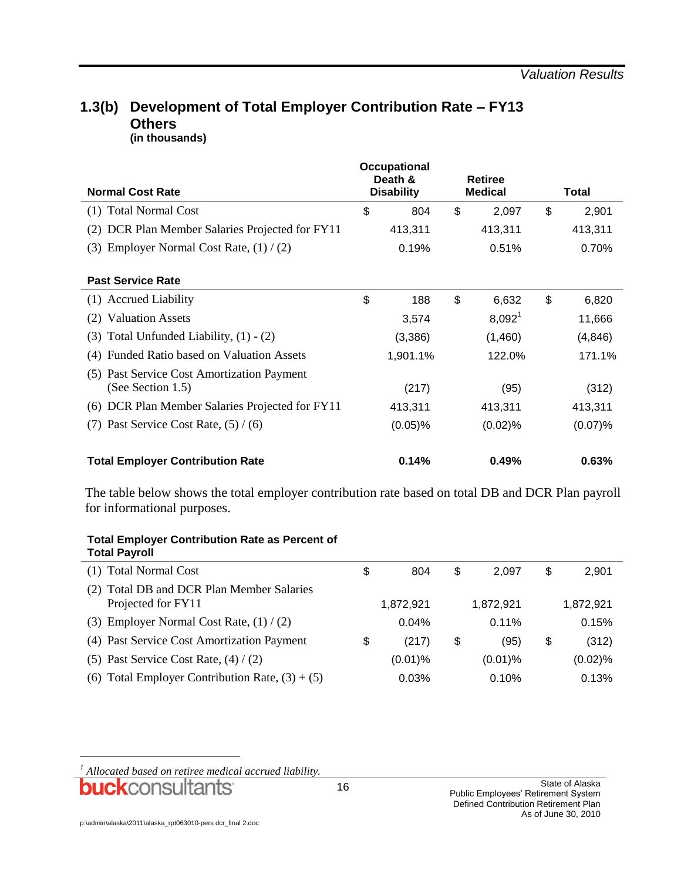## 1.3(b) Development of Total Employer Contribution Rate – FY13 Others

**(in thousands)**

| **Normal Cost Rate** | **Occupational Death & Disability** | **Retiree Medical** | **Total** |
|---|---|---|---|
| (1) Total Normal Cost | $ 804 | $ 2,097 | $ 2,901 |
| (2) DCR Plan Member Salaries Projected for FY11 | 413,311 | 413,311 | 413,311 |
| (3) Employer Normal Cost Rate, (1) / (2) | 0.19% | 0.51% | 0.70% |
| **Past Service Rate** | | | |
| (1) Accrued Liability | $ 188 | $ 6,632 | $ 6,820 |
| (2) Valuation Assets | 3,574 | 8,092[1] | 11,666 |
| (3) Total Unfunded Liability, (1) - (2) | (3,386) | (1,460) | (4,846) |
| (4) Funded Ratio based on Valuation Assets | 1,901.1% | 122.0% | 171.1% |
| (5) Past Service Cost Amortization Payment (See Section 1.5) | (217) | (95) | (312) |
| (6) DCR Plan Member Salaries Projected for FY11 | 413,311 | 413,311 | 413,311 |
| (7) Past Service Cost Rate, (5) / (6) | (0.05)% | (0.02)% | (0.07)% |
| **Total Employer Contribution Rate** | **0.14%** | **0.49%** | **0.63%** |

The table below shows the total employer contribution rate based on total DB and DCR Plan payroll for informational purposes.

| **Total Employer Contribution Rate as Percent of Total Payroll** | | | |
|---|---|---|---|
| (1) Total Normal Cost | $ 804 | $ 2,097 | $ 2,901 |
| (2) Total DB and DCR Plan Member Salaries Projected for FY11 | 1,872,921 | 1,872,921 | 1,872,921 |
| (3) Employer Normal Cost Rate, (1) / (2) | 0.04% | 0.11% | 0.15% |
| (4) Past Service Cost Amortization Payment | $ (217) | $ (95) | $ (312) |
| (5) Past Service Cost Rate, (4) / (2) | (0.01)% | (0.01)% | (0.02)% |
| (6) Total Employer Contribution Rate, (3) + (5) | 0.03% | 0.10% | 0.13% |

[1] *Allocated based on retiree medical accrued liability.*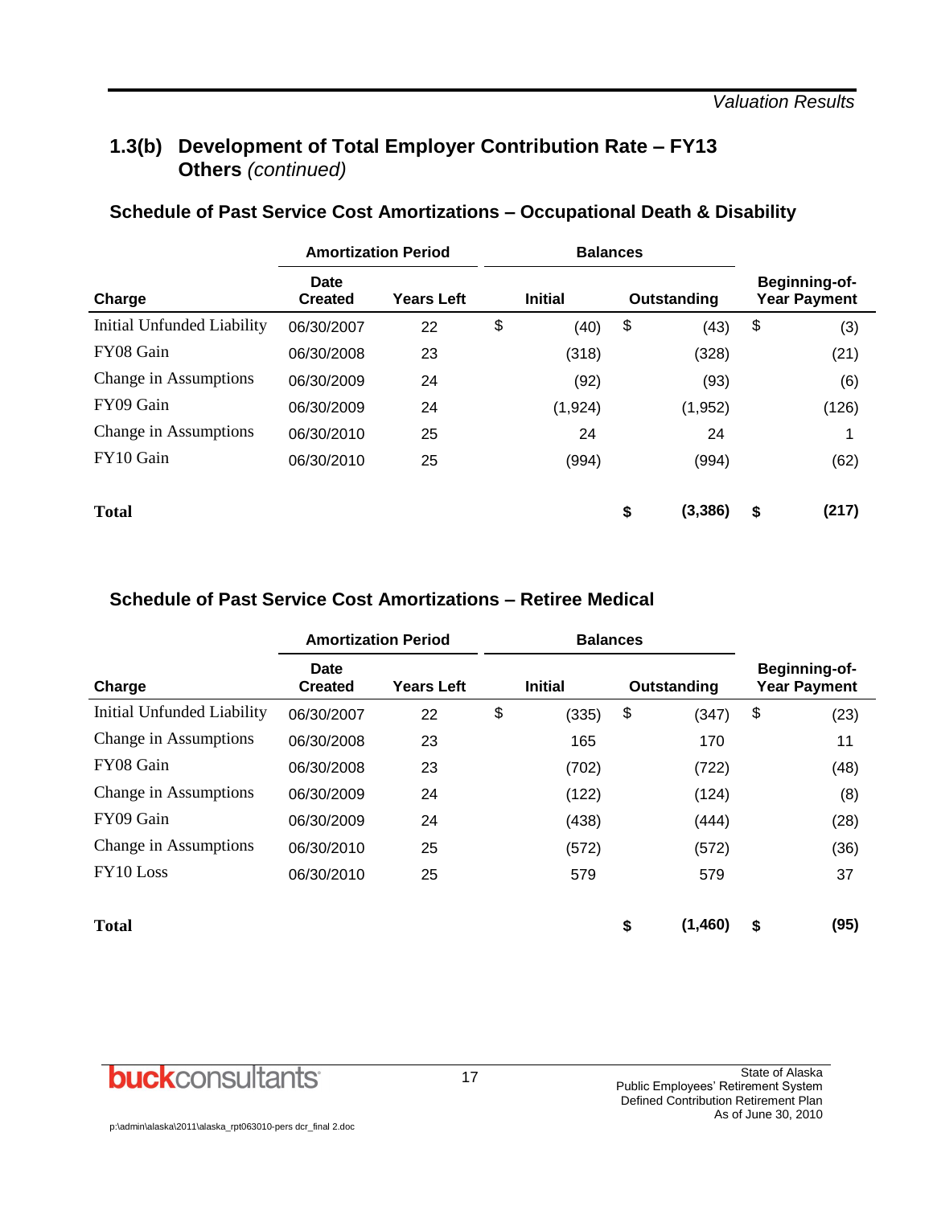## 1.3(b) Development of Total Employer Contribution Rate – FY13 Others *(continued)*

### Schedule of Past Service Cost Amortizations – Occupational Death & Disability

| | Amortization Period | | Balances | | |
|---|---|---|---|---|---|
| **Charge** | **Date Created** | **Years Left** | **Initial** | **Outstanding** | **Beginning-of-Year Payment** |
| Initial Unfunded Liability | 06/30/2007 | 22 | $ (40) | $ (43) | $ (3) |
| FY08 Gain | 06/30/2008 | 23 | (318) | (328) | (21) |
| Change in Assumptions | 06/30/2009 | 24 | (92) | (93) | (6) |
| FY09 Gain | 06/30/2009 | 24 | (1,924) | (1,952) | (126) |
| Change in Assumptions | 06/30/2010 | 25 | 24 | 24 | 1 |
| FY10 Gain | 06/30/2010 | 25 | (994) | (994) | (62) |
| **Total** | | | | **$ (3,386)** | **$ (217)** |

### Schedule of Past Service Cost Amortizations – Retiree Medical

| | Amortization Period | | Balances | | |
|---|---|---|---|---|---|
| **Charge** | **Date Created** | **Years Left** | **Initial** | **Outstanding** | **Beginning-of-Year Payment** |
| Initial Unfunded Liability | 06/30/2007 | 22 | $ (335) | $ (347) | $ (23) |
| Change in Assumptions | 06/30/2008 | 23 | 165 | 170 | 11 |
| FY08 Gain | 06/30/2008 | 23 | (702) | (722) | (48) |
| Change in Assumptions | 06/30/2009 | 24 | (122) | (124) | (8) |
| FY09 Gain | 06/30/2009 | 24 | (438) | (444) | (28) |
| Change in Assumptions | 06/30/2010 | 25 | (572) | (572) | (36) |
| FY10 Loss | 06/30/2010 | 25 | 579 | 579 | 37 |
| **Total** | | | | **$ (1,460)** | **$ (95)** |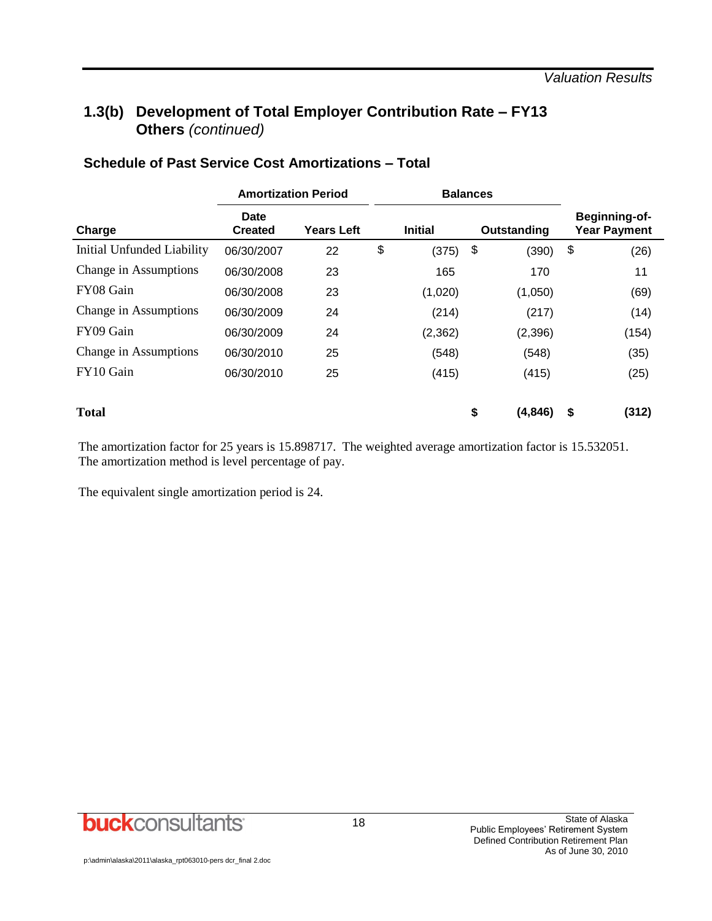## 1.3(b) Development of Total Employer Contribution Rate – FY13 Others *(continued)*

### Schedule of Past Service Cost Amortizations – Total

| | Amortization Period | | Balances | | |
|---|---|---|---|---|---|
| **Charge** | **Date Created** | **Years Left** | **Initial** | **Outstanding** | **Beginning-of-Year Payment** |
| Initial Unfunded Liability | 06/30/2007 | 22 | $ (375) | $ (390) | $ (26) |
| Change in Assumptions | 06/30/2008 | 23 | 165 | 170 | 11 |
| FY08 Gain | 06/30/2008 | 23 | (1,020) | (1,050) | (69) |
| Change in Assumptions | 06/30/2009 | 24 | (214) | (217) | (14) |
| FY09 Gain | 06/30/2009 | 24 | (2,362) | (2,396) | (154) |
| Change in Assumptions | 06/30/2010 | 25 | (548) | (548) | (35) |
| FY10 Gain | 06/30/2010 | 25 | (415) | (415) | (25) |
| **Total** | | | | **$ (4,846)** | **$ (312)** |

The amortization factor for 25 years is 15.898717. The weighted average amortization factor is 15.532051. The amortization method is level percentage of pay.

The equivalent single amortization period is 24.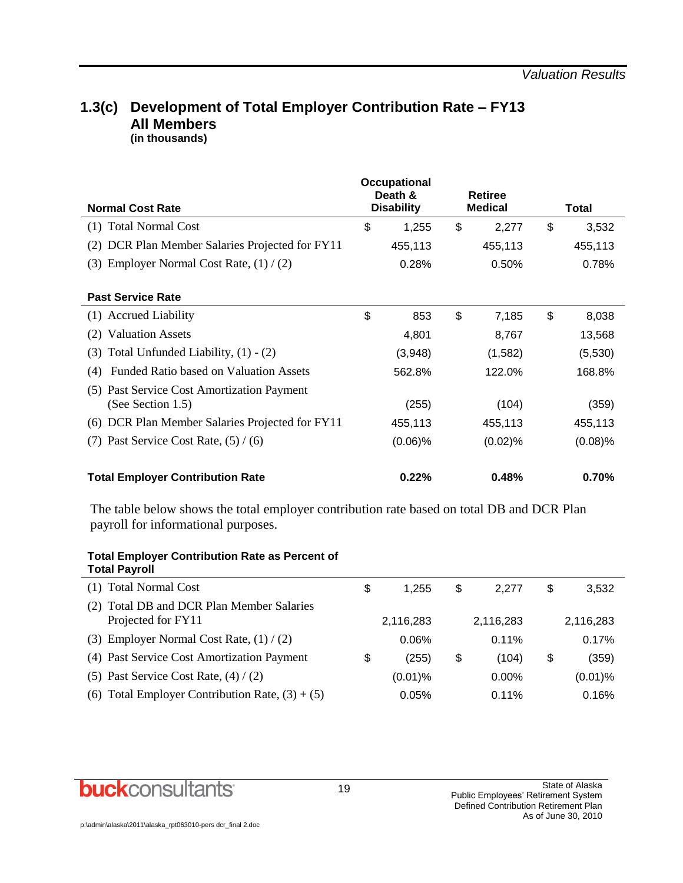## 1.3(c) Development of Total Employer Contribution Rate – FY13 All Members

**(in thousands)**

| Normal Cost Rate | Occupational Death & Disability | Retiree Medical | Total |
|---|---|---|---|
| (1) Total Normal Cost | $ 1,255 | $ 2,277 | $ 3,532 |
| (2) DCR Plan Member Salaries Projected for FY11 | 455,113 | 455,113 | 455,113 |
| (3) Employer Normal Cost Rate, (1) / (2) | 0.28% | 0.50% | 0.78% |
| **Past Service Rate** | | | |
| (1) Accrued Liability | $ 853 | $ 7,185 | $ 8,038 |
| (2) Valuation Assets | 4,801 | 8,767 | 13,568 |
| (3) Total Unfunded Liability, (1) - (2) | (3,948) | (1,582) | (5,530) |
| (4) Funded Ratio based on Valuation Assets | 562.8% | 122.0% | 168.8% |
| (5) Past Service Cost Amortization Payment (See Section 1.5) | (255) | (104) | (359) |
| (6) DCR Plan Member Salaries Projected for FY11 | 455,113 | 455,113 | 455,113 |
| (7) Past Service Cost Rate, (5) / (6) | (0.06)% | (0.02)% | (0.08)% |
| **Total Employer Contribution Rate** | **0.22%** | **0.48%** | **0.70%** |

The table below shows the total employer contribution rate based on total DB and DCR Plan payroll for informational purposes.

| Total Employer Contribution Rate as Percent of Total Payroll | Occupational Death & Disability | Retiree Medical | Total |
|---|---|---|---|
| (1) Total Normal Cost | $ 1,255 | $ 2,277 | $ 3,532 |
| (2) Total DB and DCR Plan Member Salaries Projected for FY11 | 2,116,283 | 2,116,283 | 2,116,283 |
| (3) Employer Normal Cost Rate, (1) / (2) | 0.06% | 0.11% | 0.17% |
| (4) Past Service Cost Amortization Payment | $ (255) | $ (104) | $ (359) |
| (5) Past Service Cost Rate, (4) / (2) | (0.01)% | 0.00% | (0.01)% |
| (6) Total Employer Contribution Rate, (3) + (5) | 0.05% | 0.11% | 0.16% |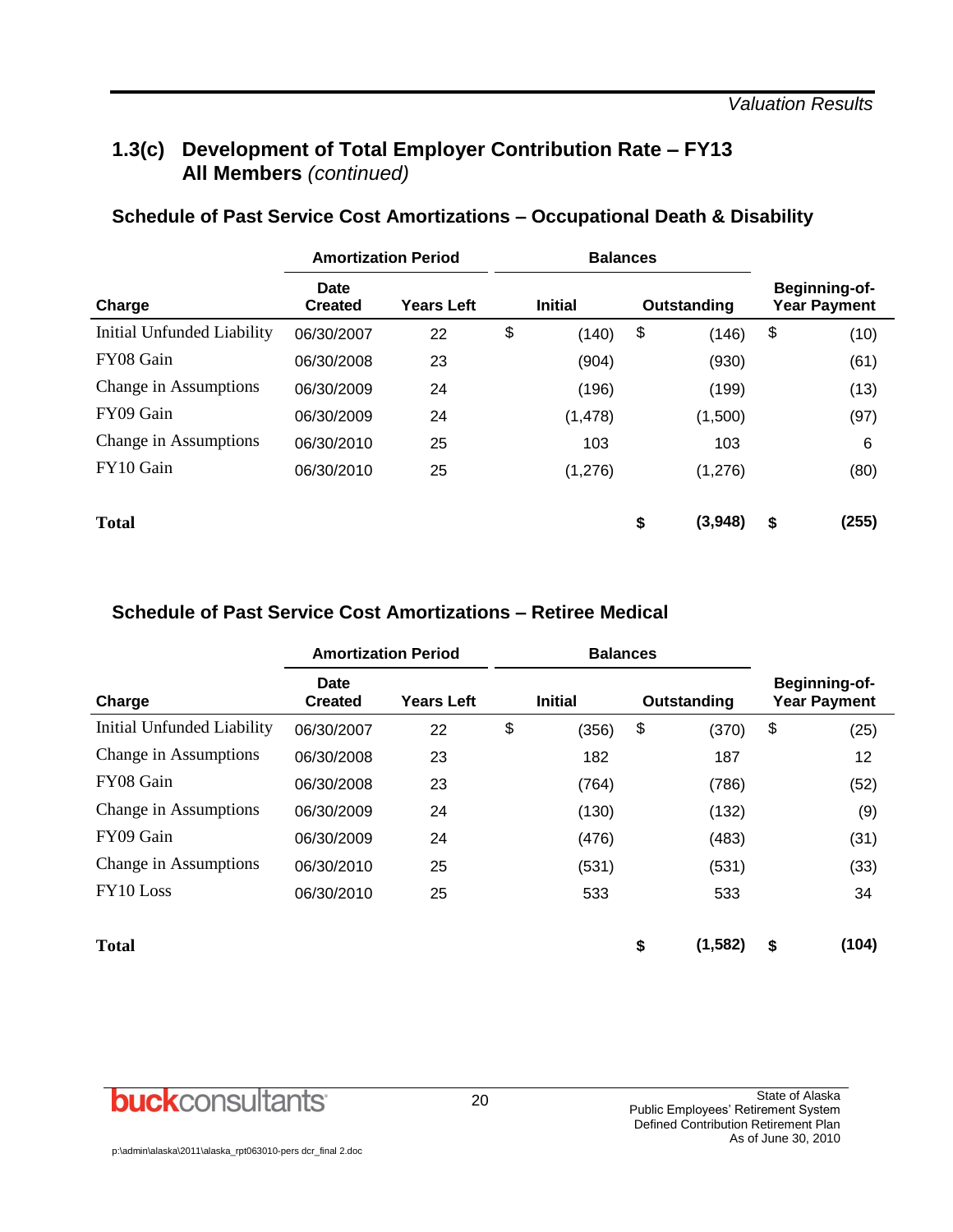## 1.3(c) Development of Total Employer Contribution Rate – FY13 All Members *(continued)*

### Schedule of Past Service Cost Amortizations – Occupational Death & Disability

| | Amortization Period | | Balances | | |
|---|---|---|---|---|---|
| **Charge** | **Date Created** | **Years Left** | **Initial** | **Outstanding** | **Beginning-of-Year Payment** |
| Initial Unfunded Liability | 06/30/2007 | 22 | $ (140) | $ (146) | $ (10) |
| FY08 Gain | 06/30/2008 | 23 | (904) | (930) | (61) |
| Change in Assumptions | 06/30/2009 | 24 | (196) | (199) | (13) |
| FY09 Gain | 06/30/2009 | 24 | (1,478) | (1,500) | (97) |
| Change in Assumptions | 06/30/2010 | 25 | 103 | 103 | 6 |
| FY10 Gain | 06/30/2010 | 25 | (1,276) | (1,276) | (80) |
| **Total** | | | | **$ (3,948)** | **$ (255)** |

### Schedule of Past Service Cost Amortizations – Retiree Medical

| | Amortization Period | | Balances | | |
|---|---|---|---|---|---|
| **Charge** | **Date Created** | **Years Left** | **Initial** | **Outstanding** | **Beginning-of-Year Payment** |
| Initial Unfunded Liability | 06/30/2007 | 22 | $ (356) | $ (370) | $ (25) |
| Change in Assumptions | 06/30/2008 | 23 | 182 | 187 | 12 |
| FY08 Gain | 06/30/2008 | 23 | (764) | (786) | (52) |
| Change in Assumptions | 06/30/2009 | 24 | (130) | (132) | (9) |
| FY09 Gain | 06/30/2009 | 24 | (476) | (483) | (31) |
| Change in Assumptions | 06/30/2010 | 25 | (531) | (531) | (33) |
| FY10 Loss | 06/30/2010 | 25 | 533 | 533 | 34 |
| **Total** | | | | **$ (1,582)** | **$ (104)** |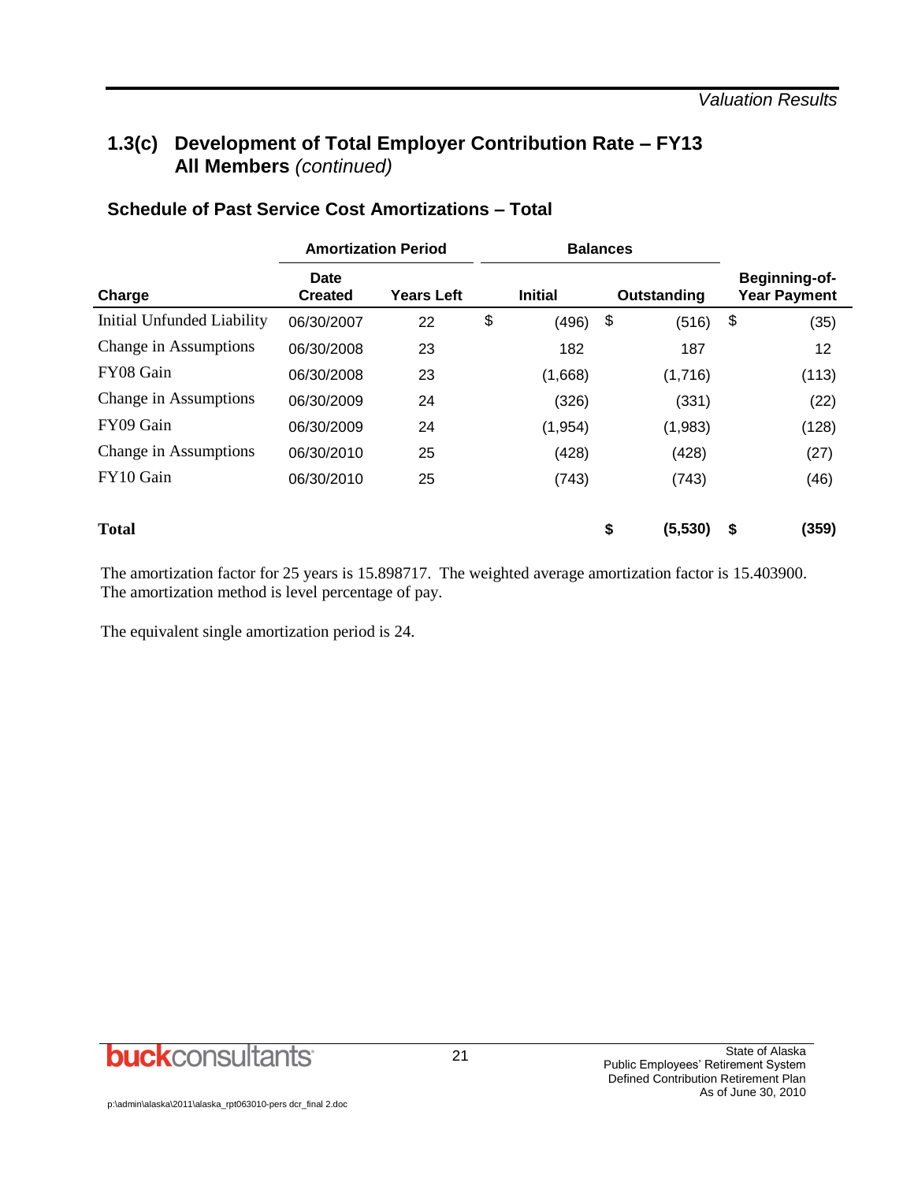## 1.3(c) Development of Total Employer Contribution Rate – FY13 All Members *(continued)*

### Schedule of Past Service Cost Amortizations – Total

| | Amortization Period | | Balances | | |
|---|---|---|---|---|---|
| **Charge** | **Date Created** | **Years Left** | **Initial** | **Outstanding** | **Beginning-of-Year Payment** |
| Initial Unfunded Liability | 06/30/2007 | 22 | $ (496) | $ (516) | $ (35) |
| Change in Assumptions | 06/30/2008 | 23 | 182 | 187 | 12 |
| FY08 Gain | 06/30/2008 | 23 | (1,668) | (1,716) | (113) |
| Change in Assumptions | 06/30/2009 | 24 | (326) | (331) | (22) |
| FY09 Gain | 06/30/2009 | 24 | (1,954) | (1,983) | (128) |
| Change in Assumptions | 06/30/2010 | 25 | (428) | (428) | (27) |
| FY10 Gain | 06/30/2010 | 25 | (743) | (743) | (46) |
| **Total** | | | | **$ (5,530)** | **$ (359)** |

The amortization factor for 25 years is 15.898717. The weighted average amortization factor is 15.403900. The amortization method is level percentage of pay.

The equivalent single amortization period is 24.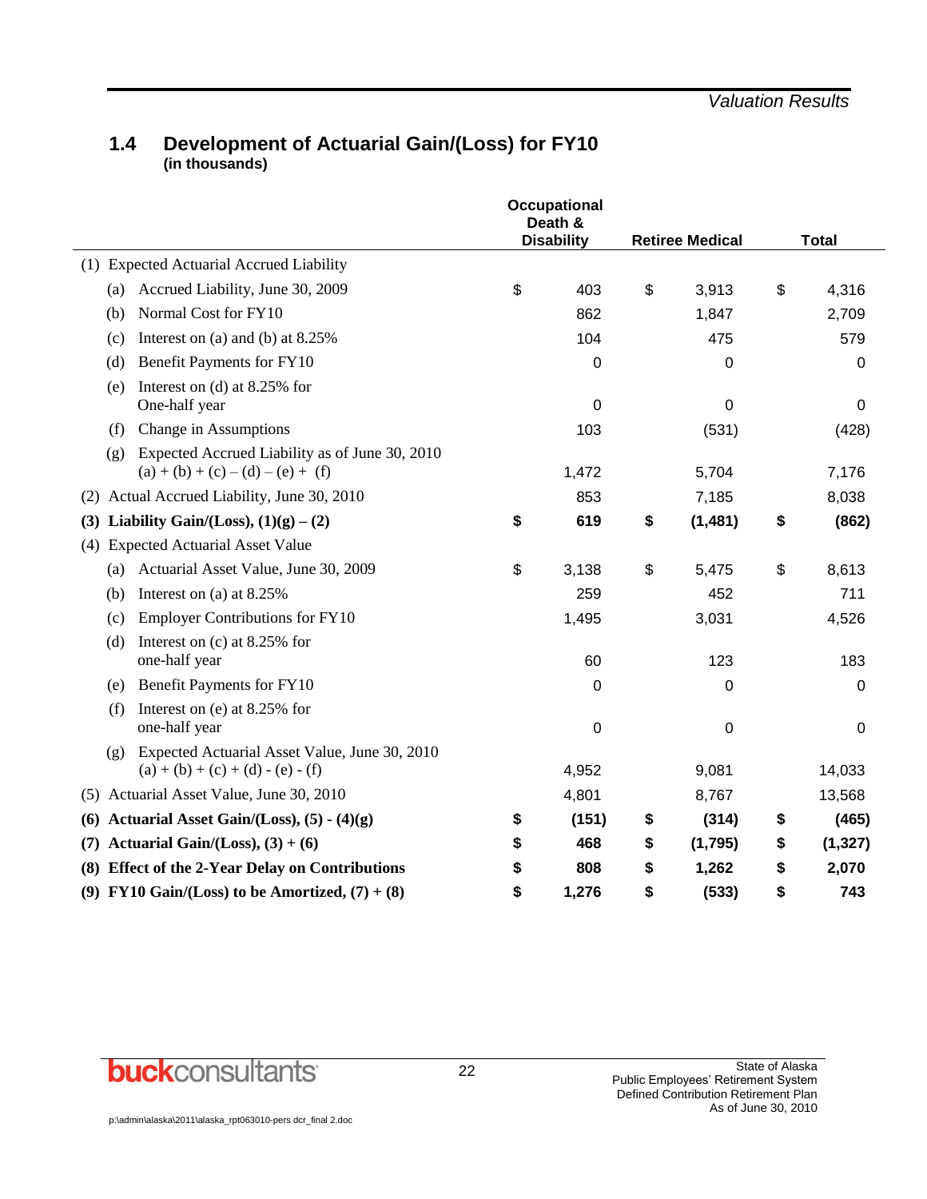## 1.4 Development of Actuarial Gain/(Loss) for FY10

**(in thousands)**

| | Occupational Death & Disability | Retiree Medical | Total |
|---|---|---|---|
| (1) Expected Actuarial Accrued Liability | | | |
| (a) Accrued Liability, June 30, 2009 | $ 403 | $ 3,913 | $ 4,316 |
| (b) Normal Cost for FY10 | 862 | 1,847 | 2,709 |
| (c) Interest on (a) and (b) at 8.25% | 104 | 475 | 579 |
| (d) Benefit Payments for FY10 | 0 | 0 | 0 |
| (e) Interest on (d) at 8.25% for One-half year | 0 | 0 | 0 |
| (f) Change in Assumptions | 103 | (531) | (428) |
| (g) Expected Accrued Liability as of June 30, 2010 (a) + (b) + (c) – (d) – (e) + (f) | 1,472 | 5,704 | 7,176 |
| (2) Actual Accrued Liability, June 30, 2010 | 853 | 7,185 | 8,038 |
| **(3) Liability Gain/(Loss), (1)(g) – (2)** | **$ 619** | **$ (1,481)** | **$ (862)** |
| (4) Expected Actuarial Asset Value | | | |
| (a) Actuarial Asset Value, June 30, 2009 | $ 3,138 | $ 5,475 | $ 8,613 |
| (b) Interest on (a) at 8.25% | 259 | 452 | 711 |
| (c) Employer Contributions for FY10 | 1,495 | 3,031 | 4,526 |
| (d) Interest on (c) at 8.25% for one-half year | 60 | 123 | 183 |
| (e) Benefit Payments for FY10 | 0 | 0 | 0 |
| (f) Interest on (e) at 8.25% for one-half year | 0 | 0 | 0 |
| (g) Expected Actuarial Asset Value, June 30, 2010 (a) + (b) + (c) + (d) - (e) - (f) | 4,952 | 9,081 | 14,033 |
| (5) Actuarial Asset Value, June 30, 2010 | 4,801 | 8,767 | 13,568 |
| **(6) Actuarial Asset Gain/(Loss), (5) - (4)(g)** | **$ (151)** | **$ (314)** | **$ (465)** |
| **(7) Actuarial Gain/(Loss), (3) + (6)** | **$ 468** | **$ (1,795)** | **$ (1,327)** |
| **(8) Effect of the 2-Year Delay on Contributions** | **$ 808** | **$ 1,262** | **$ 2,070** |
| **(9) FY10 Gain/(Loss) to be Amortized, (7) + (8)** | **$ 1,276** | **$ (533)** | **$ 743** |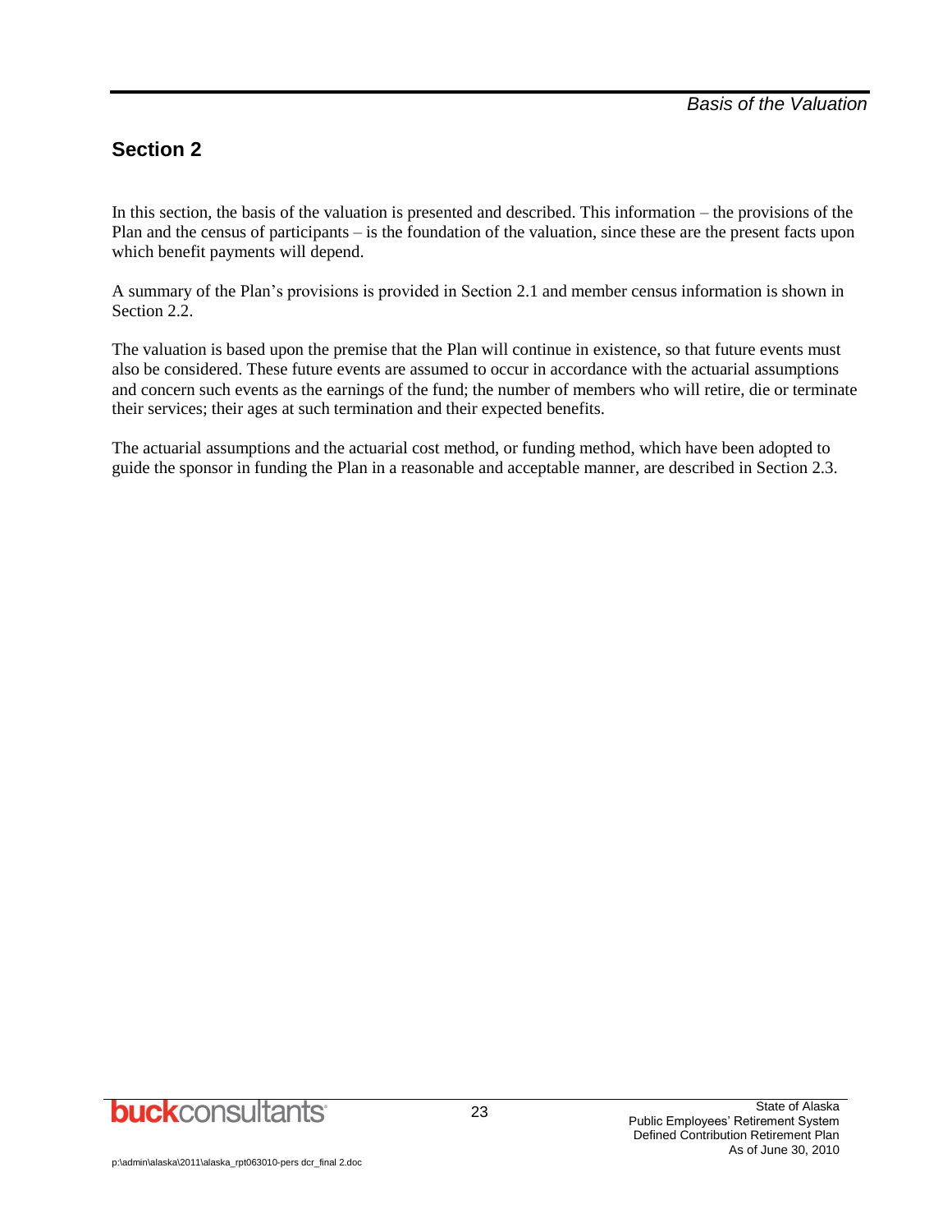## Section 2

In this section, the basis of the valuation is presented and described. This information – the provisions of the Plan and the census of participants – is the foundation of the valuation, since these are the present facts upon which benefit payments will depend.

A summary of the Plan's provisions is provided in Section 2.1 and member census information is shown in Section 2.2.

The valuation is based upon the premise that the Plan will continue in existence, so that future events must also be considered. These future events are assumed to occur in accordance with the actuarial assumptions and concern such events as the earnings of the fund; the number of members who will retire, die or terminate their services; their ages at such termination and their expected benefits.

The actuarial assumptions and the actuarial cost method, or funding method, which have been adopted to guide the sponsor in funding the Plan in a reasonable and acceptable manner, are described in Section 2.3.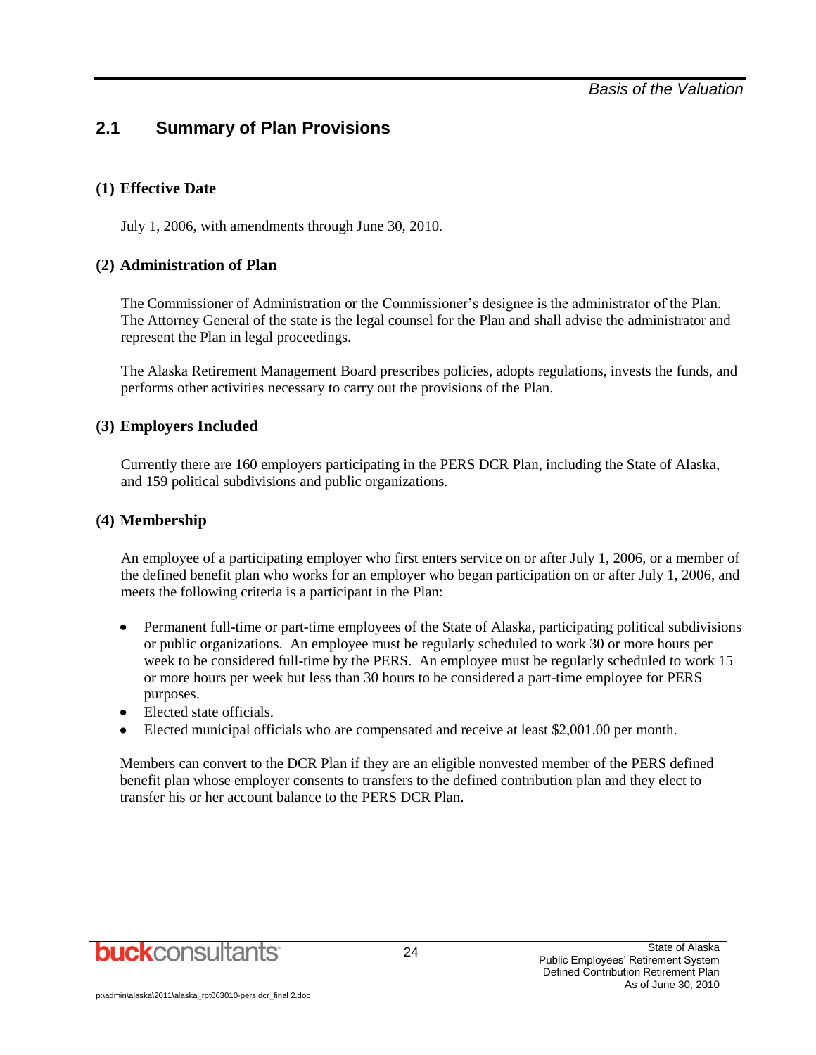## 2.1 Summary of Plan Provisions

### (1) Effective Date

July 1, 2006, with amendments through June 30, 2010.

### (2) Administration of Plan

The Commissioner of Administration or the Commissioner's designee is the administrator of the Plan. The Attorney General of the state is the legal counsel for the Plan and shall advise the administrator and represent the Plan in legal proceedings.

The Alaska Retirement Management Board prescribes policies, adopts regulations, invests the funds, and performs other activities necessary to carry out the provisions of the Plan.

### (3) Employers Included

Currently there are 160 employers participating in the PERS DCR Plan, including the State of Alaska, and 159 political subdivisions and public organizations.

### (4) Membership

An employee of a participating employer who first enters service on or after July 1, 2006, or a member of the defined benefit plan who works for an employer who began participation on or after July 1, 2006, and meets the following criteria is a participant in the Plan:

- Permanent full-time or part-time employees of the State of Alaska, participating political subdivisions or public organizations. An employee must be regularly scheduled to work 30 or more hours per week to be considered full-time by the PERS. An employee must be regularly scheduled to work 15 or more hours per week but less than 30 hours to be considered a part-time employee for PERS purposes.
- Elected state officials.
- Elected municipal officials who are compensated and receive at least $2,001.00 per month.

Members can convert to the DCR Plan if they are an eligible nonvested member of the PERS defined benefit plan whose employer consents to transfers to the defined contribution plan and they elect to transfer his or her account balance to the PERS DCR Plan.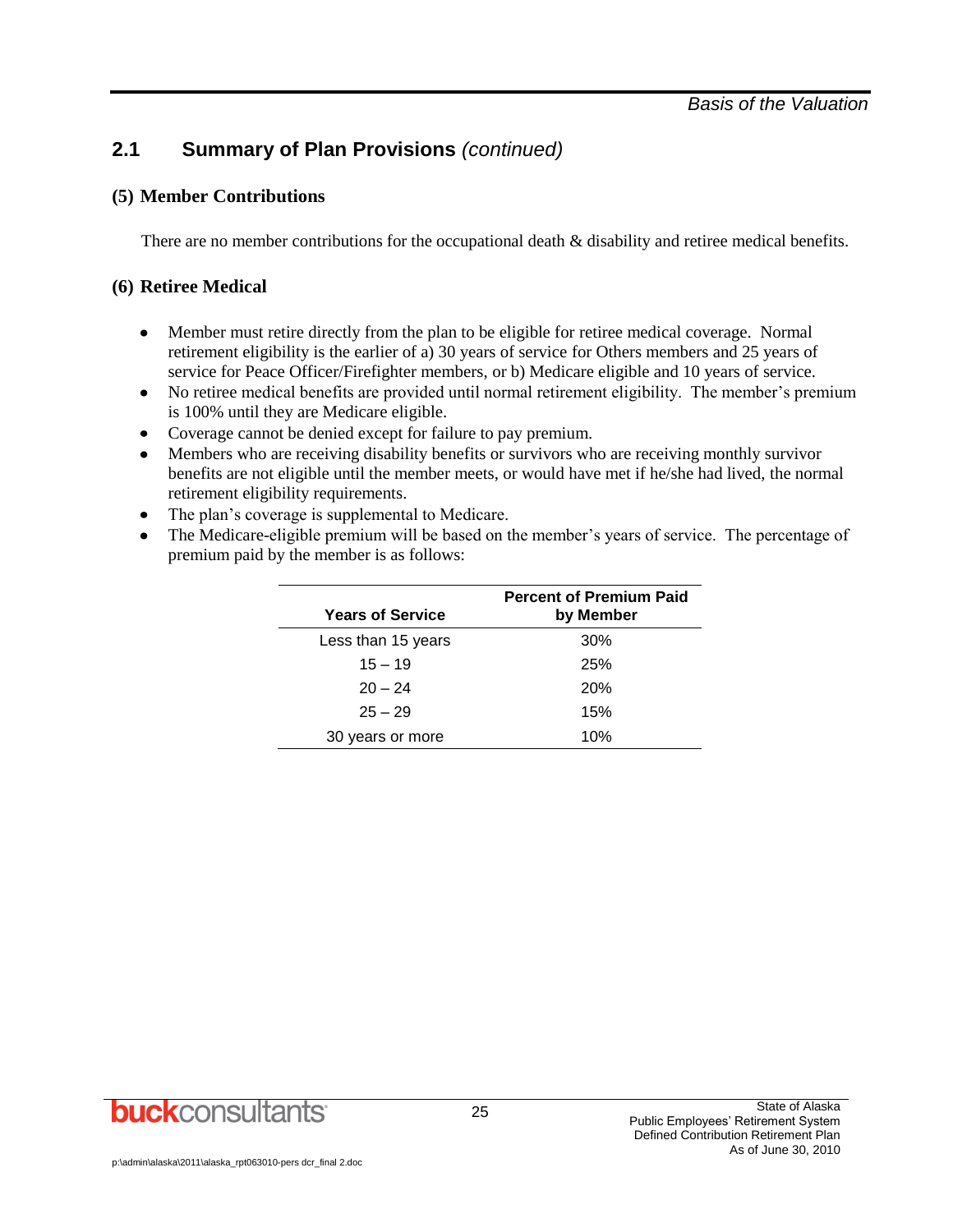## 2.1 Summary of Plan Provisions *(continued)*

### (5) Member Contributions

There are no member contributions for the occupational death & disability and retiree medical benefits.

### (6) Retiree Medical

- Member must retire directly from the plan to be eligible for retiree medical coverage. Normal retirement eligibility is the earlier of a) 30 years of service for Others members and 25 years of service for Peace Officer/Firefighter members, or b) Medicare eligible and 10 years of service.
- No retiree medical benefits are provided until normal retirement eligibility. The member's premium is 100% until they are Medicare eligible.
- Coverage cannot be denied except for failure to pay premium.
- Members who are receiving disability benefits or survivors who are receiving monthly survivor benefits are not eligible until the member meets, or would have met if he/she had lived, the normal retirement eligibility requirements.
- The plan's coverage is supplemental to Medicare.
- The Medicare-eligible premium will be based on the member's years of service. The percentage of premium paid by the member is as follows:

| Years of Service | Percent of Premium Paid by Member |
| --- | --- |
| Less than 15 years | 30% |
| 15 – 19 | 25% |
| 20 – 24 | 20% |
| 25 – 29 | 15% |
| 30 years or more | 10% |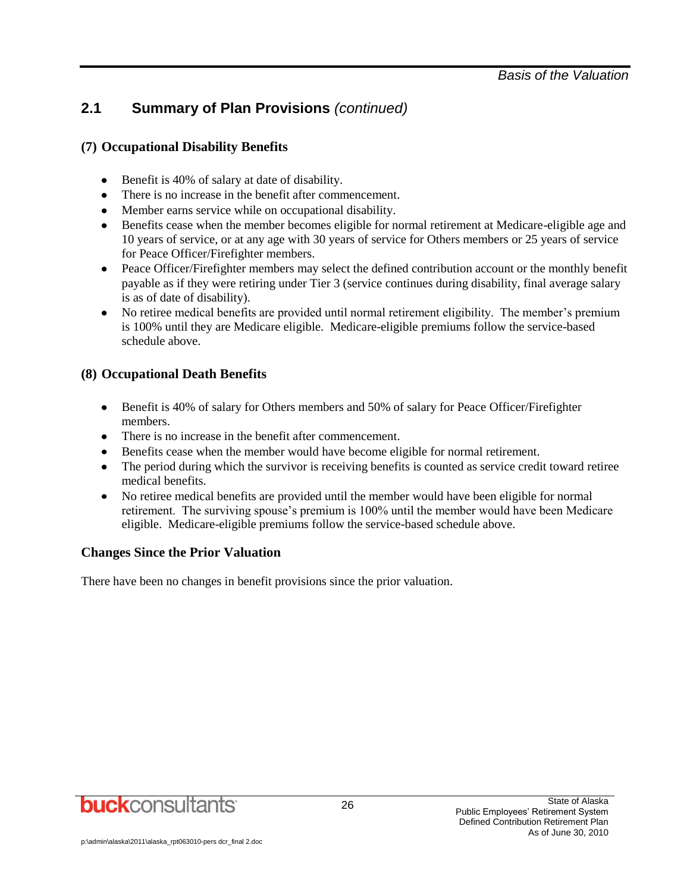## 2.1 Summary of Plan Provisions *(continued)*

### (7) Occupational Disability Benefits

- Benefit is 40% of salary at date of disability.
- There is no increase in the benefit after commencement.
- Member earns service while on occupational disability.
- Benefits cease when the member becomes eligible for normal retirement at Medicare-eligible age and 10 years of service, or at any age with 30 years of service for Others members or 25 years of service for Peace Officer/Firefighter members.
- Peace Officer/Firefighter members may select the defined contribution account or the monthly benefit payable as if they were retiring under Tier 3 (service continues during disability, final average salary is as of date of disability).
- No retiree medical benefits are provided until normal retirement eligibility. The member's premium is 100% until they are Medicare eligible. Medicare-eligible premiums follow the service-based schedule above.

### (8) Occupational Death Benefits

- Benefit is 40% of salary for Others members and 50% of salary for Peace Officer/Firefighter members.
- There is no increase in the benefit after commencement.
- Benefits cease when the member would have become eligible for normal retirement.
- The period during which the survivor is receiving benefits is counted as service credit toward retiree medical benefits.
- No retiree medical benefits are provided until the member would have been eligible for normal retirement. The surviving spouse's premium is 100% until the member would have been Medicare eligible. Medicare-eligible premiums follow the service-based schedule above.

### Changes Since the Prior Valuation

There have been no changes in benefit provisions since the prior valuation.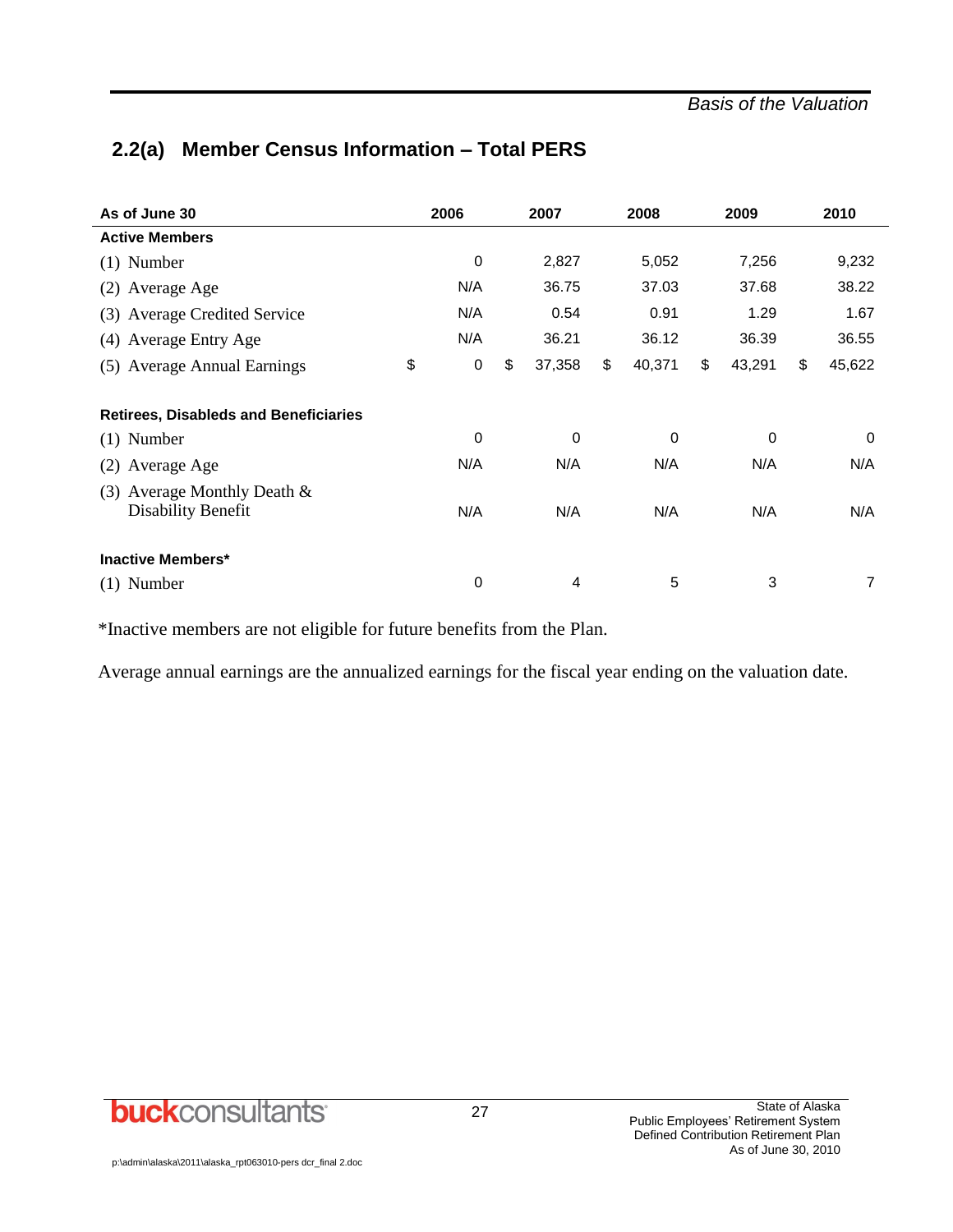## 2.2(a) Member Census Information – Total PERS

| As of June 30 | 2006 | 2007 | 2008 | 2009 | 2010 |
|---|---|---|---|---|---|
| **Active Members** | | | | | |
| (1) Number | 0 | 2,827 | 5,052 | 7,256 | 9,232 |
| (2) Average Age | N/A | 36.75 | 37.03 | 37.68 | 38.22 |
| (3) Average Credited Service | N/A | 0.54 | 0.91 | 1.29 | 1.67 |
| (4) Average Entry Age | N/A | 36.21 | 36.12 | 36.39 | 36.55 |
| (5) Average Annual Earnings | $ 0 | $ 37,358 | $ 40,371 | $ 43,291 | $ 45,622 |
| **Retirees, Disableds and Beneficiaries** | | | | | |
| (1) Number | 0 | 0 | 0 | 0 | 0 |
| (2) Average Age | N/A | N/A | N/A | N/A | N/A |
| (3) Average Monthly Death & Disability Benefit | N/A | N/A | N/A | N/A | N/A |
| **Inactive Members*** | | | | | |
| (1) Number | 0 | 4 | 5 | 3 | 7 |

*Inactive members are not eligible for future benefits from the Plan.

Average annual earnings are the annualized earnings for the fiscal year ending on the valuation date.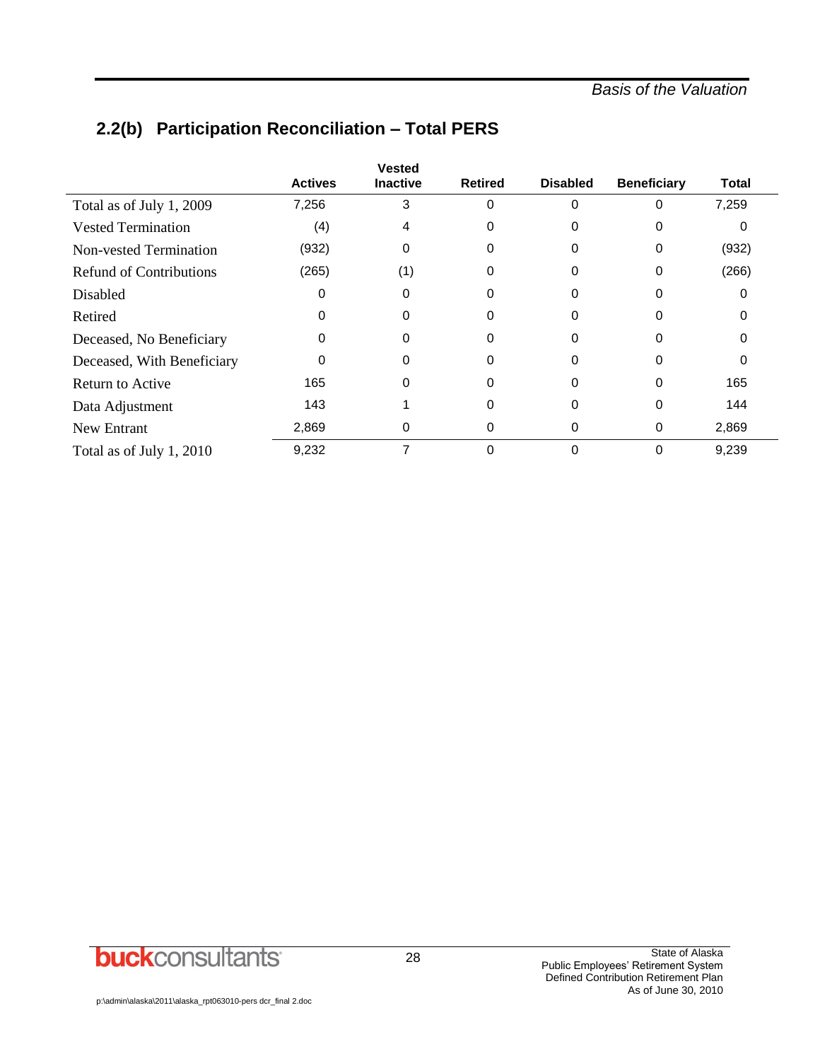## 2.2(b) Participation Reconciliation – Total PERS

| | Actives | Vested Inactive | Retired | Disabled | Beneficiary | Total |
|---|---|---|---|---|---|---|
| Total as of July 1, 2009 | 7,256 | 3 | 0 | 0 | 0 | 7,259 |
| Vested Termination | (4) | 4 | 0 | 0 | 0 | 0 |
| Non-vested Termination | (932) | 0 | 0 | 0 | 0 | (932) |
| Refund of Contributions | (265) | (1) | 0 | 0 | 0 | (266) |
| Disabled | 0 | 0 | 0 | 0 | 0 | 0 |
| Retired | 0 | 0 | 0 | 0 | 0 | 0 |
| Deceased, No Beneficiary | 0 | 0 | 0 | 0 | 0 | 0 |
| Deceased, With Beneficiary | 0 | 0 | 0 | 0 | 0 | 0 |
| Return to Active | 165 | 0 | 0 | 0 | 0 | 165 |
| Data Adjustment | 143 | 1 | 0 | 0 | 0 | 144 |
| New Entrant | 2,869 | 0 | 0 | 0 | 0 | 2,869 |
| Total as of July 1, 2010 | 9,232 | 7 | 0 | 0 | 0 | 9,239 |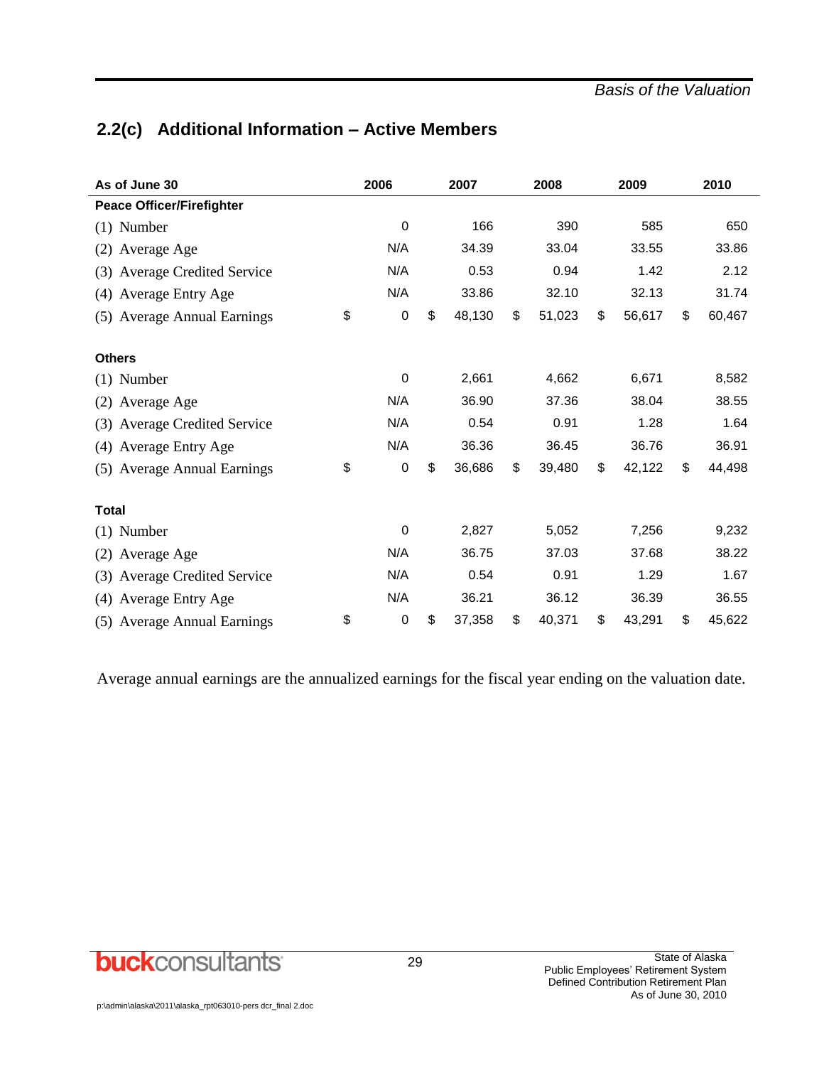## 2.2(c) Additional Information – Active Members

| As of June 30 | 2006 | 2007 | 2008 | 2009 | 2010 |
|---|---|---|---|---|---|
| **Peace Officer/Firefighter** | | | | | |
| (1) Number | 0 | 166 | 390 | 585 | 650 |
| (2) Average Age | N/A | 34.39 | 33.04 | 33.55 | 33.86 |
| (3) Average Credited Service | N/A | 0.53 | 0.94 | 1.42 | 2.12 |
| (4) Average Entry Age | N/A | 33.86 | 32.10 | 32.13 | 31.74 |
| (5) Average Annual Earnings | $ 0 | $ 48,130 | $ 51,023 | $ 56,617 | $ 60,467 |
| **Others** | | | | | |
| (1) Number | 0 | 2,661 | 4,662 | 6,671 | 8,582 |
| (2) Average Age | N/A | 36.90 | 37.36 | 38.04 | 38.55 |
| (3) Average Credited Service | N/A | 0.54 | 0.91 | 1.28 | 1.64 |
| (4) Average Entry Age | N/A | 36.36 | 36.45 | 36.76 | 36.91 |
| (5) Average Annual Earnings | $ 0 | $ 36,686 | $ 39,480 | $ 42,122 | $ 44,498 |
| **Total** | | | | | |
| (1) Number | 0 | 2,827 | 5,052 | 7,256 | 9,232 |
| (2) Average Age | N/A | 36.75 | 37.03 | 37.68 | 38.22 |
| (3) Average Credited Service | N/A | 0.54 | 0.91 | 1.29 | 1.67 |
| (4) Average Entry Age | N/A | 36.21 | 36.12 | 36.39 | 36.55 |
| (5) Average Annual Earnings | $ 0 | $ 37,358 | $ 40,371 | $ 43,291 | $ 45,622 |

Average annual earnings are the annualized earnings for the fiscal year ending on the valuation date.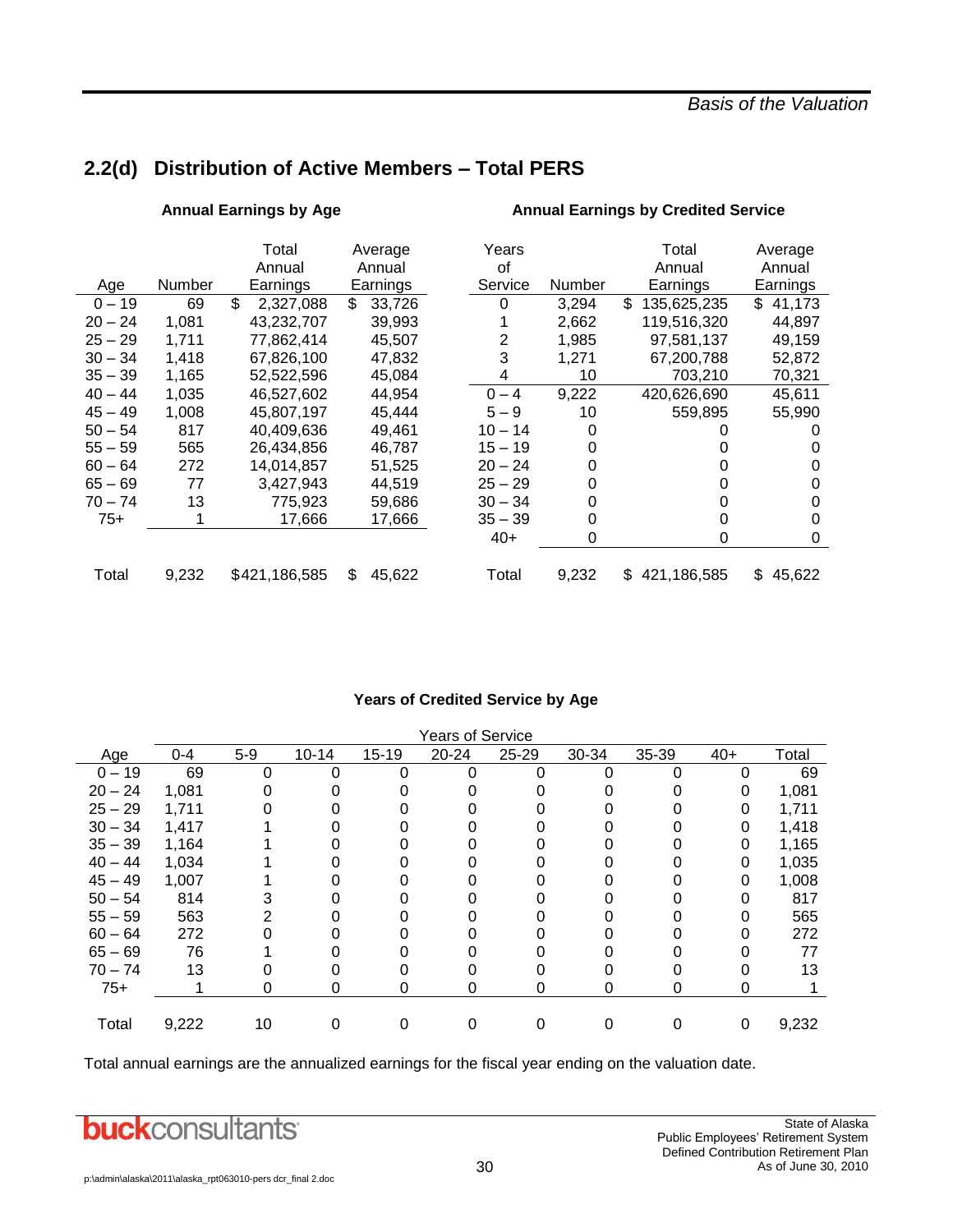## 2.2(d) Distribution of Active Members – Total PERS

**Annual Earnings by Age**

| Age | Number | Total Annual Earnings | Average Annual Earnings |
|---|---|---|---|
| 0 – 19 | 69 | $ 2,327,088 | $ 33,726 |
| 20 – 24 | 1,081 | 43,232,707 | 39,993 |
| 25 – 29 | 1,711 | 77,862,414 | 45,507 |
| 30 – 34 | 1,418 | 67,826,100 | 47,832 |
| 35 – 39 | 1,165 | 52,522,596 | 45,084 |
| 40 – 44 | 1,035 | 46,527,602 | 44,954 |
| 45 – 49 | 1,008 | 45,807,197 | 45,444 |
| 50 – 54 | 817 | 40,409,636 | 49,461 |
| 55 – 59 | 565 | 26,434,856 | 46,787 |
| 60 – 64 | 272 | 14,014,857 | 51,525 |
| 65 – 69 | 77 | 3,427,943 | 44,519 |
| 70 – 74 | 13 | 775,923 | 59,686 |
| 75+ | 1 | 17,666 | 17,666 |
| Total | 9,232 | $421,186,585 | $ 45,622 |

**Annual Earnings by Credited Service**

| Years of Service | Number | Total Annual Earnings | Average Annual Earnings |
|---|---|---|---|
| 0 | 3,294 | $ 135,625,235 | $ 41,173 |
| 1 | 2,662 | 119,516,320 | 44,897 |
| 2 | 1,985 | 97,581,137 | 49,159 |
| 3 | 1,271 | 67,200,788 | 52,872 |
| 4 | 10 | 703,210 | 70,321 |
| 0 – 4 | 9,222 | 420,626,690 | 45,611 |
| 5 – 9 | 10 | 559,895 | 55,990 |
| 10 – 14 | 0 | 0 | 0 |
| 15 – 19 | 0 | 0 | 0 |
| 20 – 24 | 0 | 0 | 0 |
| 25 – 29 | 0 | 0 | 0 |
| 30 – 34 | 0 | 0 | 0 |
| 35 – 39 | 0 | 0 | 0 |
| 40+ | 0 | 0 | 0 |
| Total | 9,232 | $ 421,186,585 | $ 45,622 |

**Years of Credited Service by Age**

| | Years of Service | | | | | | | | | |
|---|---|---|---|---|---|---|---|---|---|---|
| Age | 0-4 | 5-9 | 10-14 | 15-19 | 20-24 | 25-29 | 30-34 | 35-39 | 40+ | Total |
| 0 – 19 | 69 | 0 | 0 | 0 | 0 | 0 | 0 | 0 | 0 | 69 |
| 20 – 24 | 1,081 | 0 | 0 | 0 | 0 | 0 | 0 | 0 | 0 | 1,081 |
| 25 – 29 | 1,711 | 0 | 0 | 0 | 0 | 0 | 0 | 0 | 0 | 1,711 |
| 30 – 34 | 1,417 | 1 | 0 | 0 | 0 | 0 | 0 | 0 | 0 | 1,418 |
| 35 – 39 | 1,164 | 1 | 0 | 0 | 0 | 0 | 0 | 0 | 0 | 1,165 |
| 40 – 44 | 1,034 | 1 | 0 | 0 | 0 | 0 | 0 | 0 | 0 | 1,035 |
| 45 – 49 | 1,007 | 1 | 0 | 0 | 0 | 0 | 0 | 0 | 0 | 1,008 |
| 50 – 54 | 814 | 3 | 0 | 0 | 0 | 0 | 0 | 0 | 0 | 817 |
| 55 – 59 | 563 | 2 | 0 | 0 | 0 | 0 | 0 | 0 | 0 | 565 |
| 60 – 64 | 272 | 0 | 0 | 0 | 0 | 0 | 0 | 0 | 0 | 272 |
| 65 – 69 | 76 | 1 | 0 | 0 | 0 | 0 | 0 | 0 | 0 | 77 |
| 70 – 74 | 13 | 0 | 0 | 0 | 0 | 0 | 0 | 0 | 0 | 13 |
| 75+ | 1 | 0 | 0 | 0 | 0 | 0 | 0 | 0 | 0 | 1 |
| Total | 9,222 | 10 | 0 | 0 | 0 | 0 | 0 | 0 | 0 | 9,232 |

Total annual earnings are the annualized earnings for the fiscal year ending on the valuation date.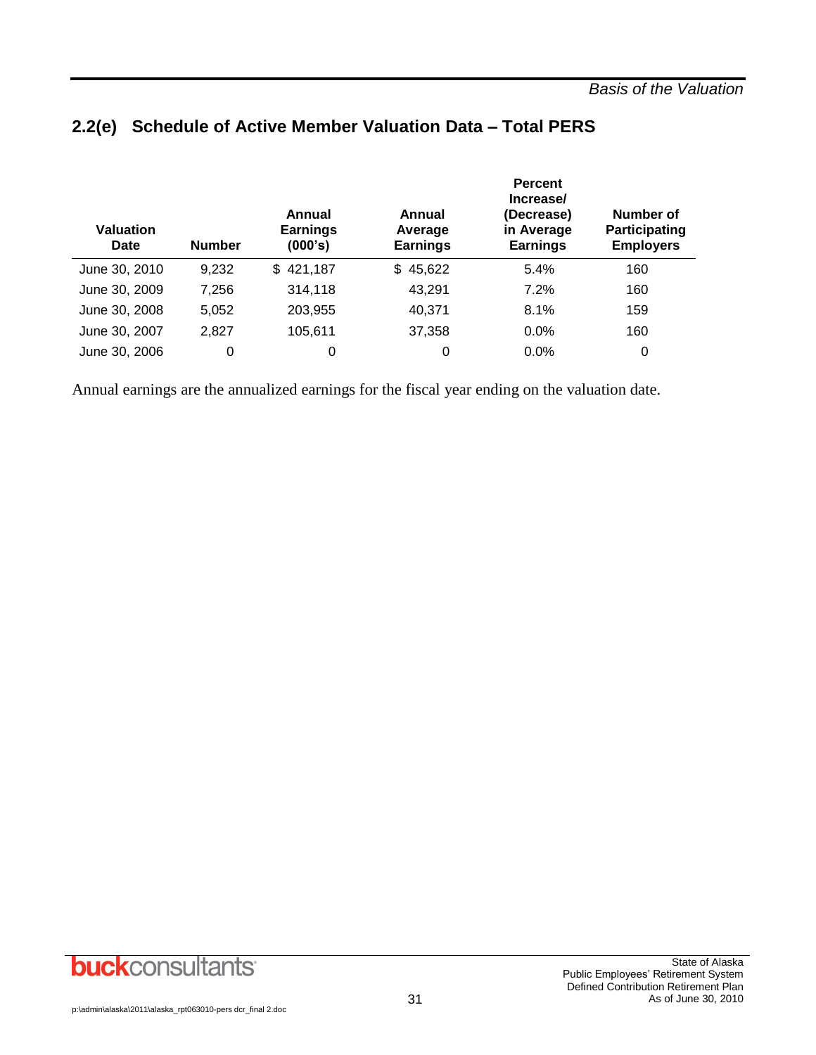## 2.2(e) Schedule of Active Member Valuation Data – Total PERS

| Valuation Date | Number | Annual Earnings (000's) | Annual Average Earnings | Percent Increase/ (Decrease) in Average Earnings | Number of Participating Employers |
|---|---|---|---|---|---|
| June 30, 2010 | 9,232 | $ 421,187 | $ 45,622 | 5.4% | 160 |
| June 30, 2009 | 7,256 | 314,118 | 43,291 | 7.2% | 160 |
| June 30, 2008 | 5,052 | 203,955 | 40,371 | 8.1% | 159 |
| June 30, 2007 | 2,827 | 105,611 | 37,358 | 0.0% | 160 |
| June 30, 2006 | 0 | 0 | 0 | 0.0% | 0 |

Annual earnings are the annualized earnings for the fiscal year ending on the valuation date.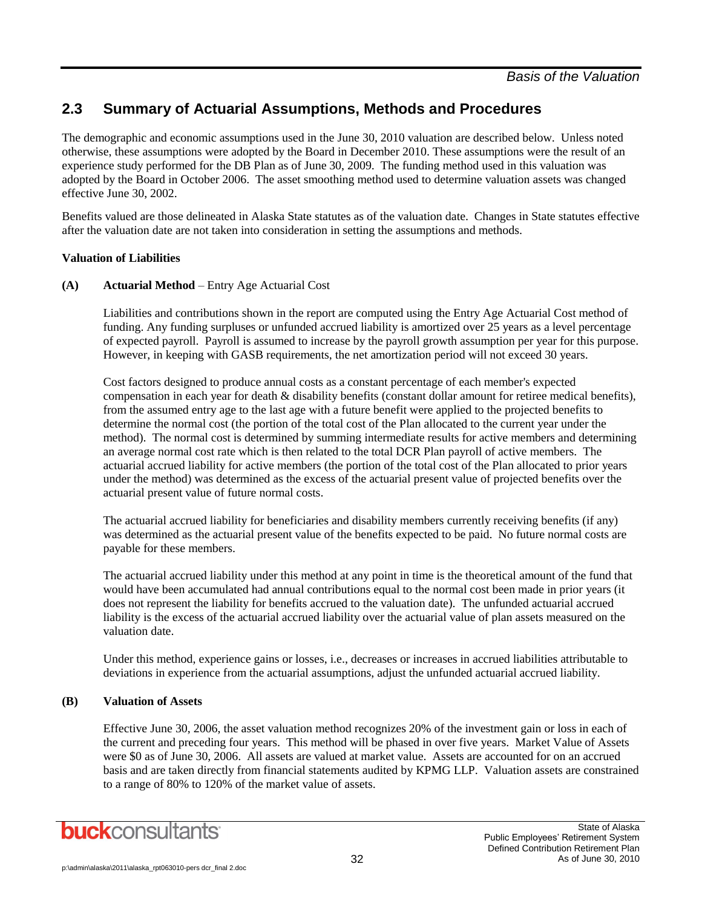## 2.3 Summary of Actuarial Assumptions, Methods and Procedures

The demographic and economic assumptions used in the June 30, 2010 valuation are described below. Unless noted otherwise, these assumptions were adopted by the Board in December 2010. These assumptions were the result of an experience study performed for the DB Plan as of June 30, 2009. The funding method used in this valuation was adopted by the Board in October 2006. The asset smoothing method used to determine valuation assets was changed effective June 30, 2002.

Benefits valued are those delineated in Alaska State statutes as of the valuation date. Changes in State statutes effective after the valuation date are not taken into consideration in setting the assumptions and methods.

**Valuation of Liabilities**

**(A) Actuarial Method** – Entry Age Actuarial Cost

Liabilities and contributions shown in the report are computed using the Entry Age Actuarial Cost method of funding. Any funding surpluses or unfunded accrued liability is amortized over 25 years as a level percentage of expected payroll. Payroll is assumed to increase by the payroll growth assumption per year for this purpose. However, in keeping with GASB requirements, the net amortization period will not exceed 30 years.

Cost factors designed to produce annual costs as a constant percentage of each member's expected compensation in each year for death & disability benefits (constant dollar amount for retiree medical benefits), from the assumed entry age to the last age with a future benefit were applied to the projected benefits to determine the normal cost (the portion of the total cost of the Plan allocated to the current year under the method). The normal cost is determined by summing intermediate results for active members and determining an average normal cost rate which is then related to the total DCR Plan payroll of active members. The actuarial accrued liability for active members (the portion of the total cost of the Plan allocated to prior years under the method) was determined as the excess of the actuarial present value of projected benefits over the actuarial present value of future normal costs.

The actuarial accrued liability for beneficiaries and disability members currently receiving benefits (if any) was determined as the actuarial present value of the benefits expected to be paid. No future normal costs are payable for these members.

The actuarial accrued liability under this method at any point in time is the theoretical amount of the fund that would have been accumulated had annual contributions equal to the normal cost been made in prior years (it does not represent the liability for benefits accrued to the valuation date). The unfunded actuarial accrued liability is the excess of the actuarial accrued liability over the actuarial value of plan assets measured on the valuation date.

Under this method, experience gains or losses, i.e., decreases or increases in accrued liabilities attributable to deviations in experience from the actuarial assumptions, adjust the unfunded actuarial accrued liability.

**(B) Valuation of Assets**

Effective June 30, 2006, the asset valuation method recognizes 20% of the investment gain or loss in each of the current and preceding four years. This method will be phased in over five years. Market Value of Assets were $0 as of June 30, 2006. All assets are valued at market value. Assets are accounted for on an accrued basis and are taken directly from financial statements audited by KPMG LLP. Valuation assets are constrained to a range of 80% to 120% of the market value of assets.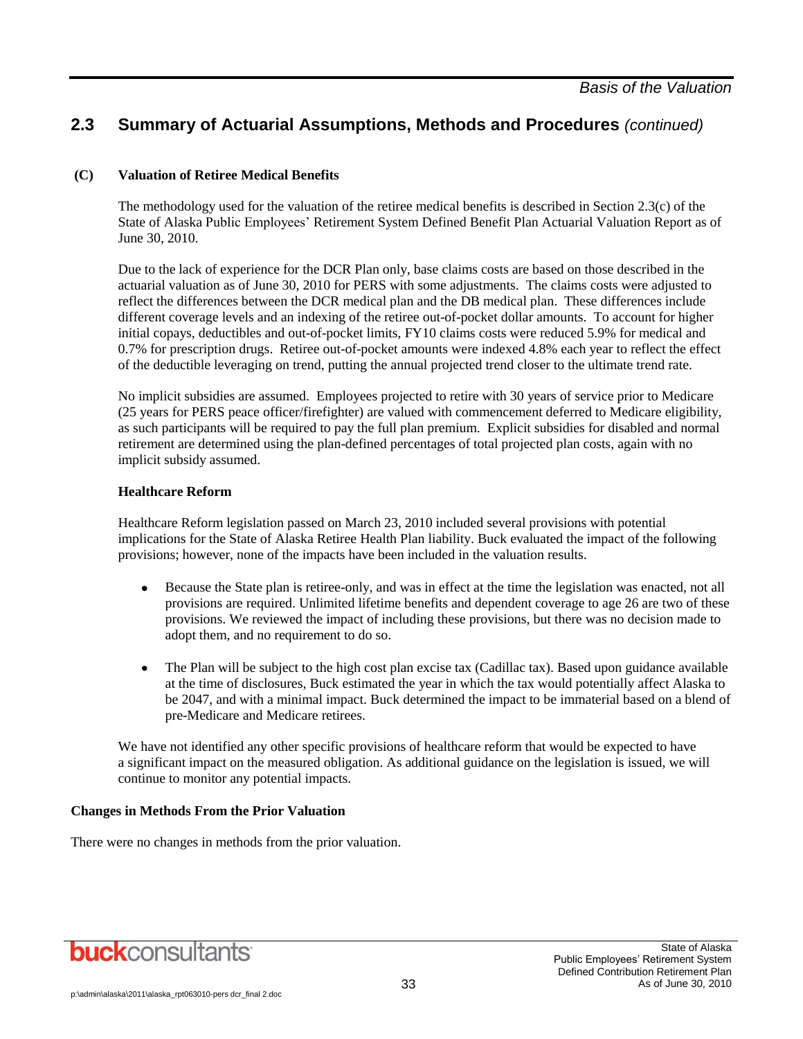## 2.3 Summary of Actuarial Assumptions, Methods and Procedures *(continued)*

### (C) Valuation of Retiree Medical Benefits

The methodology used for the valuation of the retiree medical benefits is described in Section 2.3(c) of the State of Alaska Public Employees' Retirement System Defined Benefit Plan Actuarial Valuation Report as of June 30, 2010.

Due to the lack of experience for the DCR Plan only, base claims costs are based on those described in the actuarial valuation as of June 30, 2010 for PERS with some adjustments. The claims costs were adjusted to reflect the differences between the DCR medical plan and the DB medical plan. These differences include different coverage levels and an indexing of the retiree out-of-pocket dollar amounts. To account for higher initial copays, deductibles and out-of-pocket limits, FY10 claims costs were reduced 5.9% for medical and 0.7% for prescription drugs. Retiree out-of-pocket amounts were indexed 4.8% each year to reflect the effect of the deductible leveraging on trend, putting the annual projected trend closer to the ultimate trend rate.

No implicit subsidies are assumed. Employees projected to retire with 30 years of service prior to Medicare (25 years for PERS peace officer/firefighter) are valued with commencement deferred to Medicare eligibility, as such participants will be required to pay the full plan premium. Explicit subsidies for disabled and normal retirement are determined using the plan-defined percentages of total projected plan costs, again with no implicit subsidy assumed.

**Healthcare Reform**

Healthcare Reform legislation passed on March 23, 2010 included several provisions with potential implications for the State of Alaska Retiree Health Plan liability. Buck evaluated the impact of the following provisions; however, none of the impacts have been included in the valuation results.

- Because the State plan is retiree-only, and was in effect at the time the legislation was enacted, not all provisions are required. Unlimited lifetime benefits and dependent coverage to age 26 are two of these provisions. We reviewed the impact of including these provisions, but there was no decision made to adopt them, and no requirement to do so.
- The Plan will be subject to the high cost plan excise tax (Cadillac tax). Based upon guidance available at the time of disclosures, Buck estimated the year in which the tax would potentially affect Alaska to be 2047, and with a minimal impact. Buck determined the impact to be immaterial based on a blend of pre-Medicare and Medicare retirees.

We have not identified any other specific provisions of healthcare reform that would be expected to have a significant impact on the measured obligation. As additional guidance on the legislation is issued, we will continue to monitor any potential impacts.

### Changes in Methods From the Prior Valuation

There were no changes in methods from the prior valuation.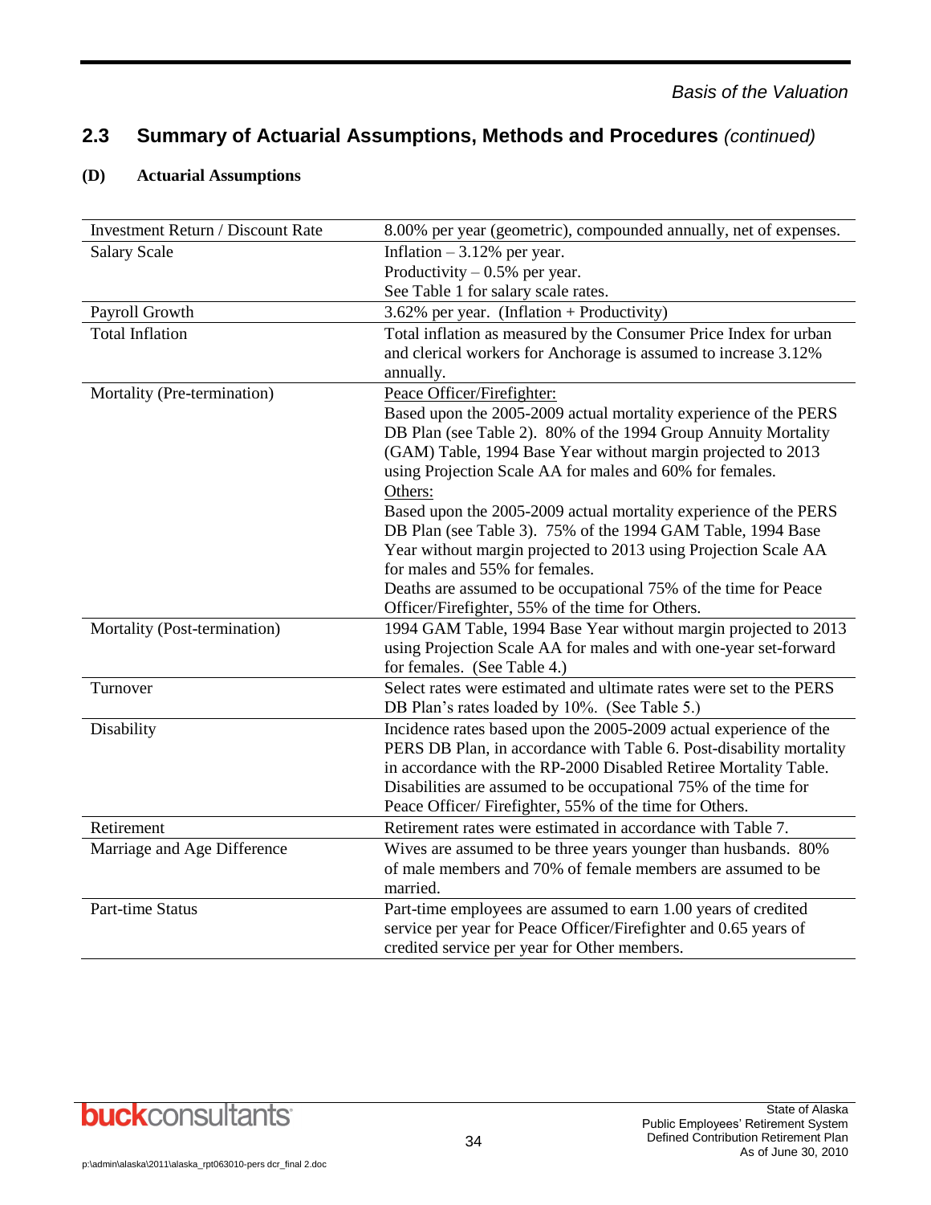## 2.3 Summary of Actuarial Assumptions, Methods and Procedures *(continued)*

### (D) Actuarial Assumptions

| | |
|---|---|
| Investment Return / Discount Rate | 8.00% per year (geometric), compounded annually, net of expenses. |
| Salary Scale | Inflation – 3.12% per year.<br>Productivity – 0.5% per year.<br>See Table 1 for salary scale rates. |
| Payroll Growth | 3.62% per year. (Inflation + Productivity) |
| Total Inflation | Total inflation as measured by the Consumer Price Index for urban and clerical workers for Anchorage is assumed to increase 3.12% annually. |
| Mortality (Pre-termination) | Peace Officer/Firefighter:<br>Based upon the 2005-2009 actual mortality experience of the PERS DB Plan (see Table 2). 80% of the 1994 Group Annuity Mortality (GAM) Table, 1994 Base Year without margin projected to 2013 using Projection Scale AA for males and 60% for females.<br>Others:<br>Based upon the 2005-2009 actual mortality experience of the PERS DB Plan (see Table 3). 75% of the 1994 GAM Table, 1994 Base Year without margin projected to 2013 using Projection Scale AA for males and 55% for females.<br>Deaths are assumed to be occupational 75% of the time for Peace Officer/Firefighter, 55% of the time for Others. |
| Mortality (Post-termination) | 1994 GAM Table, 1994 Base Year without margin projected to 2013 using Projection Scale AA for males and with one-year set-forward for females. (See Table 4.) |
| Turnover | Select rates were estimated and ultimate rates were set to the PERS DB Plan's rates loaded by 10%. (See Table 5.) |
| Disability | Incidence rates based upon the 2005-2009 actual experience of the PERS DB Plan, in accordance with Table 6. Post-disability mortality in accordance with the RP-2000 Disabled Retiree Mortality Table. Disabilities are assumed to be occupational 75% of the time for Peace Officer/ Firefighter, 55% of the time for Others. |
| Retirement | Retirement rates were estimated in accordance with Table 7. |
| Marriage and Age Difference | Wives are assumed to be three years younger than husbands. 80% of male members and 70% of female members are assumed to be married. |
| Part-time Status | Part-time employees are assumed to earn 1.00 years of credited service per year for Peace Officer/Firefighter and 0.65 years of credited service per year for Other members. |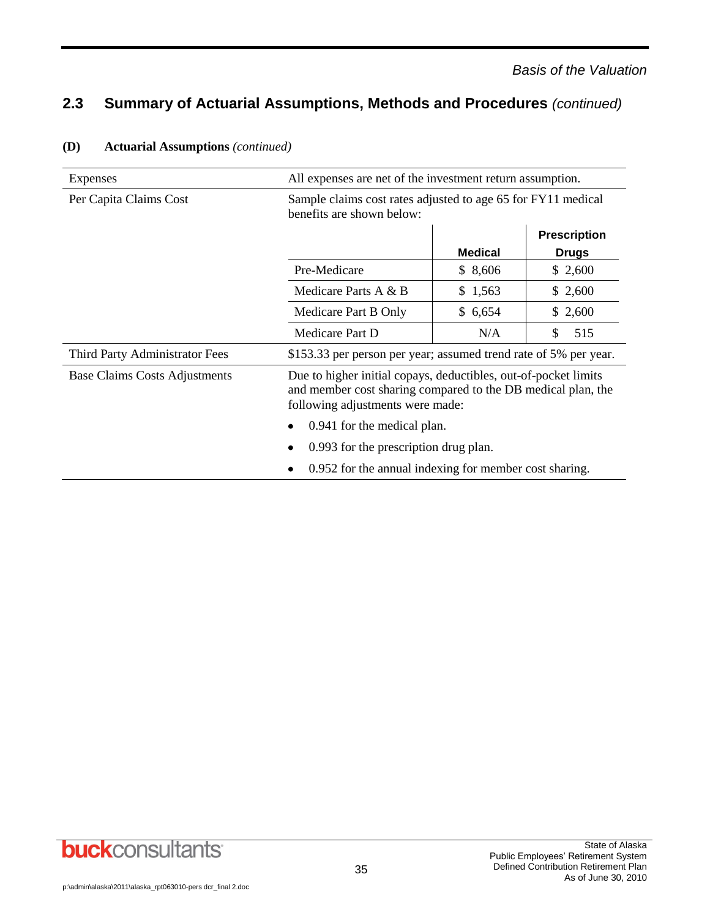## 2.3 Summary of Actuarial Assumptions, Methods and Procedures *(continued)*

### (D) Actuarial Assumptions *(continued)*

| | |
|---|---|
| Expenses | All expenses are net of the investment return assumption. |
| Per Capita Claims Cost | Sample claims cost rates adjusted to age 65 for FY11 medical benefits are shown below: |

| | Medical | Prescription Drugs |
|---|---|---|
| Pre-Medicare | $ 8,606 | $ 2,600 |
| Medicare Parts A & B | $ 1,563 | $ 2,600 |
| Medicare Part B Only | $ 6,654 | $ 2,600 |
| Medicare Part D | N/A | $ 515 |

| | |
|---|---|
| Third Party Administrator Fees | $153.33 per person per year; assumed trend rate of 5% per year. |
| Base Claims Costs Adjustments | Due to higher initial copays, deductibles, out-of-pocket limits and member cost sharing compared to the DB medical plan, the following adjustments were made:<br>• 0.941 for the medical plan.<br>• 0.993 for the prescription drug plan.<br>• 0.952 for the annual indexing for member cost sharing. |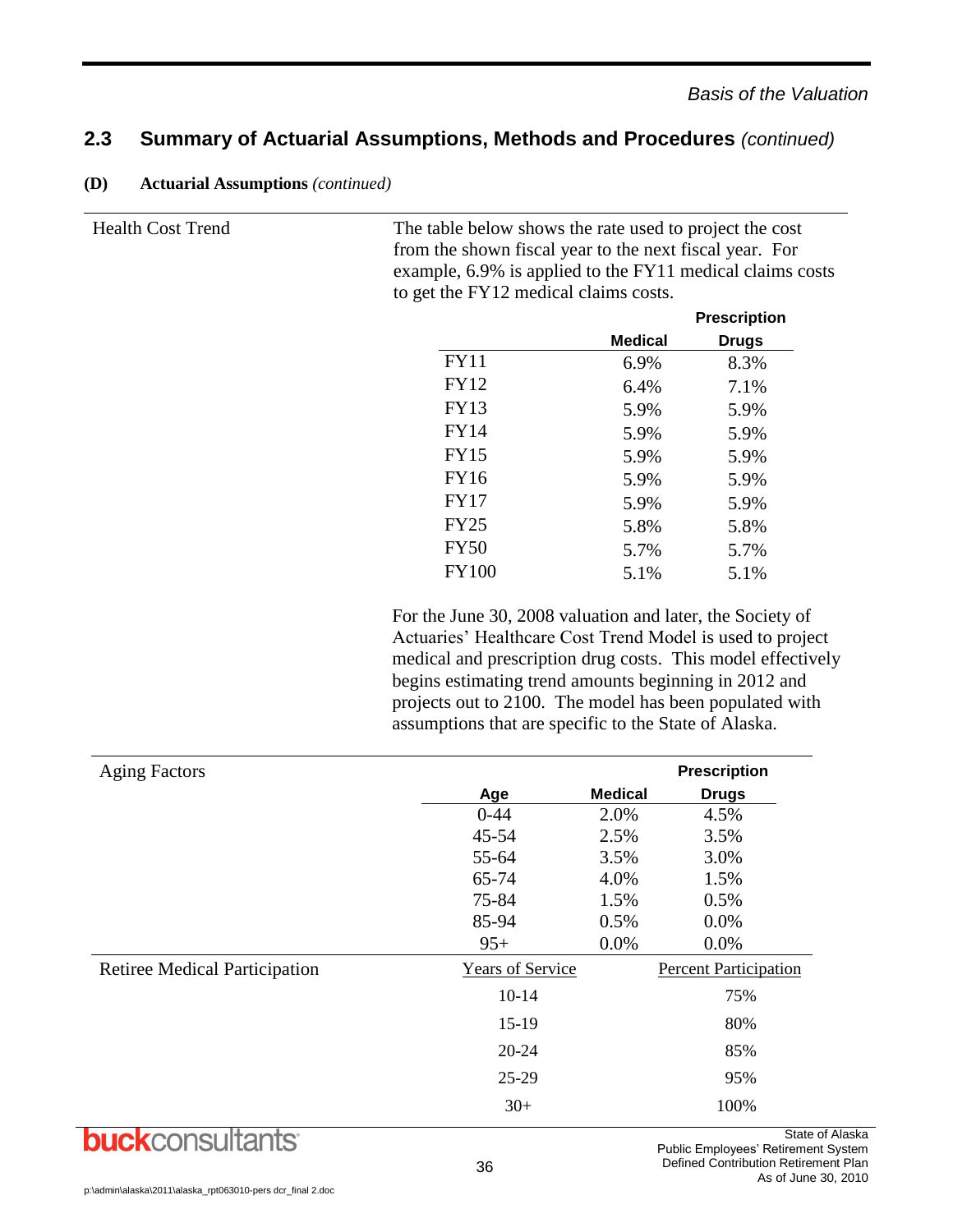## 2.3 Summary of Actuarial Assumptions, Methods and Procedures *(continued)*

**(D) Actuarial Assumptions** *(continued)*

**Health Cost Trend**

The table below shows the rate used to project the cost from the shown fiscal year to the next fiscal year. For example, 6.9% is applied to the FY11 medical claims costs to get the FY12 medical claims costs.

| | Medical | Prescription Drugs |
|---|---|---|
| FY11 | 6.9% | 8.3% |
| FY12 | 6.4% | 7.1% |
| FY13 | 5.9% | 5.9% |
| FY14 | 5.9% | 5.9% |
| FY15 | 5.9% | 5.9% |
| FY16 | 5.9% | 5.9% |
| FY17 | 5.9% | 5.9% |
| FY25 | 5.8% | 5.8% |
| FY50 | 5.7% | 5.7% |
| FY100 | 5.1% | 5.1% |

For the June 30, 2008 valuation and later, the Society of Actuaries' Healthcare Cost Trend Model is used to project medical and prescription drug costs. This model effectively begins estimating trend amounts beginning in 2012 and projects out to 2100. The model has been populated with assumptions that are specific to the State of Alaska.

**Aging Factors**

| Age | Medical | Prescription Drugs |
|---|---|---|
| 0-44 | 2.0% | 4.5% |
| 45-54 | 2.5% | 3.5% |
| 55-64 | 3.5% | 3.0% |
| 65-74 | 4.0% | 1.5% |
| 75-84 | 1.5% | 0.5% |
| 85-94 | 0.5% | 0.0% |
| 95+ | 0.0% | 0.0% |

**Retiree Medical Participation**

| Years of Service | Percent Participation |
|---|---|
| 10-14 | 75% |
| 15-19 | 80% |
| 20-24 | 85% |
| 25-29 | 95% |
| 30+ | 100% |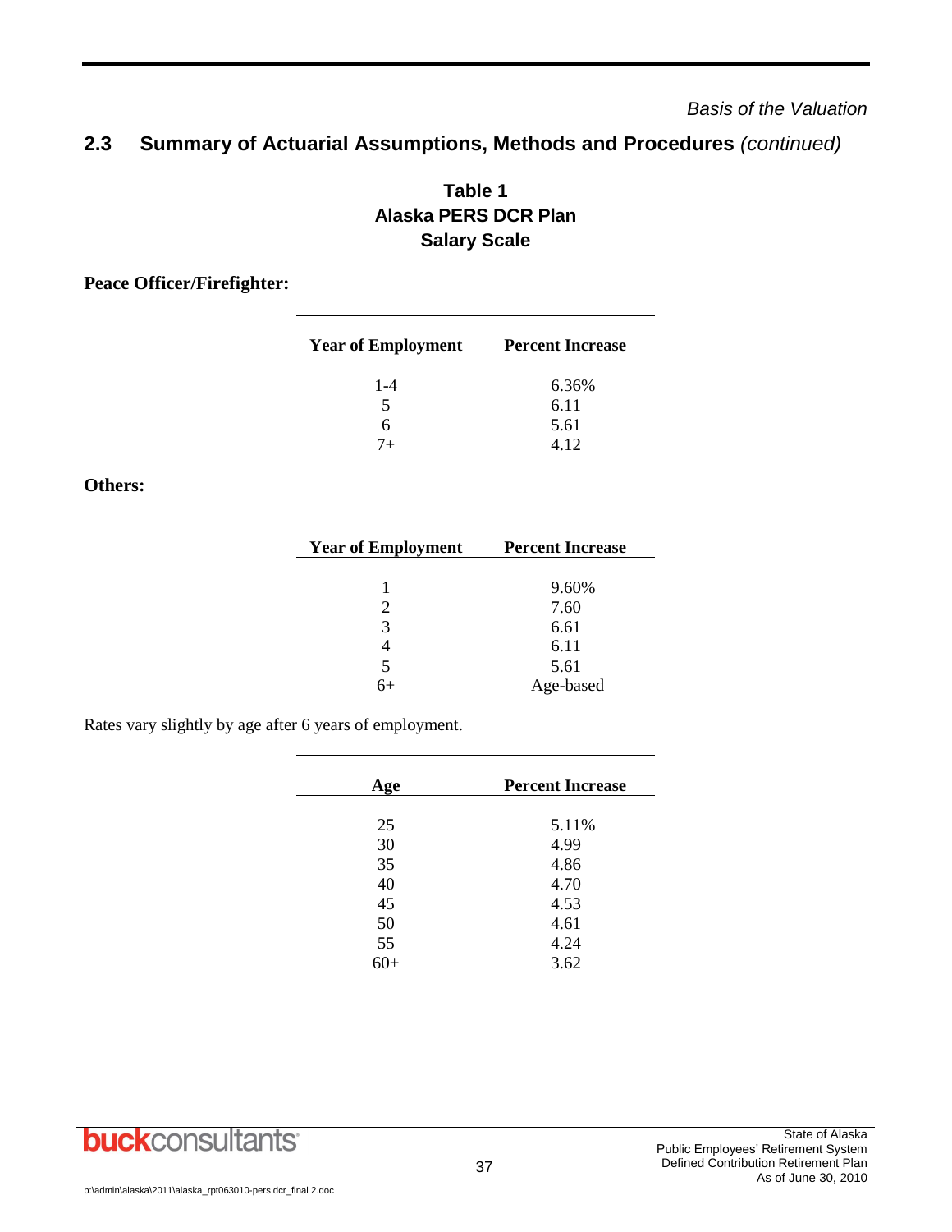## 2.3 Summary of Actuarial Assumptions, Methods and Procedures *(continued)*

### Table 1
### Alaska PERS DCR Plan
### Salary Scale

**Peace Officer/Firefighter:**

| Year of Employment | Percent Increase |
|---|---|
| 1-4 | 6.36% |
| 5 | 6.11 |
| 6 | 5.61 |
| 7+ | 4.12 |

**Others:**

| Year of Employment | Percent Increase |
|---|---|
| 1 | 9.60% |
| 2 | 7.60 |
| 3 | 6.61 |
| 4 | 6.11 |
| 5 | 5.61 |
| 6+ | Age-based |

Rates vary slightly by age after 6 years of employment.

| Age | Percent Increase |
|---|---|
| 25 | 5.11% |
| 30 | 4.99 |
| 35 | 4.86 |
| 40 | 4.70 |
| 45 | 4.53 |
| 50 | 4.61 |
| 55 | 4.24 |
| 60+ | 3.62 |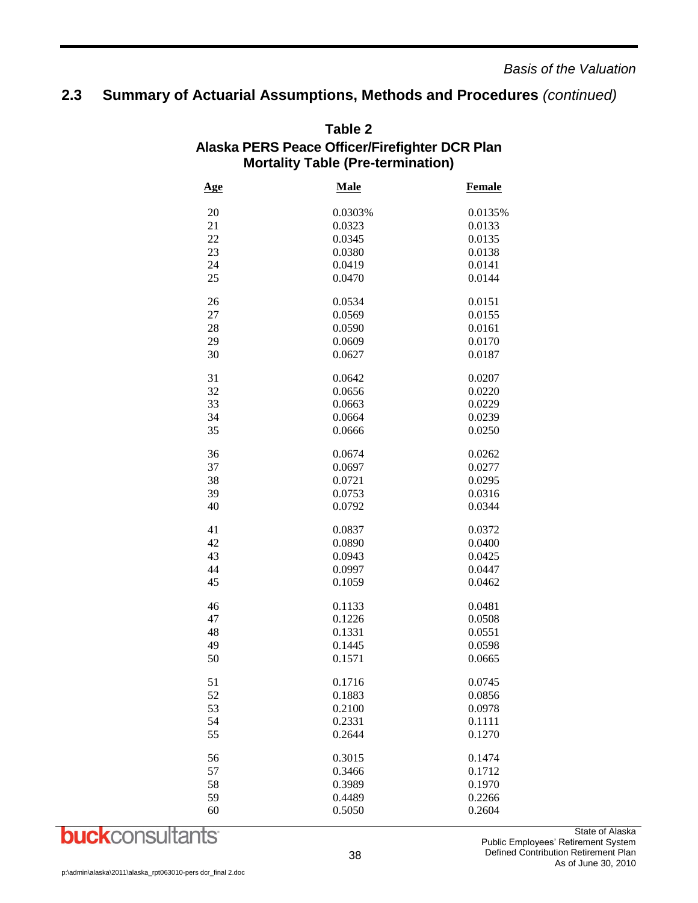## 2.3 Summary of Actuarial Assumptions, Methods and Procedures *(continued)*

**Table 2**
**Alaska PERS Peace Officer/Firefighter DCR Plan**
**Mortality Table (Pre-termination)**

| Age | Male | Female |
|---|---|---|
| 20 | 0.0303% | 0.0135% |
| 21 | 0.0323 | 0.0133 |
| 22 | 0.0345 | 0.0135 |
| 23 | 0.0380 | 0.0138 |
| 24 | 0.0419 | 0.0141 |
| 25 | 0.0470 | 0.0144 |
| 26 | 0.0534 | 0.0151 |
| 27 | 0.0569 | 0.0155 |
| 28 | 0.0590 | 0.0161 |
| 29 | 0.0609 | 0.0170 |
| 30 | 0.0627 | 0.0187 |
| 31 | 0.0642 | 0.0207 |
| 32 | 0.0656 | 0.0220 |
| 33 | 0.0663 | 0.0229 |
| 34 | 0.0664 | 0.0239 |
| 35 | 0.0666 | 0.0250 |
| 36 | 0.0674 | 0.0262 |
| 37 | 0.0697 | 0.0277 |
| 38 | 0.0721 | 0.0295 |
| 39 | 0.0753 | 0.0316 |
| 40 | 0.0792 | 0.0344 |
| 41 | 0.0837 | 0.0372 |
| 42 | 0.0890 | 0.0400 |
| 43 | 0.0943 | 0.0425 |
| 44 | 0.0997 | 0.0447 |
| 45 | 0.1059 | 0.0462 |
| 46 | 0.1133 | 0.0481 |
| 47 | 0.1226 | 0.0508 |
| 48 | 0.1331 | 0.0551 |
| 49 | 0.1445 | 0.0598 |
| 50 | 0.1571 | 0.0665 |
| 51 | 0.1716 | 0.0745 |
| 52 | 0.1883 | 0.0856 |
| 53 | 0.2100 | 0.0978 |
| 54 | 0.2331 | 0.1111 |
| 55 | 0.2644 | 0.1270 |
| 56 | 0.3015 | 0.1474 |
| 57 | 0.3466 | 0.1712 |
| 58 | 0.3989 | 0.1970 |
| 59 | 0.4489 | 0.2266 |
| 60 | 0.5050 | 0.2604 |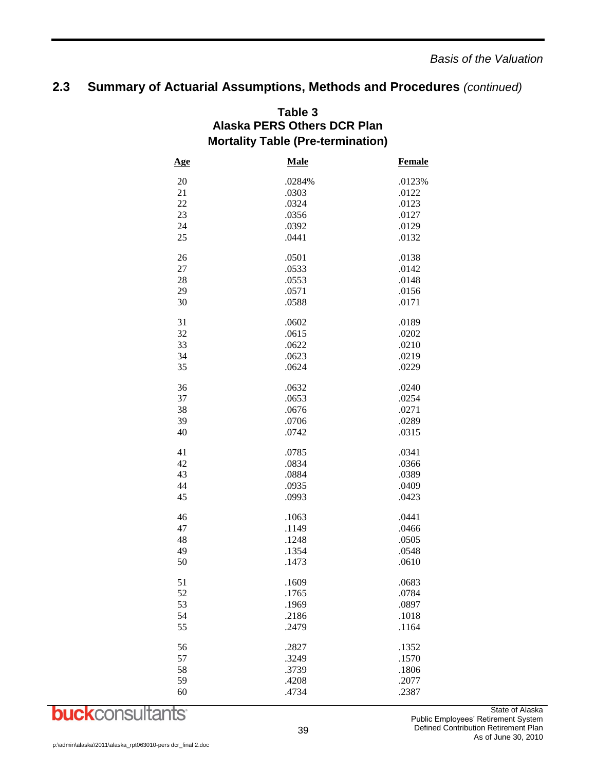## 2.3 Summary of Actuarial Assumptions, Methods and Procedures *(continued)*

**Table 3**
**Alaska PERS Others DCR Plan**
**Mortality Table (Pre-termination)**

| Age | Male | Female |
|---|---|---|
| 20 | .0284% | .0123% |
| 21 | .0303 | .0122 |
| 22 | .0324 | .0123 |
| 23 | .0356 | .0127 |
| 24 | .0392 | .0129 |
| 25 | .0441 | .0132 |
| 26 | .0501 | .0138 |
| 27 | .0533 | .0142 |
| 28 | .0553 | .0148 |
| 29 | .0571 | .0156 |
| 30 | .0588 | .0171 |
| 31 | .0602 | .0189 |
| 32 | .0615 | .0202 |
| 33 | .0622 | .0210 |
| 34 | .0623 | .0219 |
| 35 | .0624 | .0229 |
| 36 | .0632 | .0240 |
| 37 | .0653 | .0254 |
| 38 | .0676 | .0271 |
| 39 | .0706 | .0289 |
| 40 | .0742 | .0315 |
| 41 | .0785 | .0341 |
| 42 | .0834 | .0366 |
| 43 | .0884 | .0389 |
| 44 | .0935 | .0409 |
| 45 | .0993 | .0423 |
| 46 | .1063 | .0441 |
| 47 | .1149 | .0466 |
| 48 | .1248 | .0505 |
| 49 | .1354 | .0548 |
| 50 | .1473 | .0610 |
| 51 | .1609 | .0683 |
| 52 | .1765 | .0784 |
| 53 | .1969 | .0897 |
| 54 | .2186 | .1018 |
| 55 | .2479 | .1164 |
| 56 | .2827 | .1352 |
| 57 | .3249 | .1570 |
| 58 | .3739 | .1806 |
| 59 | .4208 | .2077 |
| 60 | .4734 | .2387 |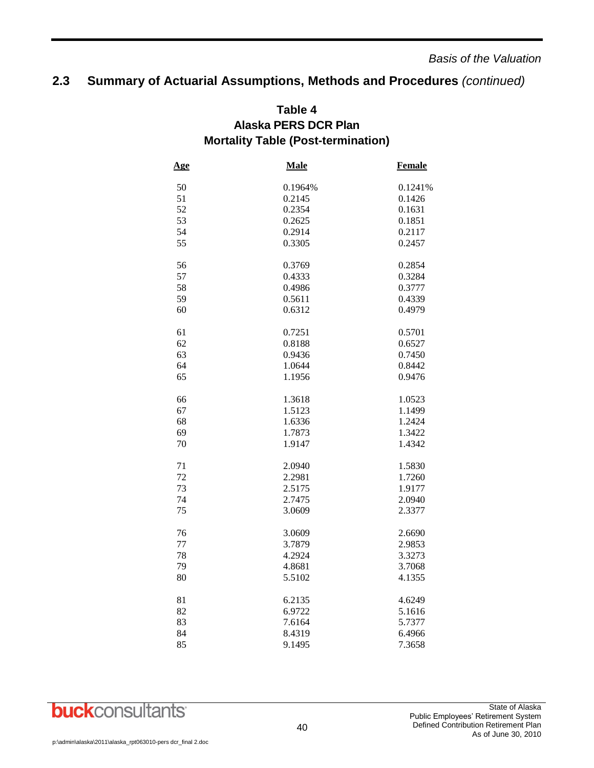## 2.3 Summary of Actuarial Assumptions, Methods and Procedures *(continued)*

**Table 4**
**Alaska PERS DCR Plan**
**Mortality Table (Post-termination)**

| Age | Male | Female |
|---|---|---|
| 50 | 0.1964% | 0.1241% |
| 51 | 0.2145 | 0.1426 |
| 52 | 0.2354 | 0.1631 |
| 53 | 0.2625 | 0.1851 |
| 54 | 0.2914 | 0.2117 |
| 55 | 0.3305 | 0.2457 |
| 56 | 0.3769 | 0.2854 |
| 57 | 0.4333 | 0.3284 |
| 58 | 0.4986 | 0.3777 |
| 59 | 0.5611 | 0.4339 |
| 60 | 0.6312 | 0.4979 |
| 61 | 0.7251 | 0.5701 |
| 62 | 0.8188 | 0.6527 |
| 63 | 0.9436 | 0.7450 |
| 64 | 1.0644 | 0.8442 |
| 65 | 1.1956 | 0.9476 |
| 66 | 1.3618 | 1.0523 |
| 67 | 1.5123 | 1.1499 |
| 68 | 1.6336 | 1.2424 |
| 69 | 1.7873 | 1.3422 |
| 70 | 1.9147 | 1.4342 |
| 71 | 2.0940 | 1.5830 |
| 72 | 2.2981 | 1.7260 |
| 73 | 2.5175 | 1.9177 |
| 74 | 2.7475 | 2.0940 |
| 75 | 3.0609 | 2.3377 |
| 76 | 3.0609 | 2.6690 |
| 77 | 3.7879 | 2.9853 |
| 78 | 4.2924 | 3.3273 |
| 79 | 4.8681 | 3.7068 |
| 80 | 5.5102 | 4.1355 |
| 81 | 6.2135 | 4.6249 |
| 82 | 6.9722 | 5.1616 |
| 83 | 7.6164 | 5.7377 |
| 84 | 8.4319 | 6.4966 |
| 85 | 9.1495 | 7.3658 |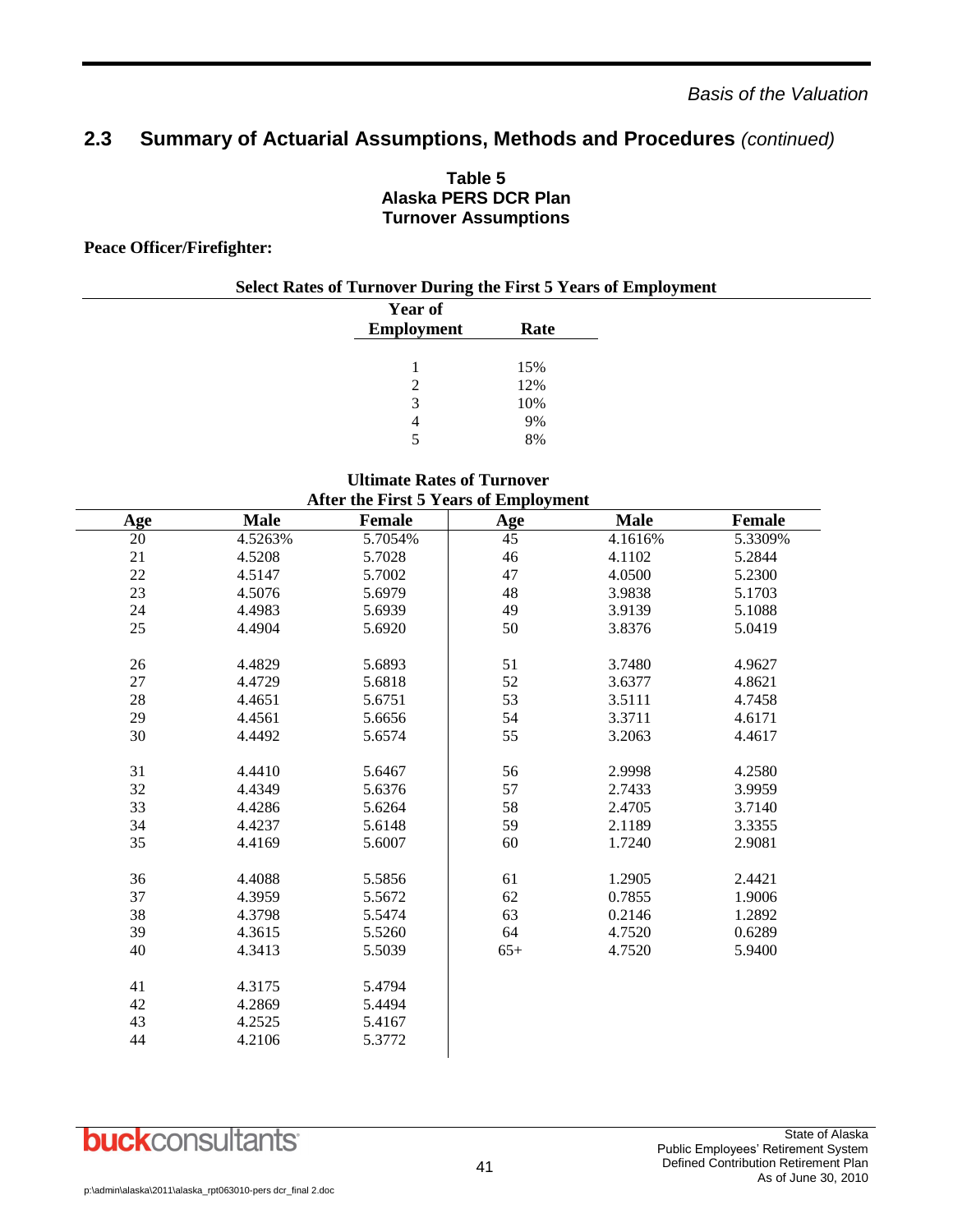## 2.3 Summary of Actuarial Assumptions, Methods and Procedures *(continued)*

**Table 5**
**Alaska PERS DCR Plan**
**Turnover Assumptions**

**Peace Officer/Firefighter:**

**Select Rates of Turnover During the First 5 Years of Employment**

| Year of Employment | Rate |
|---|---|
| 1 | 15% |
| 2 | 12% |
| 3 | 10% |
| 4 | 9% |
| 5 | 8% |

**Ultimate Rates of Turnover**
**After the First 5 Years of Employment**

| Age | Male | Female | Age | Male | Female |
|---|---|---|---|---|---|
| 20 | 4.5263% | 5.7054% | 45 | 4.1616% | 5.3309% |
| 21 | 4.5208 | 5.7028 | 46 | 4.1102 | 5.2844 |
| 22 | 4.5147 | 5.7002 | 47 | 4.0500 | 5.2300 |
| 23 | 4.5076 | 5.6979 | 48 | 3.9838 | 5.1703 |
| 24 | 4.4983 | 5.6939 | 49 | 3.9139 | 5.1088 |
| 25 | 4.4904 | 5.6920 | 50 | 3.8376 | 5.0419 |
| 26 | 4.4829 | 5.6893 | 51 | 3.7480 | 4.9627 |
| 27 | 4.4729 | 5.6818 | 52 | 3.6377 | 4.8621 |
| 28 | 4.4651 | 5.6751 | 53 | 3.5111 | 4.7458 |
| 29 | 4.4561 | 5.6656 | 54 | 3.3711 | 4.6171 |
| 30 | 4.4492 | 5.6574 | 55 | 3.2063 | 4.4617 |
| 31 | 4.4410 | 5.6467 | 56 | 2.9998 | 4.2580 |
| 32 | 4.4349 | 5.6376 | 57 | 2.7433 | 3.9959 |
| 33 | 4.4286 | 5.6264 | 58 | 2.4705 | 3.7140 |
| 34 | 4.4237 | 5.6148 | 59 | 2.1189 | 3.3355 |
| 35 | 4.4169 | 5.6007 | 60 | 1.7240 | 2.9081 |
| 36 | 4.4088 | 5.5856 | 61 | 1.2905 | 2.4421 |
| 37 | 4.3959 | 5.5672 | 62 | 0.7855 | 1.9006 |
| 38 | 4.3798 | 5.5474 | 63 | 0.2146 | 1.2892 |
| 39 | 4.3615 | 5.5260 | 64 | 4.7520 | 0.6289 |
| 40 | 4.3413 | 5.5039 | 65+ | 4.7520 | 5.9400 |
| 41 | 4.3175 | 5.4794 | | | |
| 42 | 4.2869 | 5.4494 | | | |
| 43 | 4.2525 | 5.4167 | | | |
| 44 | 4.2106 | 5.3772 | | | |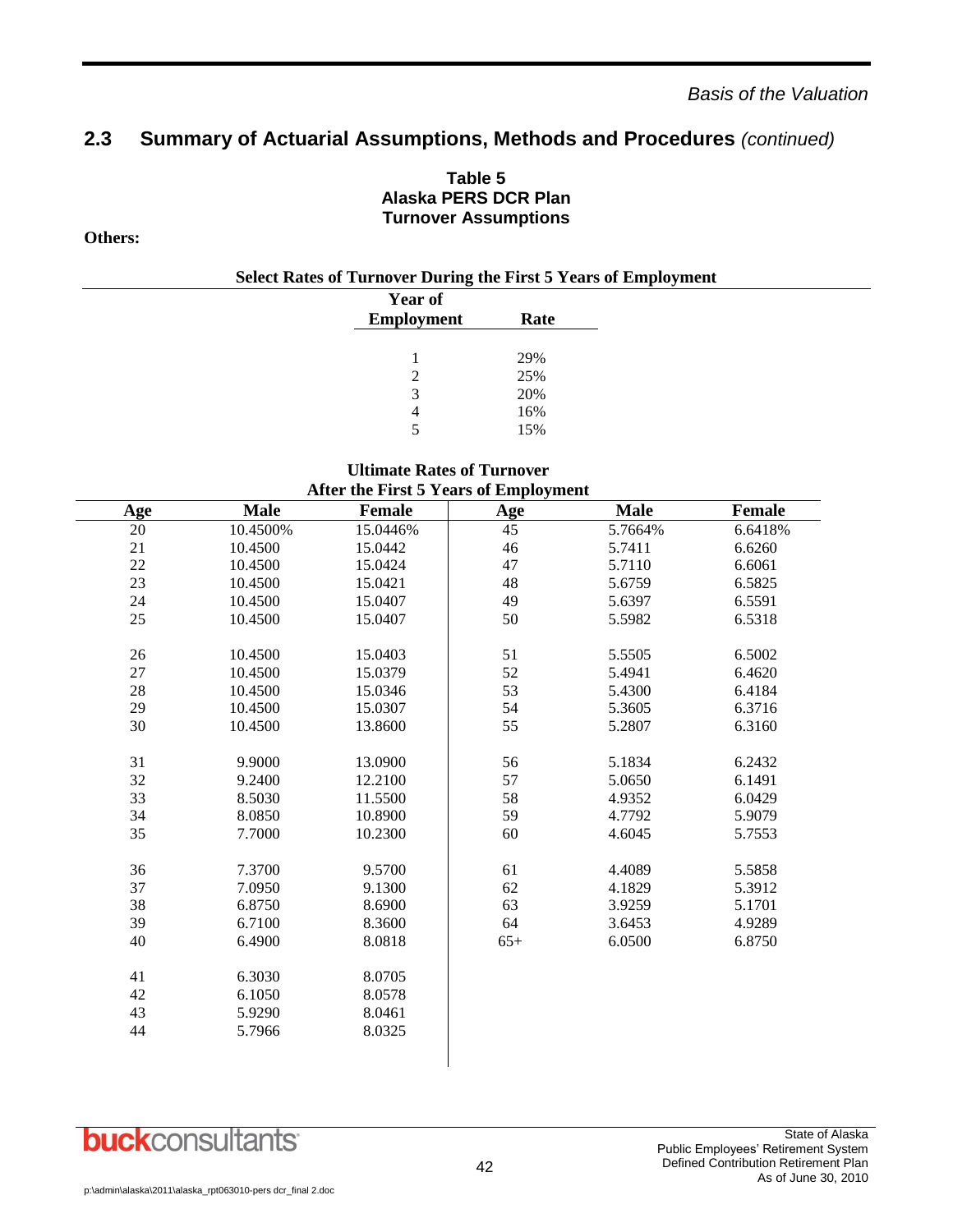## 2.3 Summary of Actuarial Assumptions, Methods and Procedures *(continued)*

**Table 5**
**Alaska PERS DCR Plan**
**Turnover Assumptions**

**Others:**

**Select Rates of Turnover During the First 5 Years of Employment**

| Year of Employment | Rate |
|---|---|
| 1 | 29% |
| 2 | 25% |
| 3 | 20% |
| 4 | 16% |
| 5 | 15% |

**Ultimate Rates of Turnover**
**After the First 5 Years of Employment**

| Age | Male | Female | Age | Male | Female |
|---|---|---|---|---|---|
| 20 | 10.4500% | 15.0446% | 45 | 5.7664% | 6.6418% |
| 21 | 10.4500 | 15.0442 | 46 | 5.7411 | 6.6260 |
| 22 | 10.4500 | 15.0424 | 47 | 5.7110 | 6.6061 |
| 23 | 10.4500 | 15.0421 | 48 | 5.6759 | 6.5825 |
| 24 | 10.4500 | 15.0407 | 49 | 5.6397 | 6.5591 |
| 25 | 10.4500 | 15.0407 | 50 | 5.5982 | 6.5318 |
| 26 | 10.4500 | 15.0403 | 51 | 5.5505 | 6.5002 |
| 27 | 10.4500 | 15.0379 | 52 | 5.4941 | 6.4620 |
| 28 | 10.4500 | 15.0346 | 53 | 5.4300 | 6.4184 |
| 29 | 10.4500 | 15.0307 | 54 | 5.3605 | 6.3716 |
| 30 | 10.4500 | 13.8600 | 55 | 5.2807 | 6.3160 |
| 31 | 9.9000 | 13.0900 | 56 | 5.1834 | 6.2432 |
| 32 | 9.2400 | 12.2100 | 57 | 5.0650 | 6.1491 |
| 33 | 8.5030 | 11.5500 | 58 | 4.9352 | 6.0429 |
| 34 | 8.0850 | 10.8900 | 59 | 4.7792 | 5.9079 |
| 35 | 7.7000 | 10.2300 | 60 | 4.6045 | 5.7553 |
| 36 | 7.3700 | 9.5700 | 61 | 4.4089 | 5.5858 |
| 37 | 7.0950 | 9.1300 | 62 | 4.1829 | 5.3912 |
| 38 | 6.8750 | 8.6900 | 63 | 3.9259 | 5.1701 |
| 39 | 6.7100 | 8.3600 | 64 | 3.6453 | 4.9289 |
| 40 | 6.4900 | 8.0818 | 65+ | 6.0500 | 6.8750 |
| 41 | 6.3030 | 8.0705 | | | |
| 42 | 6.1050 | 8.0578 | | | |
| 43 | 5.9290 | 8.0461 | | | |
| 44 | 5.7966 | 8.0325 | | | |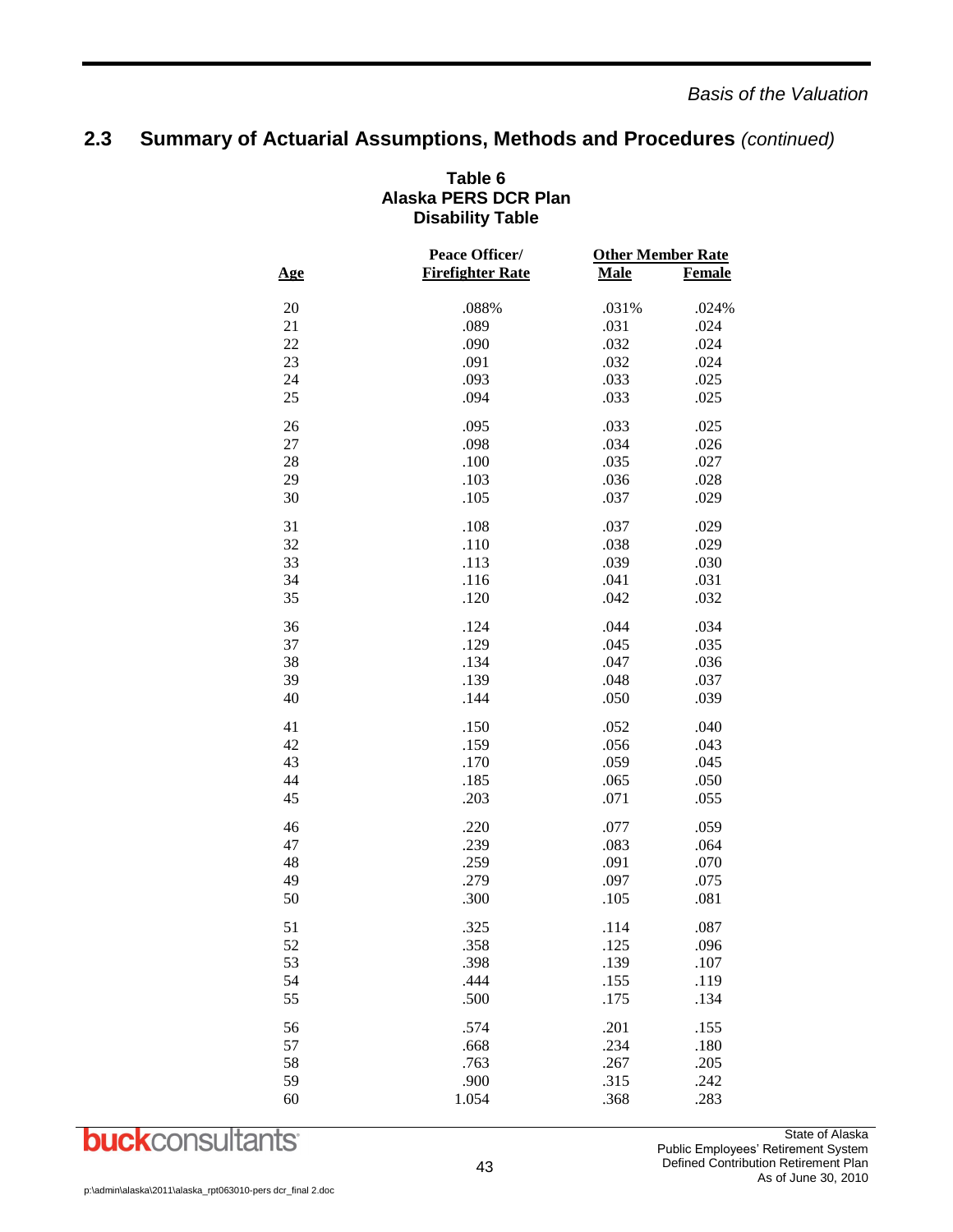## 2.3 Summary of Actuarial Assumptions, Methods and Procedures *(continued)*

**Table 6**
**Alaska PERS DCR Plan**
**Disability Table**

| Age | Peace Officer/ Firefighter Rate | Other Member Rate | |
|---|---|---|---|
| | | Male | Female |
| 20 | .088% | .031% | .024% |
| 21 | .089 | .031 | .024 |
| 22 | .090 | .032 | .024 |
| 23 | .091 | .032 | .024 |
| 24 | .093 | .033 | .025 |
| 25 | .094 | .033 | .025 |
| 26 | .095 | .033 | .025 |
| 27 | .098 | .034 | .026 |
| 28 | .100 | .035 | .027 |
| 29 | .103 | .036 | .028 |
| 30 | .105 | .037 | .029 |
| 31 | .108 | .037 | .029 |
| 32 | .110 | .038 | .029 |
| 33 | .113 | .039 | .030 |
| 34 | .116 | .041 | .031 |
| 35 | .120 | .042 | .032 |
| 36 | .124 | .044 | .034 |
| 37 | .129 | .045 | .035 |
| 38 | .134 | .047 | .036 |
| 39 | .139 | .048 | .037 |
| 40 | .144 | .050 | .039 |
| 41 | .150 | .052 | .040 |
| 42 | .159 | .056 | .043 |
| 43 | .170 | .059 | .045 |
| 44 | .185 | .065 | .050 |
| 45 | .203 | .071 | .055 |
| 46 | .220 | .077 | .059 |
| 47 | .239 | .083 | .064 |
| 48 | .259 | .091 | .070 |
| 49 | .279 | .097 | .075 |
| 50 | .300 | .105 | .081 |
| 51 | .325 | .114 | .087 |
| 52 | .358 | .125 | .096 |
| 53 | .398 | .139 | .107 |
| 54 | .444 | .155 | .119 |
| 55 | .500 | .175 | .134 |
| 56 | .574 | .201 | .155 |
| 57 | .668 | .234 | .180 |
| 58 | .763 | .267 | .205 |
| 59 | .900 | .315 | .242 |
| 60 | 1.054 | .368 | .283 |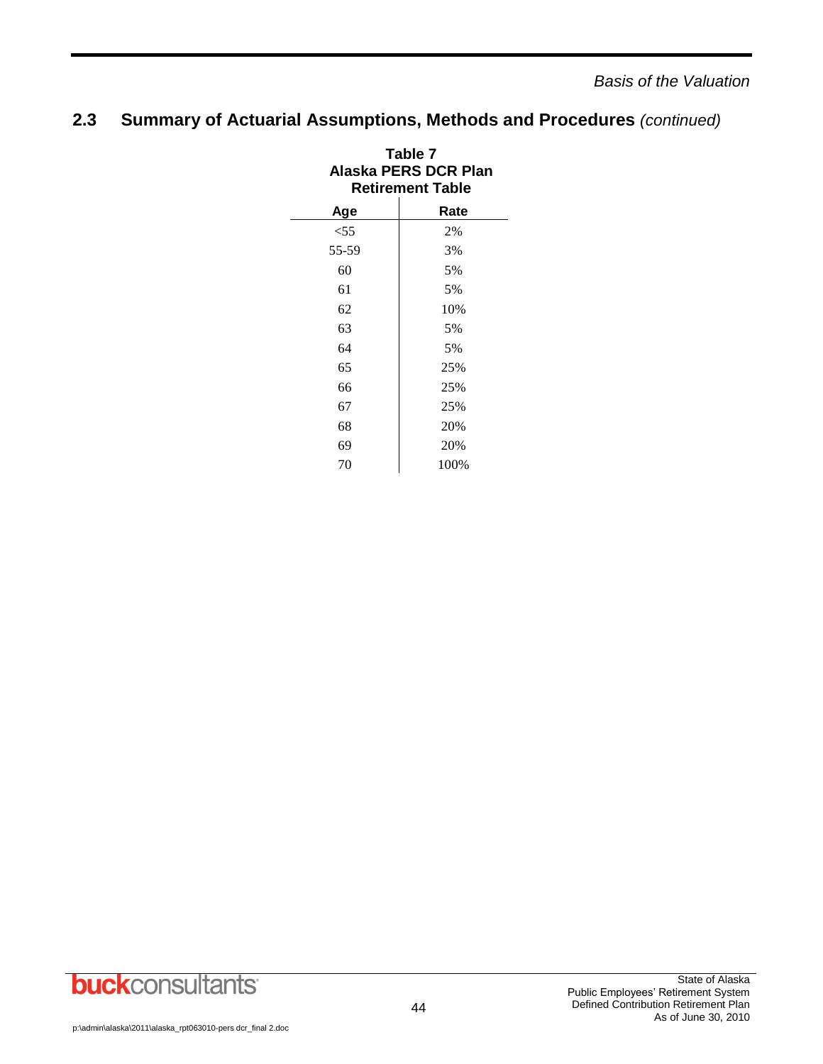## 2.3 Summary of Actuarial Assumptions, Methods and Procedures *(continued)*

**Table 7**
**Alaska PERS DCR Plan**
**Retirement Table**

| Age | Rate |
|---|---|
| <55 | 2% |
| 55-59 | 3% |
| 60 | 5% |
| 61 | 5% |
| 62 | 10% |
| 63 | 5% |
| 64 | 5% |
| 65 | 25% |
| 66 | 25% |
| 67 | 25% |
| 68 | 20% |
| 69 | 20% |
| 70 | 100% |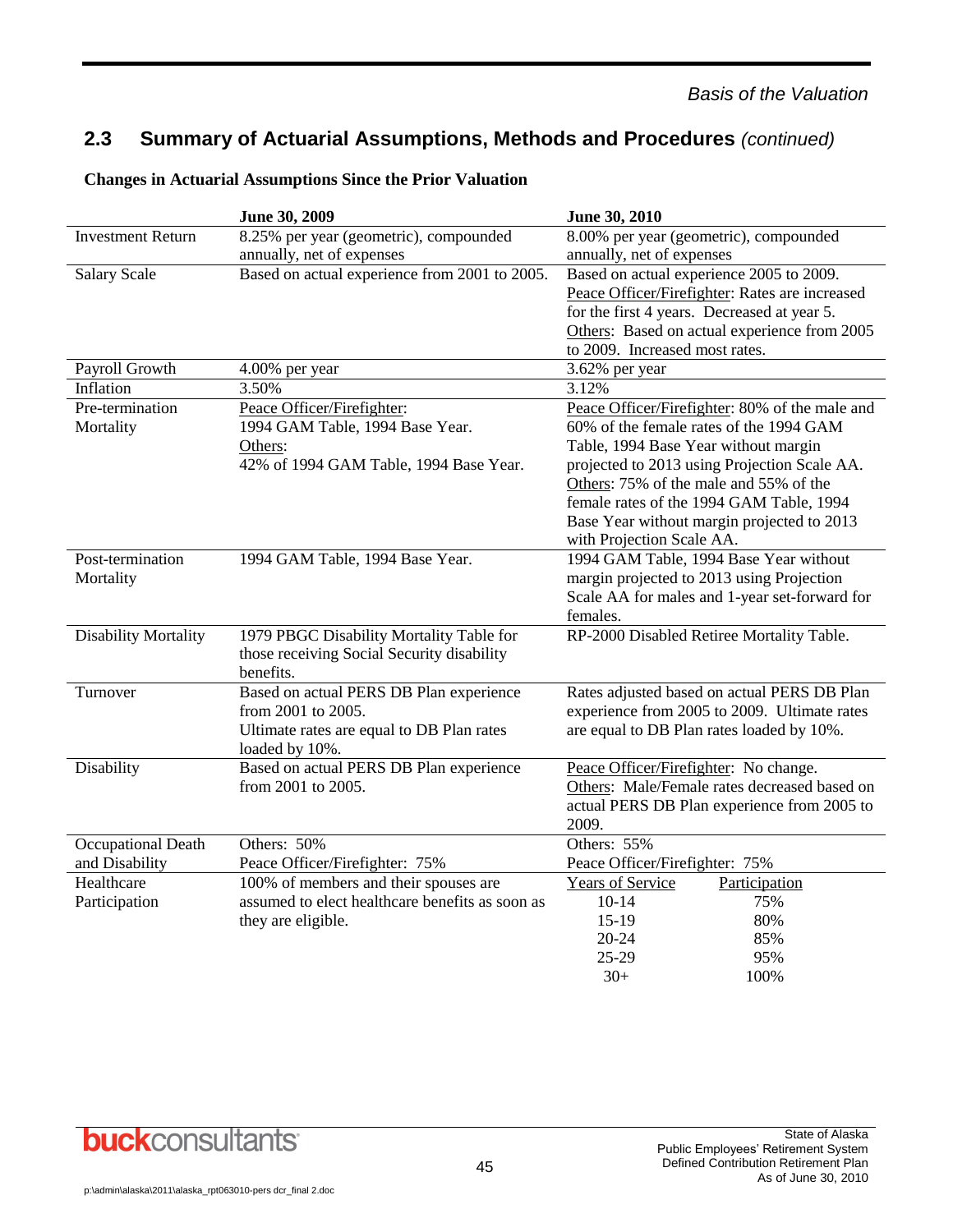## 2.3 Summary of Actuarial Assumptions, Methods and Procedures *(continued)*

**Changes in Actuarial Assumptions Since the Prior Valuation**

| | June 30, 2009 | June 30, 2010 |
|---|---|---|
| Investment Return | 8.25% per year (geometric), compounded annually, net of expenses | 8.00% per year (geometric), compounded annually, net of expenses |
| Salary Scale | Based on actual experience from 2001 to 2005. | Based on actual experience 2005 to 2009.<br>Peace Officer/Firefighter: Rates are increased for the first 4 years. Decreased at year 5.<br>Others: Based on actual experience from 2005 to 2009. Increased most rates. |
| Payroll Growth | 4.00% per year | 3.62% per year |
| Inflation | 3.50% | 3.12% |
| Pre-termination Mortality | Peace Officer/Firefighter:<br>1994 GAM Table, 1994 Base Year.<br>Others:<br>42% of 1994 GAM Table, 1994 Base Year. | Peace Officer/Firefighter: 80% of the male and 60% of the female rates of the 1994 GAM Table, 1994 Base Year without margin projected to 2013 using Projection Scale AA.<br>Others: 75% of the male and 55% of the female rates of the 1994 GAM Table, 1994 Base Year without margin projected to 2013 with Projection Scale AA. |
| Post-termination Mortality | 1994 GAM Table, 1994 Base Year. | 1994 GAM Table, 1994 Base Year without margin projected to 2013 using Projection Scale AA for males and 1-year set-forward for females. |
| Disability Mortality | 1979 PBGC Disability Mortality Table for those receiving Social Security disability benefits. | RP-2000 Disabled Retiree Mortality Table. |
| Turnover | Based on actual PERS DB Plan experience from 2001 to 2005.<br>Ultimate rates are equal to DB Plan rates loaded by 10%. | Rates adjusted based on actual PERS DB Plan experience from 2005 to 2009. Ultimate rates are equal to DB Plan rates loaded by 10%. |
| Disability | Based on actual PERS DB Plan experience from 2001 to 2005. | Peace Officer/Firefighter: No change.<br>Others: Male/Female rates decreased based on actual PERS DB Plan experience from 2005 to 2009. |
| Occupational Death and Disability | Others: 50%<br>Peace Officer/Firefighter: 75% | Others: 55%<br>Peace Officer/Firefighter: 75% |
| Healthcare Participation | 100% of members and their spouses are assumed to elect healthcare benefits as soon as they are eligible. | Years of Service — Participation<br>10-14 — 75%<br>15-19 — 80%<br>20-24 — 85%<br>25-29 — 95%<br>30+ — 100% |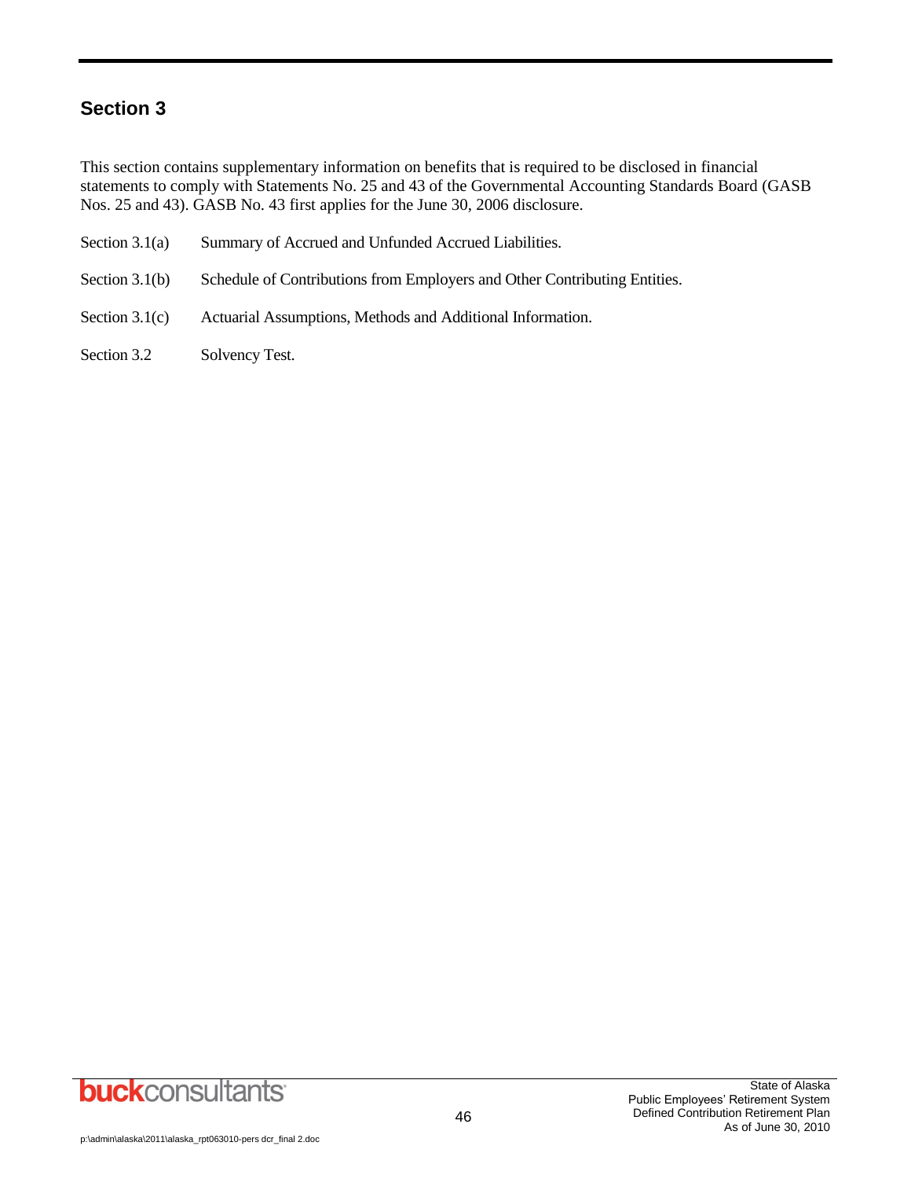## Section 3

This section contains supplementary information on benefits that is required to be disclosed in financial statements to comply with Statements No. 25 and 43 of the Governmental Accounting Standards Board (GASB Nos. 25 and 43). GASB No. 43 first applies for the June 30, 2006 disclosure.

Section 3.1(a) Summary of Accrued and Unfunded Accrued Liabilities.

Section 3.1(b) Schedule of Contributions from Employers and Other Contributing Entities.

Section 3.1(c) Actuarial Assumptions, Methods and Additional Information.

Section 3.2 Solvency Test.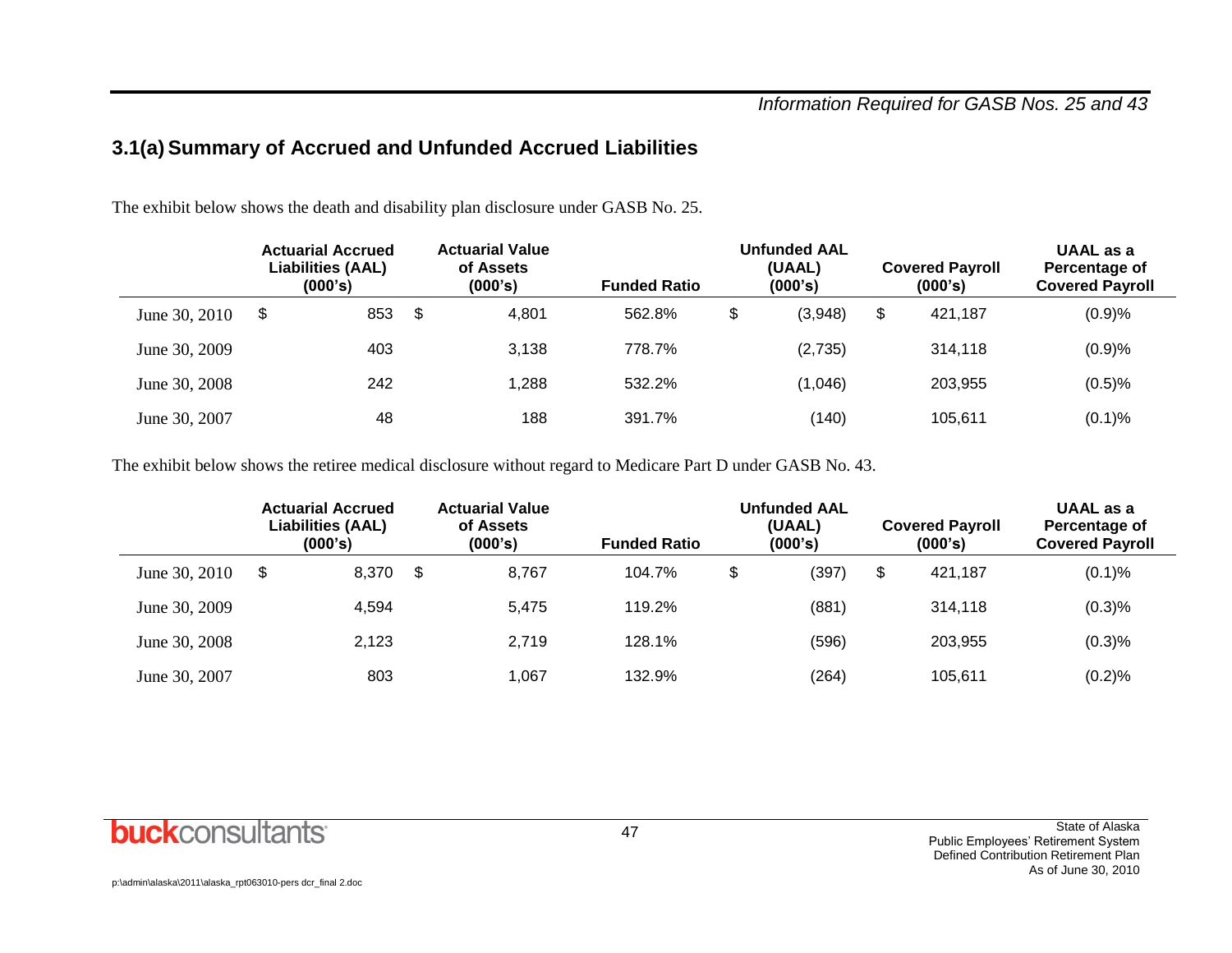## 3.1(a) Summary of Accrued and Unfunded Accrued Liabilities

The exhibit below shows the death and disability plan disclosure under GASB No. 25.

| | Actuarial Accrued Liabilities (AAL) (000's) | Actuarial Value of Assets (000's) | Funded Ratio | Unfunded AAL (UAAL) (000's) | Covered Payroll (000's) | UAAL as a Percentage of Covered Payroll |
|---|---|---|---|---|---|---|
| June 30, 2010 | $ 853 | $ 4,801 | 562.8% | $ (3,948) | $ 421,187 | (0.9)% |
| June 30, 2009 | 403 | 3,138 | 778.7% | (2,735) | 314,118 | (0.9)% |
| June 30, 2008 | 242 | 1,288 | 532.2% | (1,046) | 203,955 | (0.5)% |
| June 30, 2007 | 48 | 188 | 391.7% | (140) | 105,611 | (0.1)% |

The exhibit below shows the retiree medical disclosure without regard to Medicare Part D under GASB No. 43.

| | Actuarial Accrued Liabilities (AAL) (000's) | Actuarial Value of Assets (000's) | Funded Ratio | Unfunded AAL (UAAL) (000's) | Covered Payroll (000's) | UAAL as a Percentage of Covered Payroll |
|---|---|---|---|---|---|---|
| June 30, 2010 | $ 8,370 | $ 8,767 | 104.7% | $ (397) | $ 421,187 | (0.1)% |
| June 30, 2009 | 4,594 | 5,475 | 119.2% | (881) | 314,118 | (0.3)% |
| June 30, 2008 | 2,123 | 2,719 | 128.1% | (596) | 203,955 | (0.3)% |
| June 30, 2007 | 803 | 1,067 | 132.9% | (264) | 105,611 | (0.2)% |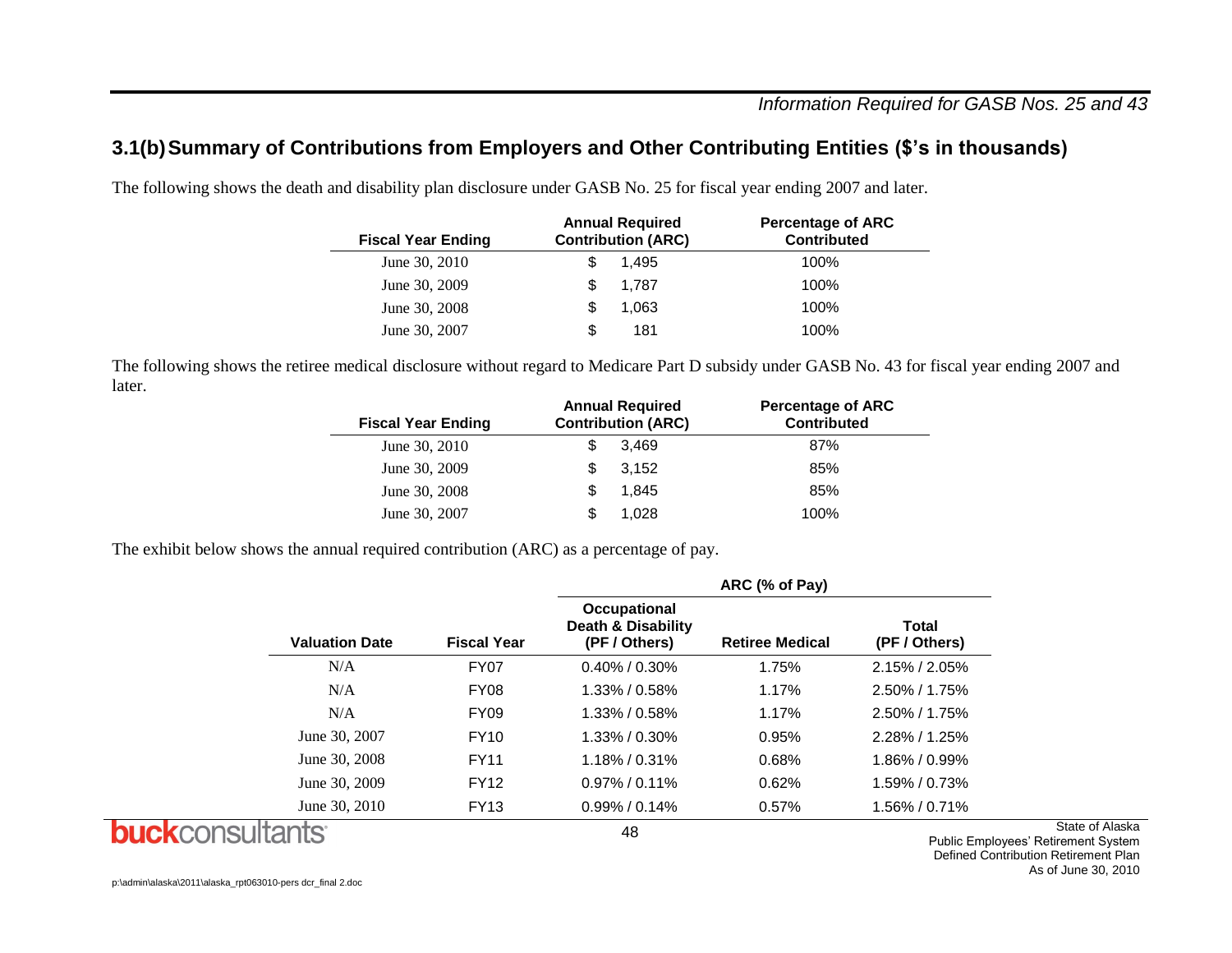## 3.1(b) Summary of Contributions from Employers and Other Contributing Entities ($'s in thousands)

The following shows the death and disability plan disclosure under GASB No. 25 for fiscal year ending 2007 and later.

| Fiscal Year Ending | Annual Required Contribution (ARC) | Percentage of ARC Contributed |
|---|---|---|
| June 30, 2010 | $ 1,495 | 100% |
| June 30, 2009 | $ 1,787 | 100% |
| June 30, 2008 | $ 1,063 | 100% |
| June 30, 2007 | $ 181 | 100% |

The following shows the retiree medical disclosure without regard to Medicare Part D subsidy under GASB No. 43 for fiscal year ending 2007 and later.

| Fiscal Year Ending | Annual Required Contribution (ARC) | Percentage of ARC Contributed |
|---|---|---|
| June 30, 2010 | $ 3,469 | 87% |
| June 30, 2009 | $ 3,152 | 85% |
| June 30, 2008 | $ 1,845 | 85% |
| June 30, 2007 | $ 1,028 | 100% |

The exhibit below shows the annual required contribution (ARC) as a percentage of pay.

| | | ARC (% of Pay) | | |
|---|---|---|---|---|
| Valuation Date | Fiscal Year | Occupational Death & Disability (PF / Others) | Retiree Medical | Total (PF / Others) |
| N/A | FY07 | 0.40% / 0.30% | 1.75% | 2.15% / 2.05% |
| N/A | FY08 | 1.33% / 0.58% | 1.17% | 2.50% / 1.75% |
| N/A | FY09 | 1.33% / 0.58% | 1.17% | 2.50% / 1.75% |
| June 30, 2007 | FY10 | 1.33% / 0.30% | 0.95% | 2.28% / 1.25% |
| June 30, 2008 | FY11 | 1.18% / 0.31% | 0.68% | 1.86% / 0.99% |
| June 30, 2009 | FY12 | 0.97% / 0.11% | 0.62% | 1.59% / 0.73% |
| June 30, 2010 | FY13 | 0.99% / 0.14% | 0.57% | 1.56% / 0.71% |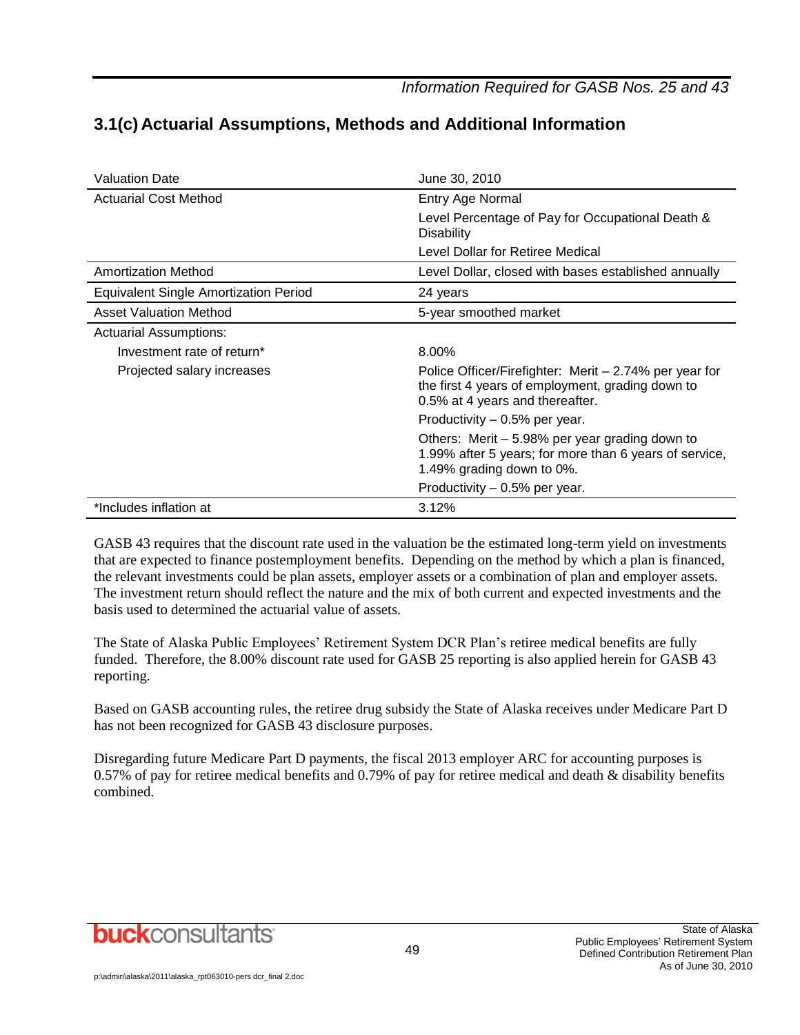## 3.1(c) Actuarial Assumptions, Methods and Additional Information

| | |
|---|---|
| Valuation Date | June 30, 2010 |
| Actuarial Cost Method | Entry Age Normal<br>Level Percentage of Pay for Occupational Death & Disability<br>Level Dollar for Retiree Medical |
| Amortization Method | Level Dollar, closed with bases established annually |
| Equivalent Single Amortization Period | 24 years |
| Asset Valuation Method | 5-year smoothed market |
| Actuarial Assumptions: | |
| Investment rate of return* | 8.00% |
| Projected salary increases | Police Officer/Firefighter: Merit – 2.74% per year for the first 4 years of employment, grading down to 0.5% at 4 years and thereafter.<br>Productivity – 0.5% per year.<br>Others: Merit – 5.98% per year grading down to 1.99% after 5 years; for more than 6 years of service, 1.49% grading down to 0%.<br>Productivity – 0.5% per year. |
| *Includes inflation at | 3.12% |

GASB 43 requires that the discount rate used in the valuation be the estimated long-term yield on investments that are expected to finance postemployment benefits. Depending on the method by which a plan is financed, the relevant investments could be plan assets, employer assets or a combination of plan and employer assets. The investment return should reflect the nature and the mix of both current and expected investments and the basis used to determined the actuarial value of assets.

The State of Alaska Public Employees' Retirement System DCR Plan's retiree medical benefits are fully funded. Therefore, the 8.00% discount rate used for GASB 25 reporting is also applied herein for GASB 43 reporting.

Based on GASB accounting rules, the retiree drug subsidy the State of Alaska receives under Medicare Part D has not been recognized for GASB 43 disclosure purposes.

Disregarding future Medicare Part D payments, the fiscal 2013 employer ARC for accounting purposes is 0.57% of pay for retiree medical benefits and 0.79% of pay for retiree medical and death & disability benefits combined.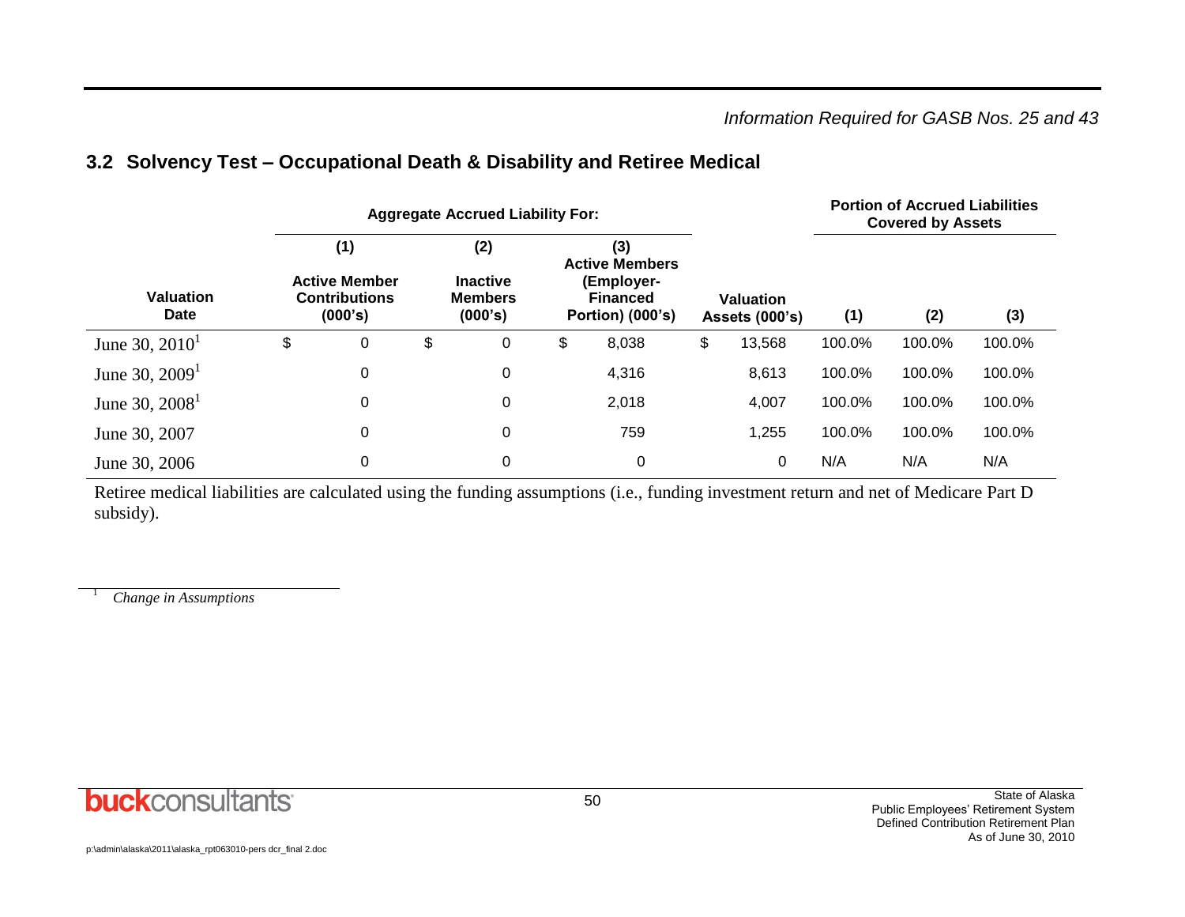*Information Required for GASB Nos. 25 and 43*

## 3.2 Solvency Test – Occupational Death & Disability and Retiree Medical

| | Aggregate Accrued Liability For: | | | | Portion of Accrued Liabilities Covered by Assets | | |
|---|---|---|---|---|---|---|---|
| **Valuation Date** | **(1) Active Member Contributions (000's)** | **(2) Inactive Members (000's)** | **(3) Active Members (Employer-Financed Portion) (000's)** | **Valuation Assets (000's)** | **(1)** | **(2)** | **(3)** |
| June 30, 2010[1] | $ 0 | $ 0 | $ 8,038 | $ 13,568 | 100.0% | 100.0% | 100.0% |
| June 30, 2009[1] | 0 | 0 | 4,316 | 8,613 | 100.0% | 100.0% | 100.0% |
| June 30, 2008[1] | 0 | 0 | 2,018 | 4,007 | 100.0% | 100.0% | 100.0% |
| June 30, 2007 | 0 | 0 | 759 | 1,255 | 100.0% | 100.0% | 100.0% |
| June 30, 2006 | 0 | 0 | 0 | 0 | N/A | N/A | N/A |

Retiree medical liabilities are calculated using the funding assumptions (i.e., funding investment return and net of Medicare Part D subsidy).

[1] *Change in Assumptions*